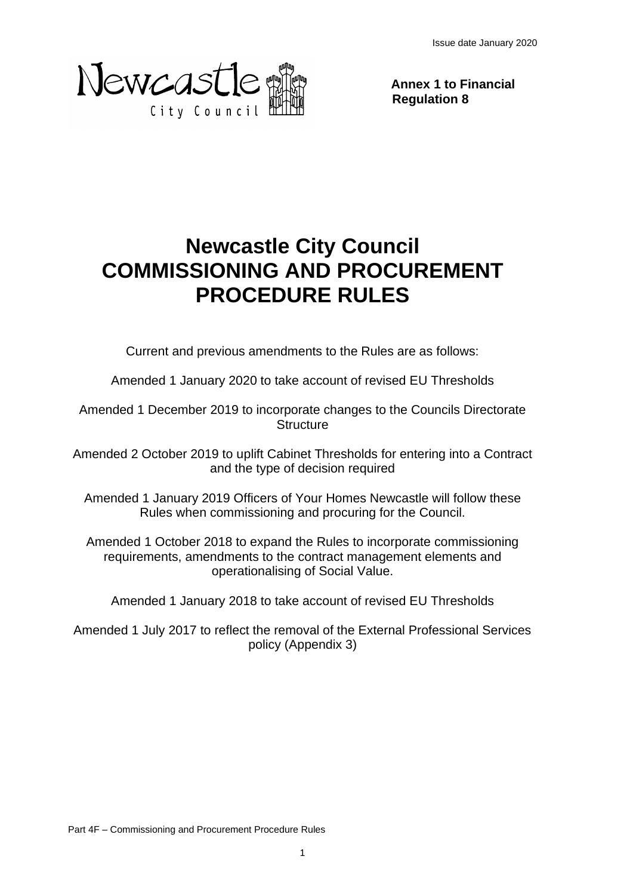Issue date January 2020

Newcastle City Council

**Annex 1 to Financial Regulation 8**

# Newcastle City Council
# COMMISSIONING AND PROCUREMENT PROCEDURE RULES

Current and previous amendments to the Rules are as follows:

Amended 1 January 2020 to take account of revised EU Thresholds

Amended 1 December 2019 to incorporate changes to the Councils Directorate Structure

Amended 2 October 2019 to uplift Cabinet Thresholds for entering into a Contract and the type of decision required

Amended 1 January 2019 Officers of Your Homes Newcastle will follow these Rules when commissioning and procuring for the Council.

Amended 1 October 2018 to expand the Rules to incorporate commissioning requirements, amendments to the contract management elements and operationalising of Social Value.

Amended 1 January 2018 to take account of revised EU Thresholds

Amended 1 July 2017 to reflect the removal of the External Professional Services policy (Appendix 3)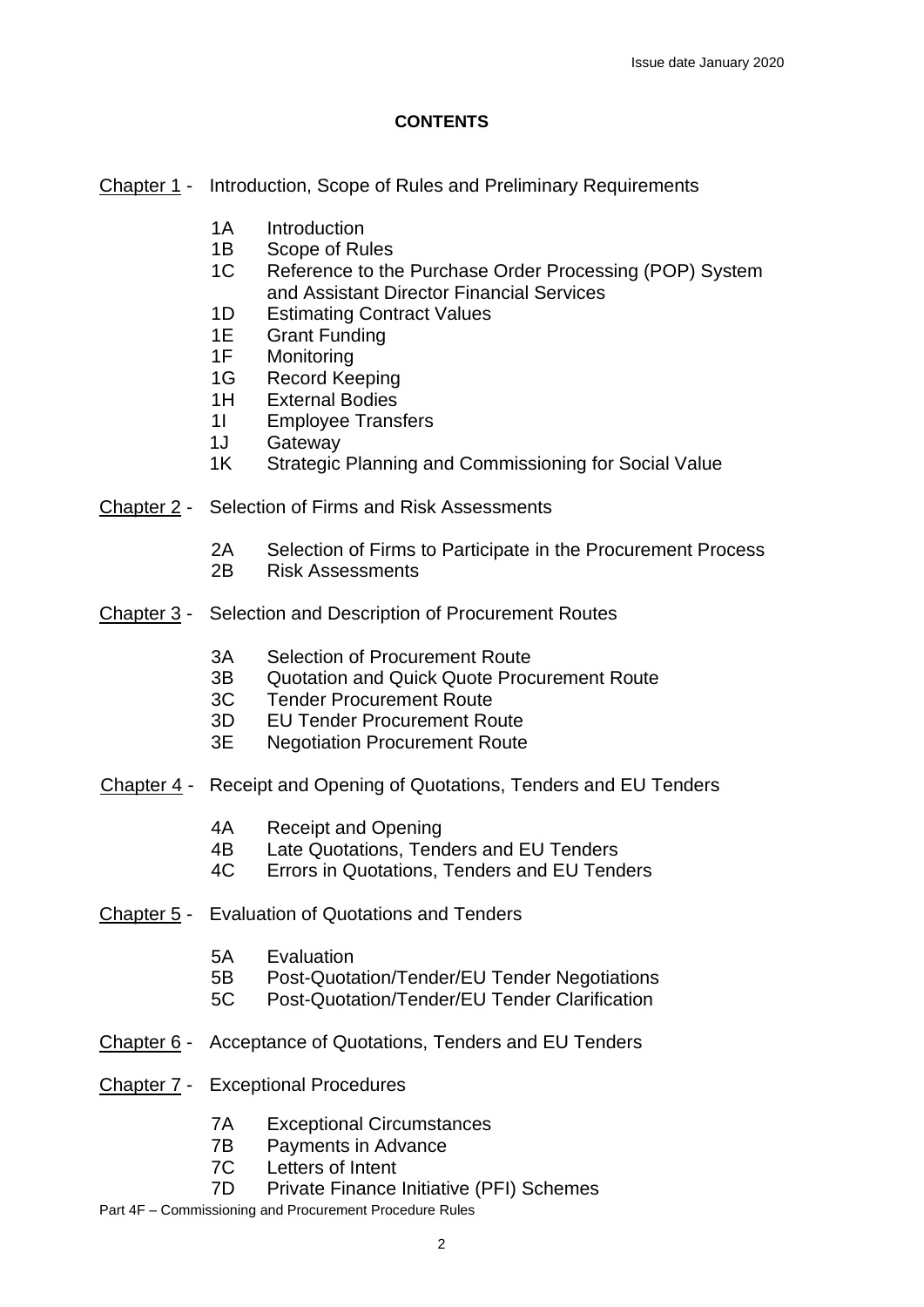**CONTENTS**

Chapter 1 - Introduction, Scope of Rules and Preliminary Requirements

- 1A Introduction
- 1B Scope of Rules
- 1C Reference to the Purchase Order Processing (POP) System and Assistant Director Financial Services
- 1D Estimating Contract Values
- 1E Grant Funding
- 1F Monitoring
- 1G Record Keeping
- 1H External Bodies
- 1I Employee Transfers
- 1J Gateway
- 1K Strategic Planning and Commissioning for Social Value

Chapter 2 - Selection of Firms and Risk Assessments

- 2A Selection of Firms to Participate in the Procurement Process
- 2B Risk Assessments

Chapter 3 - Selection and Description of Procurement Routes

- 3A Selection of Procurement Route
- 3B Quotation and Quick Quote Procurement Route
- 3C Tender Procurement Route
- 3D EU Tender Procurement Route
- 3E Negotiation Procurement Route

Chapter 4 - Receipt and Opening of Quotations, Tenders and EU Tenders

- 4A Receipt and Opening
- 4B Late Quotations, Tenders and EU Tenders
- 4C Errors in Quotations, Tenders and EU Tenders

Chapter 5 - Evaluation of Quotations and Tenders

- 5A Evaluation
- 5B Post-Quotation/Tender/EU Tender Negotiations
- 5C Post-Quotation/Tender/EU Tender Clarification

Chapter 6 - Acceptance of Quotations, Tenders and EU Tenders

Chapter 7 - Exceptional Procedures

- 7A Exceptional Circumstances
- 7B Payments in Advance
- 7C Letters of Intent
- 7D Private Finance Initiative (PFI) Schemes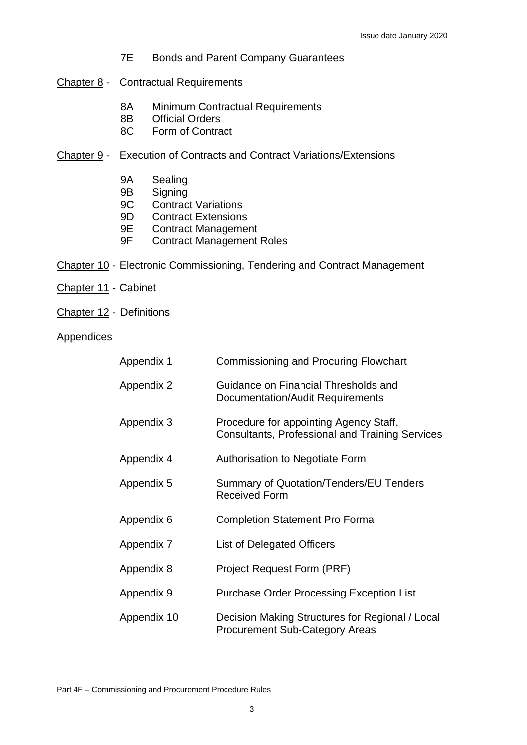7E Bonds and Parent Company Guarantees

Chapter 8 - Contractual Requirements

- 8A Minimum Contractual Requirements
- 8B Official Orders
- 8C Form of Contract

Chapter 9 - Execution of Contracts and Contract Variations/Extensions

- 9A Sealing
- 9B Signing
- 9C Contract Variations
- 9D Contract Extensions
- 9E Contract Management
- 9F Contract Management Roles

Chapter 10 - Electronic Commissioning, Tendering and Contract Management

Chapter 11 - Cabinet

Chapter 12 - Definitions

Appendices

| | |
|---|---|
| Appendix 1 | Commissioning and Procuring Flowchart |
| Appendix 2 | Guidance on Financial Thresholds and Documentation/Audit Requirements |
| Appendix 3 | Procedure for appointing Agency Staff, Consultants, Professional and Training Services |
| Appendix 4 | Authorisation to Negotiate Form |
| Appendix 5 | Summary of Quotation/Tenders/EU Tenders Received Form |
| Appendix 6 | Completion Statement Pro Forma |
| Appendix 7 | List of Delegated Officers |
| Appendix 8 | Project Request Form (PRF) |
| Appendix 9 | Purchase Order Processing Exception List |
| Appendix 10 | Decision Making Structures for Regional / Local Procurement Sub-Category Areas |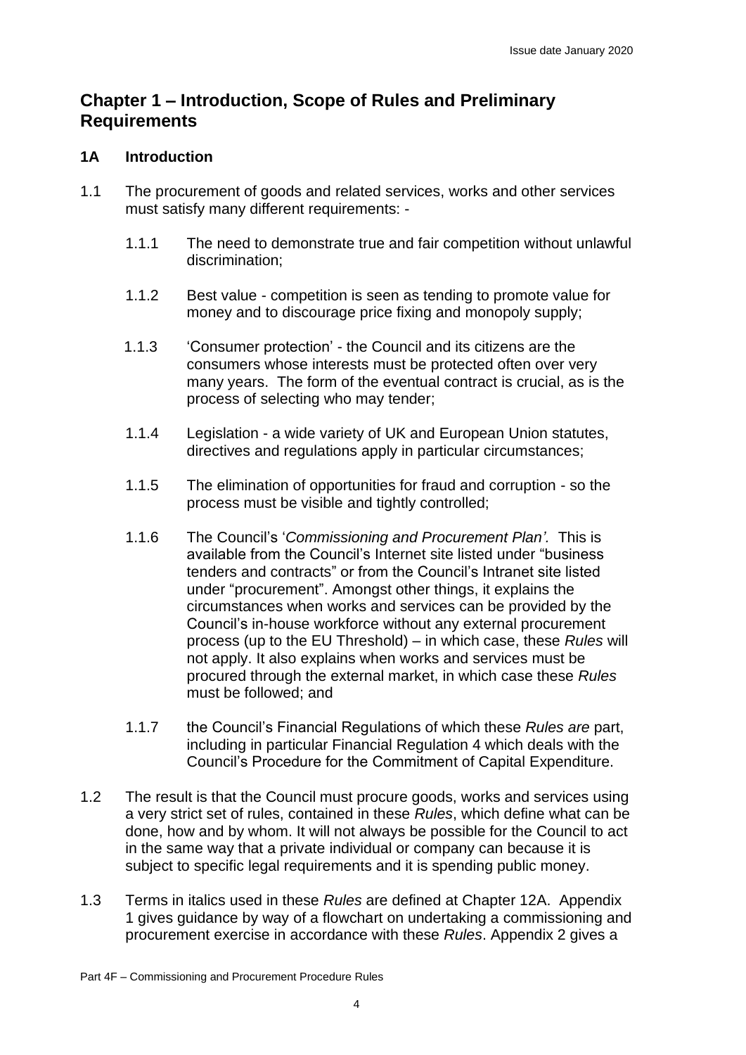## Chapter 1 – Introduction, Scope of Rules and Preliminary Requirements

### 1A Introduction

1.1 The procurement of goods and related services, works and other services must satisfy many different requirements: -

1.1.1 The need to demonstrate true and fair competition without unlawful discrimination;

1.1.2 Best value - competition is seen as tending to promote value for money and to discourage price fixing and monopoly supply;

1.1.3 'Consumer protection' - the Council and its citizens are the consumers whose interests must be protected often over very many years. The form of the eventual contract is crucial, as is the process of selecting who may tender;

1.1.4 Legislation - a wide variety of UK and European Union statutes, directives and regulations apply in particular circumstances;

1.1.5 The elimination of opportunities for fraud and corruption - so the process must be visible and tightly controlled;

1.1.6 The Council's '*Commissioning and Procurement Plan'.* This is available from the Council's Internet site listed under "business tenders and contracts" or from the Council's Intranet site listed under "procurement". Amongst other things, it explains the circumstances when works and services can be provided by the Council's in-house workforce without any external procurement process (up to the EU Threshold) – in which case, these *Rules* will not apply. It also explains when works and services must be procured through the external market, in which case these *Rules* must be followed; and

1.1.7 the Council's Financial Regulations of which these *Rules are* part, including in particular Financial Regulation 4 which deals with the Council's Procedure for the Commitment of Capital Expenditure.

1.2 The result is that the Council must procure goods, works and services using a very strict set of rules, contained in these *Rules*, which define what can be done, how and by whom. It will not always be possible for the Council to act in the same way that a private individual or company can because it is subject to specific legal requirements and it is spending public money.

1.3 Terms in italics used in these *Rules* are defined at Chapter 12A. Appendix 1 gives guidance by way of a flowchart on undertaking a commissioning and procurement exercise in accordance with these *Rules*. Appendix 2 gives a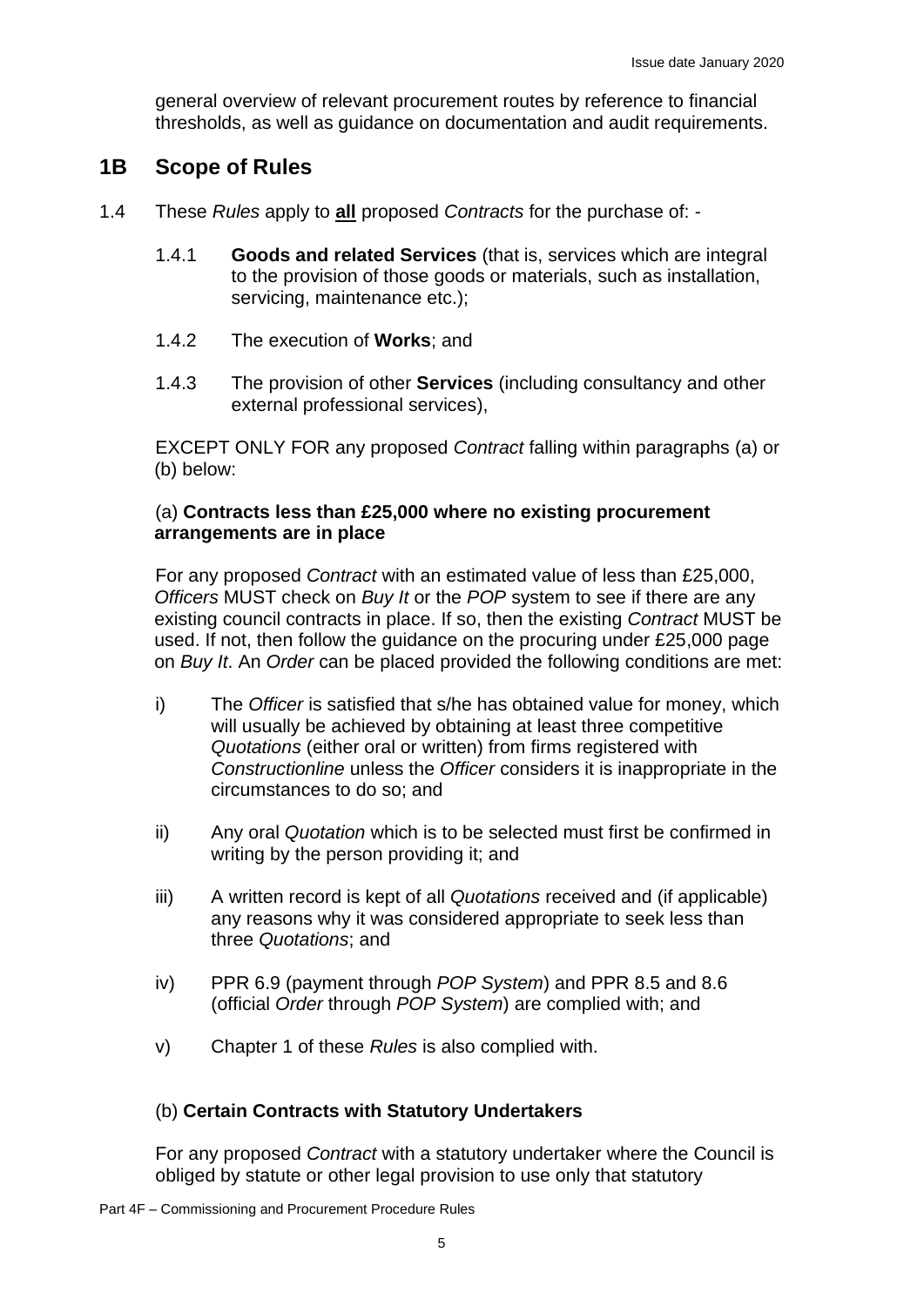general overview of relevant procurement routes by reference to financial thresholds, as well as guidance on documentation and audit requirements.

## 1B Scope of Rules

1.4 These *Rules* apply to **all** proposed *Contracts* for the purchase of: -

1.4.1 **Goods and related Services** (that is, services which are integral to the provision of those goods or materials, such as installation, servicing, maintenance etc.);

1.4.2 The execution of **Works**; and

1.4.3 The provision of other **Services** (including consultancy and other external professional services),

EXCEPT ONLY FOR any proposed *Contract* falling within paragraphs (a) or (b) below:

(a) **Contracts less than £25,000 where no existing procurement arrangements are in place**

For any proposed *Contract* with an estimated value of less than £25,000, *Officers* MUST check on *Buy It* or the *POP* system to see if there are any existing council contracts in place. If so, then the existing *Contract* MUST be used. If not, then follow the guidance on the procuring under £25,000 page on *Buy It*. An *Order* can be placed provided the following conditions are met:

i) The *Officer* is satisfied that s/he has obtained value for money, which will usually be achieved by obtaining at least three competitive *Quotations* (either oral or written) from firms registered with *Constructionline* unless the *Officer* considers it is inappropriate in the circumstances to do so; and

ii) Any oral *Quotation* which is to be selected must first be confirmed in writing by the person providing it; and

iii) A written record is kept of all *Quotations* received and (if applicable) any reasons why it was considered appropriate to seek less than three *Quotations*; and

iv) PPR 6.9 (payment through *POP System*) and PPR 8.5 and 8.6 (official *Order* through *POP System*) are complied with; and

v) Chapter 1 of these *Rules* is also complied with.

(b) **Certain Contracts with Statutory Undertakers**

For any proposed *Contract* with a statutory undertaker where the Council is obliged by statute or other legal provision to use only that statutory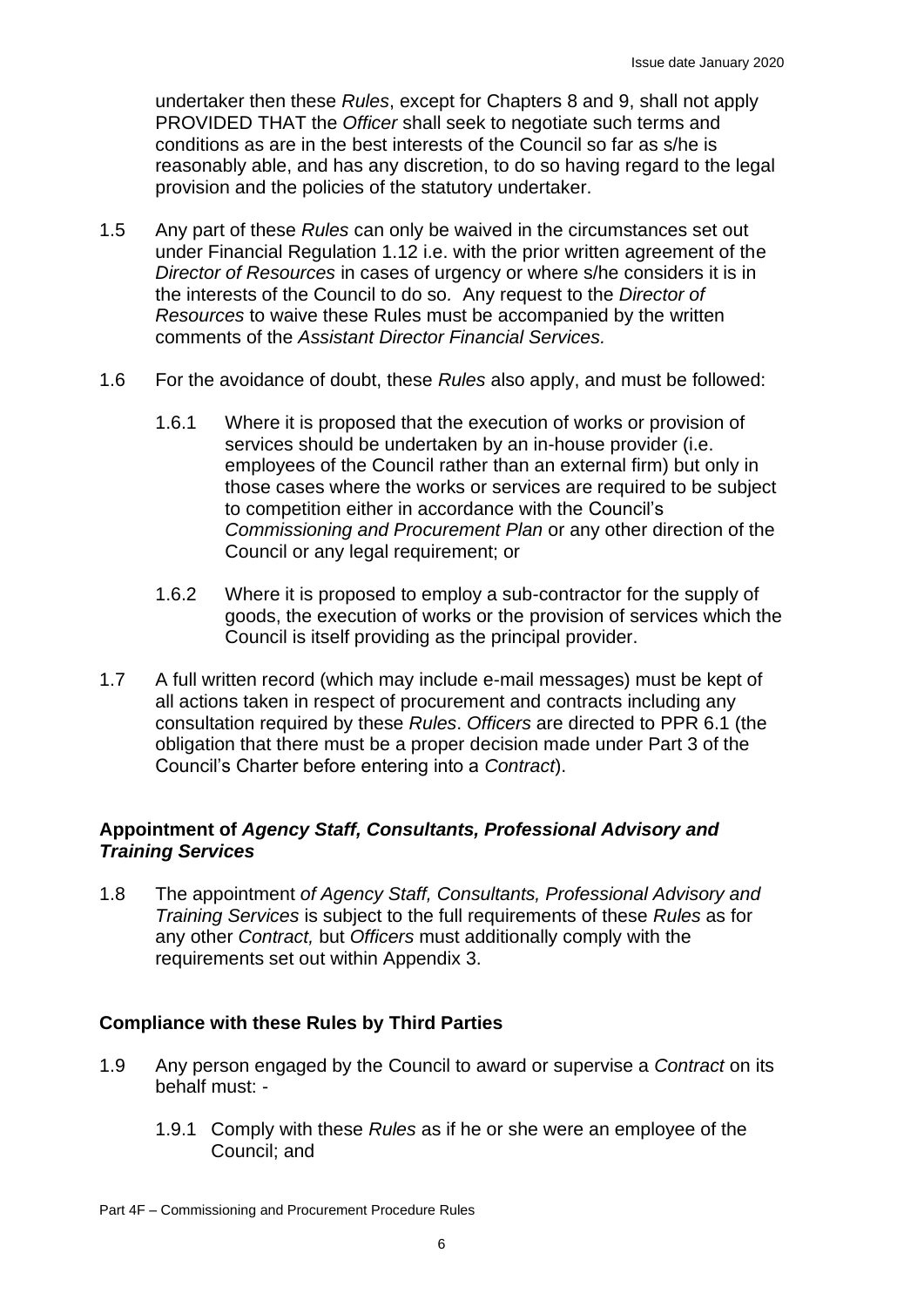undertaker then these *Rules*, except for Chapters 8 and 9, shall not apply PROVIDED THAT the *Officer* shall seek to negotiate such terms and conditions as are in the best interests of the Council so far as s/he is reasonably able, and has any discretion, to do so having regard to the legal provision and the policies of the statutory undertaker.

1.5 Any part of these *Rules* can only be waived in the circumstances set out under Financial Regulation 1.12 i.e. with the prior written agreement of the *Director of Resources* in cases of urgency or where s/he considers it is in the interests of the Council to do so. Any request to the *Director of Resources* to waive these Rules must be accompanied by the written comments of the *Assistant Director Financial Services.*

1.6 For the avoidance of doubt, these *Rules* also apply, and must be followed:

1.6.1 Where it is proposed that the execution of works or provision of services should be undertaken by an in-house provider (i.e. employees of the Council rather than an external firm) but only in those cases where the works or services are required to be subject to competition either in accordance with the Council's *Commissioning and Procurement Plan* or any other direction of the Council or any legal requirement; or

1.6.2 Where it is proposed to employ a sub-contractor for the supply of goods, the execution of works or the provision of services which the Council is itself providing as the principal provider.

1.7 A full written record (which may include e-mail messages) must be kept of all actions taken in respect of procurement and contracts including any consultation required by these *Rules*. *Officers* are directed to PPR 6.1 (the obligation that there must be a proper decision made under Part 3 of the Council's Charter before entering into a *Contract*).

### Appointment of *Agency Staff, Consultants, Professional Advisory and Training Services*

1.8 The appointment *of Agency Staff, Consultants, Professional Advisory and Training Services* is subject to the full requirements of these *Rules* as for any other *Contract,* but *Officers* must additionally comply with the requirements set out within Appendix 3.

### Compliance with these Rules by Third Parties

1.9 Any person engaged by the Council to award or supervise a *Contract* on its behalf must: -

1.9.1 Comply with these *Rules* as if he or she were an employee of the Council; and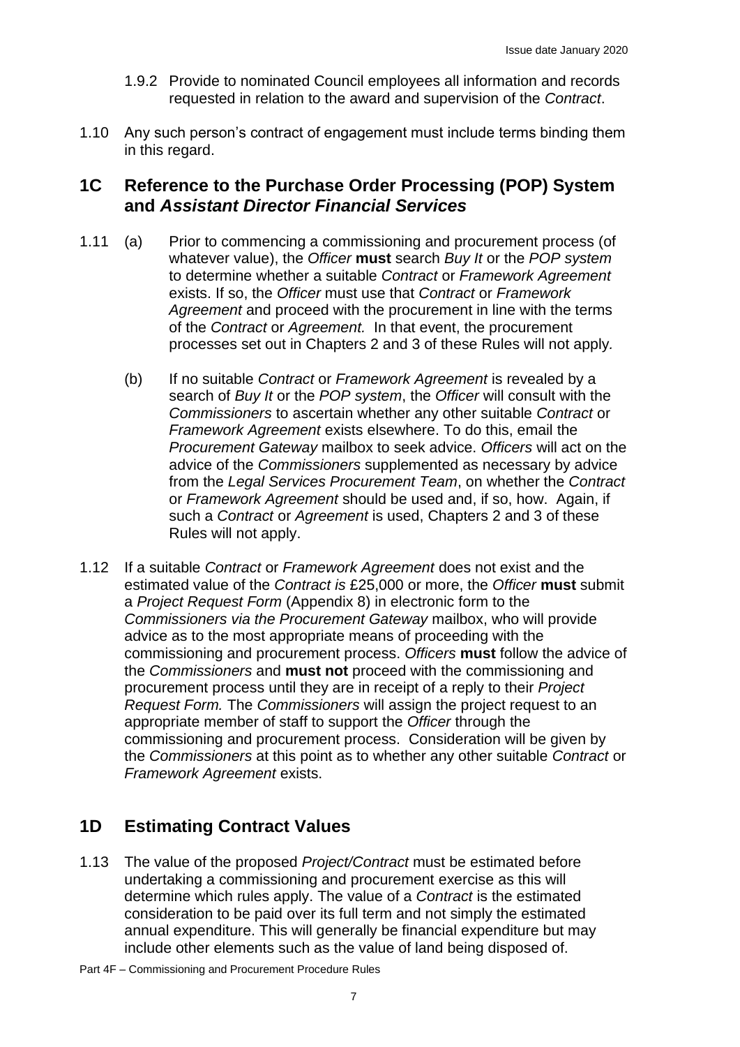1.9.2 Provide to nominated Council employees all information and records requested in relation to the award and supervision of the *Contract*.

1.10 Any such person's contract of engagement must include terms binding them in this regard.

## 1C Reference to the Purchase Order Processing (POP) System and *Assistant Director Financial Services*

1.11 (a) Prior to commencing a commissioning and procurement process (of whatever value), the *Officer* **must** search *Buy It* or the *POP system* to determine whether a suitable *Contract* or *Framework Agreement* exists. If so, the *Officer* must use that *Contract* or *Framework Agreement* and proceed with the procurement in line with the terms of the *Contract* or *Agreement.* In that event, the procurement processes set out in Chapters 2 and 3 of these Rules will not apply.

(b) If no suitable *Contract* or *Framework Agreement* is revealed by a search of *Buy It* or the *POP system*, the *Officer* will consult with the *Commissioners* to ascertain whether any other suitable *Contract* or *Framework Agreement* exists elsewhere. To do this, email the *Procurement Gateway* mailbox to seek advice. *Officers* will act on the advice of the *Commissioners* supplemented as necessary by advice from the *Legal Services Procurement Team*, on whether the *Contract* or *Framework Agreement* should be used and, if so, how. Again, if such a *Contract* or *Agreement* is used, Chapters 2 and 3 of these Rules will not apply.

1.12 If a suitable *Contract* or *Framework Agreement* does not exist and the estimated value of the *Contract is* £25,000 or more, the *Officer* **must** submit a *Project Request Form* (Appendix 8) in electronic form to the *Commissioners via the Procurement Gateway* mailbox, who will provide advice as to the most appropriate means of proceeding with the commissioning and procurement process. *Officers* **must** follow the advice of the *Commissioners* and **must not** proceed with the commissioning and procurement process until they are in receipt of a reply to their *Project Request Form.* The *Commissioners* will assign the project request to an appropriate member of staff to support the *Officer* through the commissioning and procurement process. Consideration will be given by the *Commissioners* at this point as to whether any other suitable *Contract* or *Framework Agreement* exists.

## 1D Estimating Contract Values

1.13 The value of the proposed *Project/Contract* must be estimated before undertaking a commissioning and procurement exercise as this will determine which rules apply. The value of a *Contract* is the estimated consideration to be paid over its full term and not simply the estimated annual expenditure. This will generally be financial expenditure but may include other elements such as the value of land being disposed of.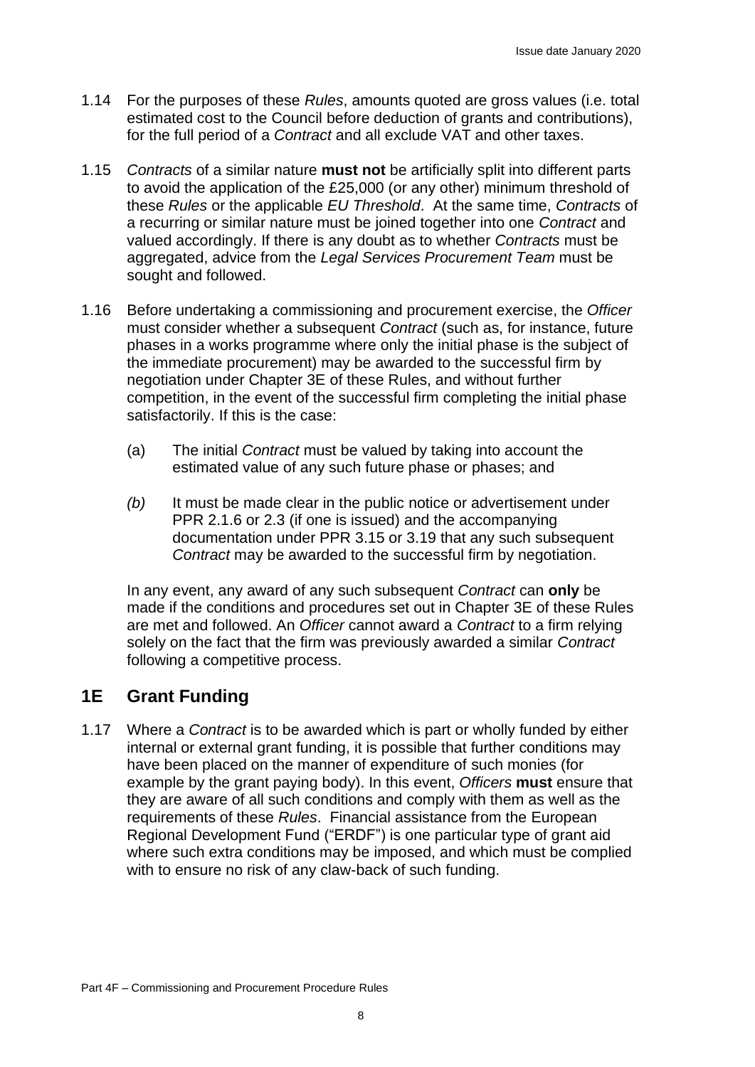1.14 For the purposes of these *Rules*, amounts quoted are gross values (i.e. total estimated cost to the Council before deduction of grants and contributions), for the full period of a *Contract* and all exclude VAT and other taxes.

1.15 *Contracts* of a similar nature **must not** be artificially split into different parts to avoid the application of the £25,000 (or any other) minimum threshold of these *Rules* or the applicable *EU Threshold*. At the same time, *Contracts* of a recurring or similar nature must be joined together into one *Contract* and valued accordingly. If there is any doubt as to whether *Contracts* must be aggregated, advice from the *Legal Services Procurement Team* must be sought and followed.

1.16 Before undertaking a commissioning and procurement exercise, the *Officer* must consider whether a subsequent *Contract* (such as, for instance, future phases in a works programme where only the initial phase is the subject of the immediate procurement) may be awarded to the successful firm by negotiation under Chapter 3E of these Rules, and without further competition, in the event of the successful firm completing the initial phase satisfactorily. If this is the case:

(a) The initial *Contract* must be valued by taking into account the estimated value of any such future phase or phases; and

*(b)* It must be made clear in the public notice or advertisement under PPR 2.1.6 or 2.3 (if one is issued) and the accompanying documentation under PPR 3.15 or 3.19 that any such subsequent *Contract* may be awarded to the successful firm by negotiation.

In any event, any award of any such subsequent *Contract* can **only** be made if the conditions and procedures set out in Chapter 3E of these Rules are met and followed. An *Officer* cannot award a *Contract* to a firm relying solely on the fact that the firm was previously awarded a similar *Contract* following a competitive process.

## 1E Grant Funding

1.17 Where a *Contract* is to be awarded which is part or wholly funded by either internal or external grant funding, it is possible that further conditions may have been placed on the manner of expenditure of such monies (for example by the grant paying body). In this event, *Officers* **must** ensure that they are aware of all such conditions and comply with them as well as the requirements of these *Rules*. Financial assistance from the European Regional Development Fund ("ERDF") is one particular type of grant aid where such extra conditions may be imposed, and which must be complied with to ensure no risk of any claw-back of such funding.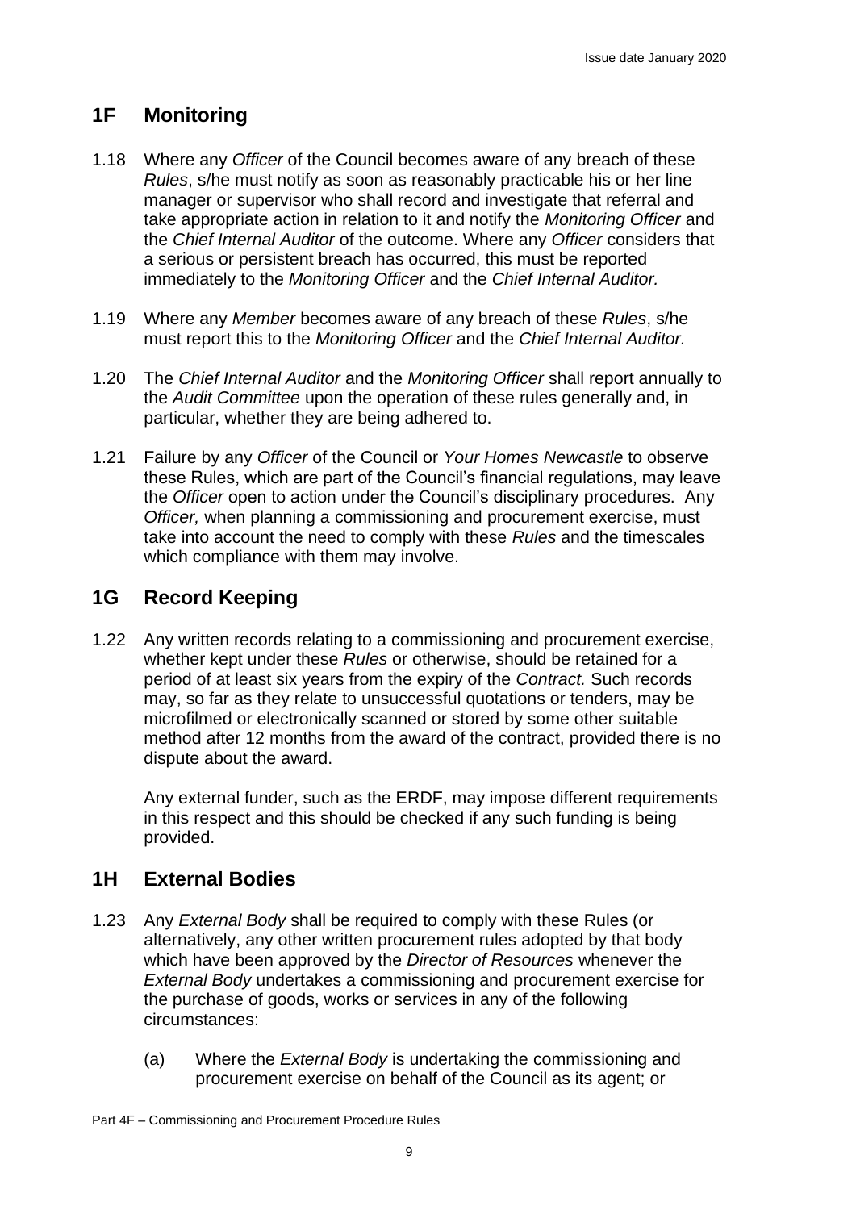## 1F Monitoring

1.18 Where any *Officer* of the Council becomes aware of any breach of these *Rules*, s/he must notify as soon as reasonably practicable his or her line manager or supervisor who shall record and investigate that referral and take appropriate action in relation to it and notify the *Monitoring Officer* and the *Chief Internal Auditor* of the outcome. Where any *Officer* considers that a serious or persistent breach has occurred, this must be reported immediately to the *Monitoring Officer* and the *Chief Internal Auditor.*

1.19 Where any *Member* becomes aware of any breach of these *Rules*, s/he must report this to the *Monitoring Officer* and the *Chief Internal Auditor.*

1.20 The *Chief Internal Auditor* and the *Monitoring Officer* shall report annually to the *Audit Committee* upon the operation of these rules generally and, in particular, whether they are being adhered to.

1.21 Failure by any *Officer* of the Council or *Your Homes Newcastle* to observe these Rules, which are part of the Council's financial regulations, may leave the *Officer* open to action under the Council's disciplinary procedures. Any *Officer,* when planning a commissioning and procurement exercise, must take into account the need to comply with these *Rules* and the timescales which compliance with them may involve.

## 1G Record Keeping

1.22 Any written records relating to a commissioning and procurement exercise, whether kept under these *Rules* or otherwise, should be retained for a period of at least six years from the expiry of the *Contract.* Such records may, so far as they relate to unsuccessful quotations or tenders, may be microfilmed or electronically scanned or stored by some other suitable method after 12 months from the award of the contract, provided there is no dispute about the award.

Any external funder, such as the ERDF, may impose different requirements in this respect and this should be checked if any such funding is being provided.

## 1H External Bodies

1.23 Any *External Body* shall be required to comply with these Rules (or alternatively, any other written procurement rules adopted by that body which have been approved by the *Director of Resources* whenever the *External Body* undertakes a commissioning and procurement exercise for the purchase of goods, works or services in any of the following circumstances:

(a) Where the *External Body* is undertaking the commissioning and procurement exercise on behalf of the Council as its agent; or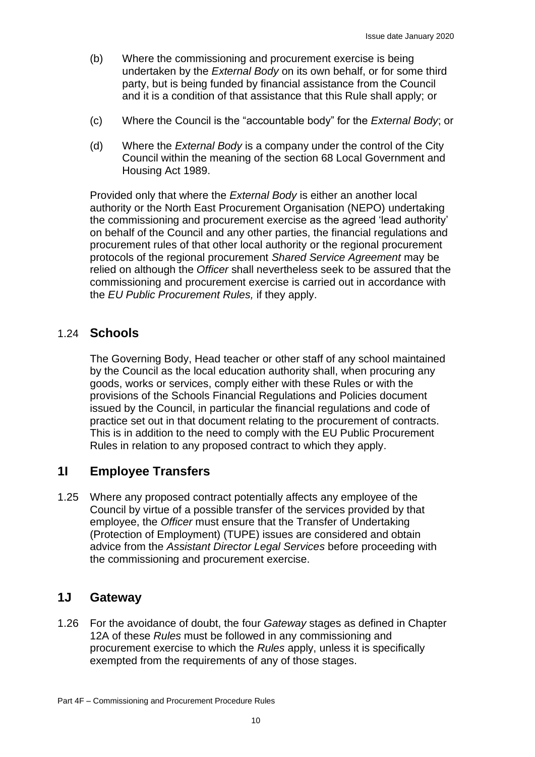(b) Where the commissioning and procurement exercise is being undertaken by the *External Body* on its own behalf, or for some third party, but is being funded by financial assistance from the Council and it is a condition of that assistance that this Rule shall apply; or

(c) Where the Council is the "accountable body" for the *External Body*; or

(d) Where the *External Body* is a company under the control of the City Council within the meaning of the section 68 Local Government and Housing Act 1989.

Provided only that where the *External Body* is either an another local authority or the North East Procurement Organisation (NEPO) undertaking the commissioning and procurement exercise as the agreed 'lead authority' on behalf of the Council and any other parties, the financial regulations and procurement rules of that other local authority or the regional procurement protocols of the regional procurement *Shared Service Agreement* may be relied on although the *Officer* shall nevertheless seek to be assured that the commissioning and procurement exercise is carried out in accordance with the *EU Public Procurement Rules,* if they apply.

### 1.24 **Schools**

The Governing Body, Head teacher or other staff of any school maintained by the Council as the local education authority shall, when procuring any goods, works or services, comply either with these Rules or with the provisions of the Schools Financial Regulations and Policies document issued by the Council, in particular the financial regulations and code of practice set out in that document relating to the procurement of contracts. This is in addition to the need to comply with the EU Public Procurement Rules in relation to any proposed contract to which they apply.

## 1I Employee Transfers

1.25 Where any proposed contract potentially affects any employee of the Council by virtue of a possible transfer of the services provided by that employee, the *Officer* must ensure that the Transfer of Undertaking (Protection of Employment) (TUPE) issues are considered and obtain advice from the *Assistant Director Legal Services* before proceeding with the commissioning and procurement exercise.

## 1J Gateway

1.26 For the avoidance of doubt, the four *Gateway* stages as defined in Chapter 12A of these *Rules* must be followed in any commissioning and procurement exercise to which the *Rules* apply, unless it is specifically exempted from the requirements of any of those stages.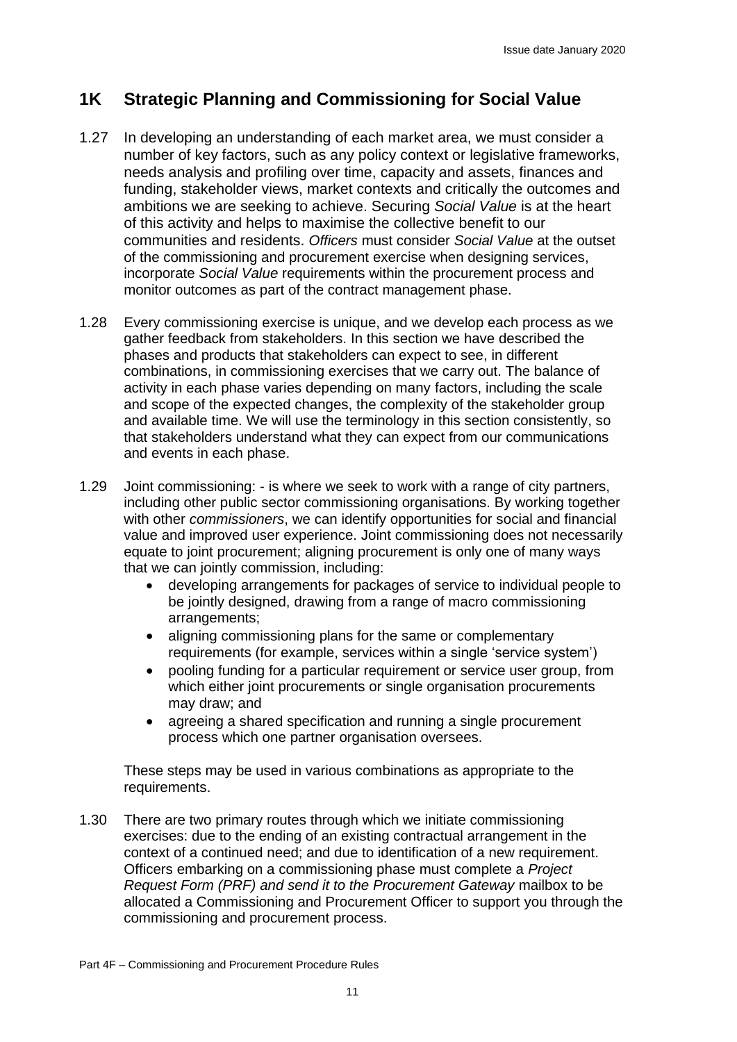## 1K Strategic Planning and Commissioning for Social Value

1.27 In developing an understanding of each market area, we must consider a number of key factors, such as any policy context or legislative frameworks, needs analysis and profiling over time, capacity and assets, finances and funding, stakeholder views, market contexts and critically the outcomes and ambitions we are seeking to achieve. Securing *Social Value* is at the heart of this activity and helps to maximise the collective benefit to our communities and residents. *Officers* must consider *Social Value* at the outset of the commissioning and procurement exercise when designing services, incorporate *Social Value* requirements within the procurement process and monitor outcomes as part of the contract management phase.

1.28 Every commissioning exercise is unique, and we develop each process as we gather feedback from stakeholders. In this section we have described the phases and products that stakeholders can expect to see, in different combinations, in commissioning exercises that we carry out. The balance of activity in each phase varies depending on many factors, including the scale and scope of the expected changes, the complexity of the stakeholder group and available time. We will use the terminology in this section consistently, so that stakeholders understand what they can expect from our communications and events in each phase.

1.29 Joint commissioning: - is where we seek to work with a range of city partners, including other public sector commissioning organisations. By working together with other *commissioners*, we can identify opportunities for social and financial value and improved user experience. Joint commissioning does not necessarily equate to joint procurement; aligning procurement is only one of many ways that we can jointly commission, including:

- developing arrangements for packages of service to individual people to be jointly designed, drawing from a range of macro commissioning arrangements;
- aligning commissioning plans for the same or complementary requirements (for example, services within a single 'service system')
- pooling funding for a particular requirement or service user group, from which either joint procurements or single organisation procurements may draw; and
- agreeing a shared specification and running a single procurement process which one partner organisation oversees.

These steps may be used in various combinations as appropriate to the requirements.

1.30 There are two primary routes through which we initiate commissioning exercises: due to the ending of an existing contractual arrangement in the context of a continued need; and due to identification of a new requirement. Officers embarking on a commissioning phase must complete a *Project Request Form (PRF) and send it to the Procurement Gateway* mailbox to be allocated a Commissioning and Procurement Officer to support you through the commissioning and procurement process.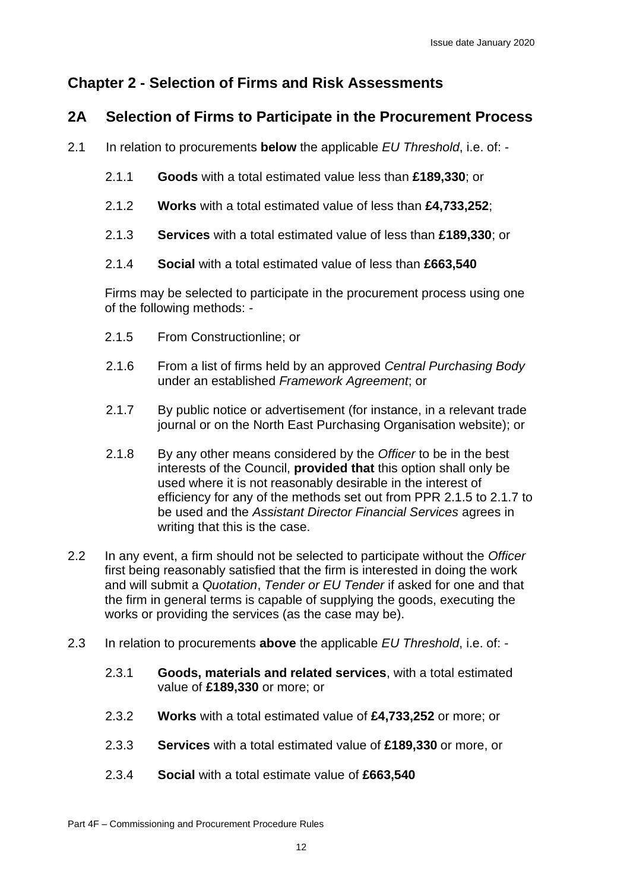## Chapter 2 - Selection of Firms and Risk Assessments

## 2A Selection of Firms to Participate in the Procurement Process

2.1 In relation to procurements **below** the applicable *EU Threshold*, i.e. of: -

2.1.1 **Goods** with a total estimated value less than **£189,330**; or

2.1.2 **Works** with a total estimated value of less than **£4,733,252**;

2.1.3 **Services** with a total estimated value of less than **£189,330**; or

2.1.4 **Social** with a total estimated value of less than **£663,540**

Firms may be selected to participate in the procurement process using one of the following methods: -

2.1.5 From Constructionline; or

2.1.6 From a list of firms held by an approved *Central Purchasing Body* under an established *Framework Agreement*; or

2.1.7 By public notice or advertisement (for instance, in a relevant trade journal or on the North East Purchasing Organisation website); or

2.1.8 By any other means considered by the *Officer* to be in the best interests of the Council, **provided that** this option shall only be used where it is not reasonably desirable in the interest of efficiency for any of the methods set out from PPR 2.1.5 to 2.1.7 to be used and the *Assistant Director Financial Services* agrees in writing that this is the case.

2.2 In any event, a firm should not be selected to participate without the *Officer* first being reasonably satisfied that the firm is interested in doing the work and will submit a *Quotation*, *Tender or EU Tender* if asked for one and that the firm in general terms is capable of supplying the goods, executing the works or providing the services (as the case may be).

2.3 In relation to procurements **above** the applicable *EU Threshold*, i.e. of: -

2.3.1 **Goods, materials and related services**, with a total estimated value of **£189,330** or more; or

2.3.2 **Works** with a total estimated value of **£4,733,252** or more; or

2.3.3 **Services** with a total estimated value of **£189,330** or more, or

2.3.4 **Social** with a total estimate value of **£663,540**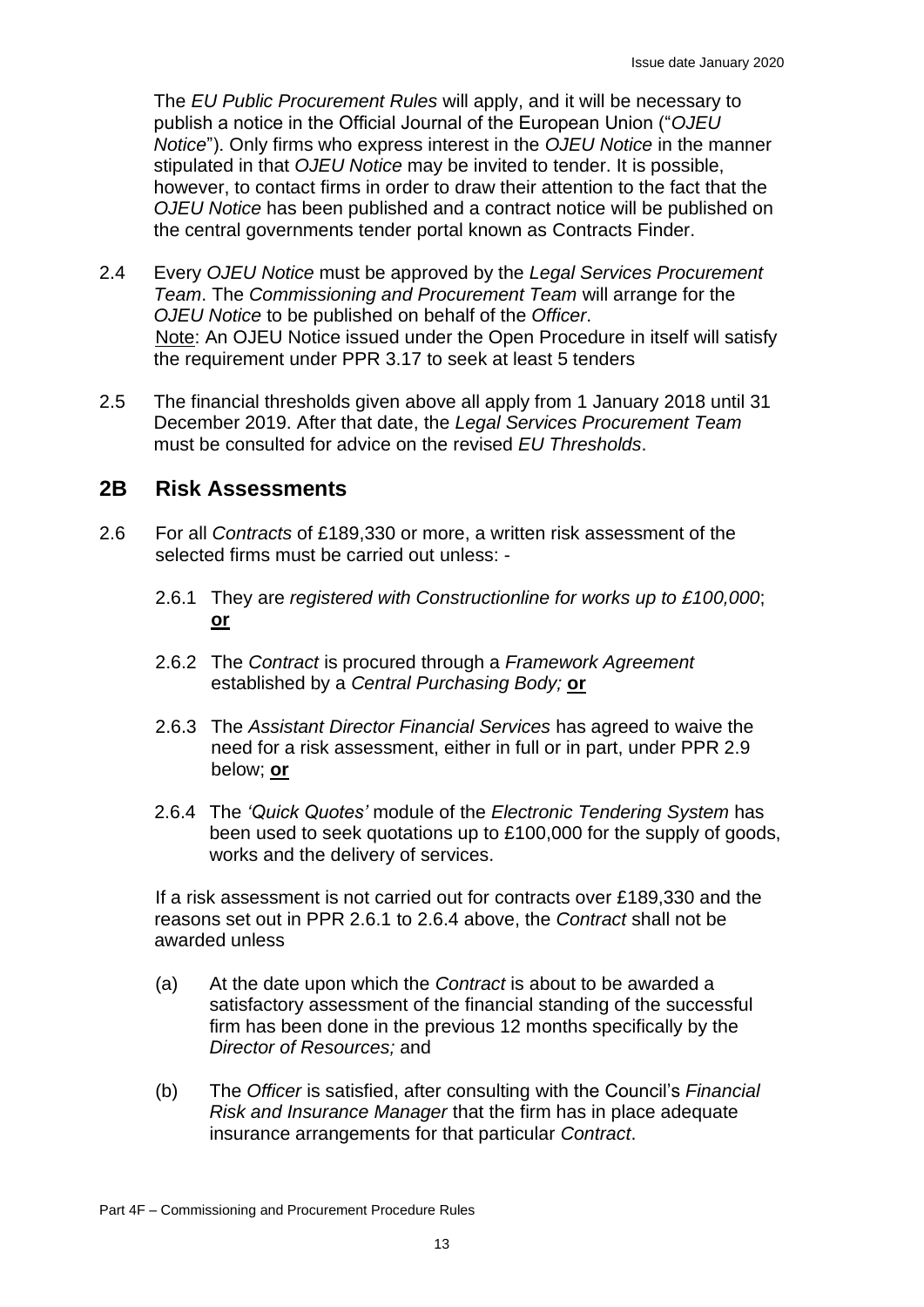The *EU Public Procurement Rules* will apply, and it will be necessary to publish a notice in the Official Journal of the European Union ("*OJEU Notice*"). Only firms who express interest in the *OJEU Notice* in the manner stipulated in that *OJEU Notice* may be invited to tender. It is possible, however, to contact firms in order to draw their attention to the fact that the *OJEU Notice* has been published and a contract notice will be published on the central governments tender portal known as Contracts Finder.

2.4 Every *OJEU Notice* must be approved by the *Legal Services Procurement Team*. The *Commissioning and Procurement Team* will arrange for the *OJEU Notice* to be published on behalf of the *Officer*.
<u>Note</u>: An OJEU Notice issued under the Open Procedure in itself will satisfy the requirement under PPR 3.17 to seek at least 5 tenders

2.5 The financial thresholds given above all apply from 1 January 2018 until 31 December 2019. After that date, the *Legal Services Procurement Team* must be consulted for advice on the revised *EU Thresholds*.

## 2B Risk Assessments

2.6 For all *Contracts* of £189,330 or more, a written risk assessment of the selected firms must be carried out unless: -

2.6.1 They are *registered with Constructionline for works up to £100,000*; **<u>or</u>**

2.6.2 The *Contract* is procured through a *Framework Agreement* established by a *Central Purchasing Body;* **<u>or</u>**

2.6.3 The *Assistant Director Financial Services* has agreed to waive the need for a risk assessment, either in full or in part, under PPR 2.9 below; **<u>or</u>**

2.6.4 The *'Quick Quotes'* module of the *Electronic Tendering System* has been used to seek quotations up to £100,000 for the supply of goods, works and the delivery of services.

If a risk assessment is not carried out for contracts over £189,330 and the reasons set out in PPR 2.6.1 to 2.6.4 above, the *Contract* shall not be awarded unless

(a) At the date upon which the *Contract* is about to be awarded a satisfactory assessment of the financial standing of the successful firm has been done in the previous 12 months specifically by the *Director of Resources;* and

(b) The *Officer* is satisfied, after consulting with the Council's *Financial Risk and Insurance Manager* that the firm has in place adequate insurance arrangements for that particular *Contract*.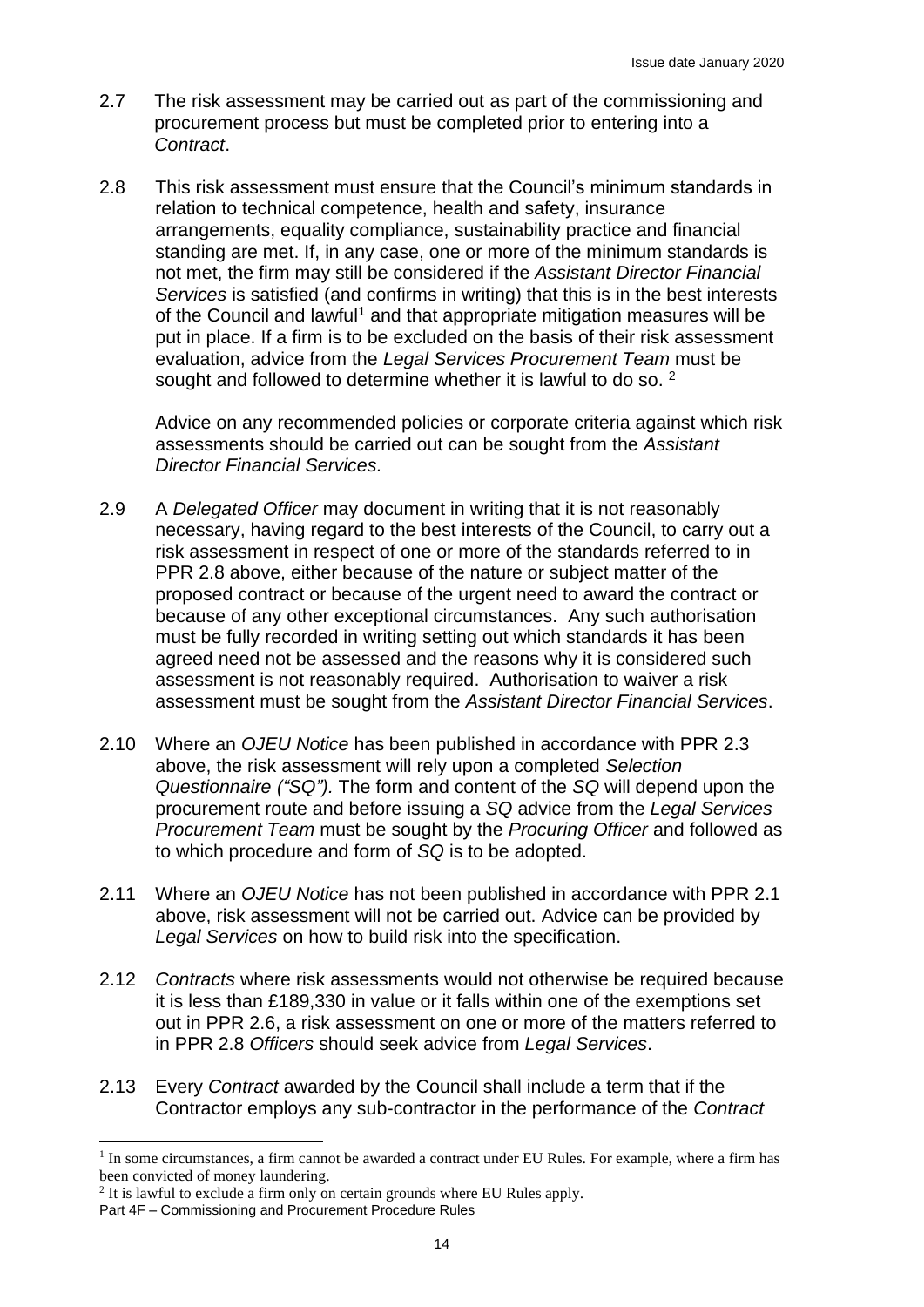2.7 The risk assessment may be carried out as part of the commissioning and procurement process but must be completed prior to entering into a *Contract*.

2.8 This risk assessment must ensure that the Council's minimum standards in relation to technical competence, health and safety, insurance arrangements, equality compliance, sustainability practice and financial standing are met. If, in any case, one or more of the minimum standards is not met, the firm may still be considered if the *Assistant Director Financial Services* is satisfied (and confirms in writing) that this is in the best interests of the Council and lawful[1] and that appropriate mitigation measures will be put in place. If a firm is to be excluded on the basis of their risk assessment evaluation, advice from the *Legal Services Procurement Team* must be sought and followed to determine whether it is lawful to do so. [2]

Advice on any recommended policies or corporate criteria against which risk assessments should be carried out can be sought from the *Assistant Director Financial Services.*

2.9 A *Delegated Officer* may document in writing that it is not reasonably necessary, having regard to the best interests of the Council, to carry out a risk assessment in respect of one or more of the standards referred to in PPR 2.8 above, either because of the nature or subject matter of the proposed contract or because of the urgent need to award the contract or because of any other exceptional circumstances. Any such authorisation must be fully recorded in writing setting out which standards it has been agreed need not be assessed and the reasons why it is considered such assessment is not reasonably required. Authorisation to waiver a risk assessment must be sought from the *Assistant Director Financial Services*.

2.10 Where an *OJEU Notice* has been published in accordance with PPR 2.3 above, the risk assessment will rely upon a completed *Selection Questionnaire ("SQ")*. The form and content of the *SQ* will depend upon the procurement route and before issuing a *SQ* advice from the *Legal Services Procurement Team* must be sought by the *Procuring Officer* and followed as to which procedure and form of *SQ* is to be adopted.

2.11 Where an *OJEU Notice* has not been published in accordance with PPR 2.1 above, risk assessment will not be carried out. Advice can be provided by *Legal Services* on how to build risk into the specification.

2.12 *Contracts* where risk assessments would not otherwise be required because it is less than £189,330 in value or it falls within one of the exemptions set out in PPR 2.6, a risk assessment on one or more of the matters referred to in PPR 2.8 *Officers* should seek advice from *Legal Services*.

2.13 Every *Contract* awarded by the Council shall include a term that if the Contractor employs any sub-contractor in the performance of the *Contract*

---

[1] In some circumstances, a firm cannot be awarded a contract under EU Rules. For example, where a firm has been convicted of money laundering.

[2] It is lawful to exclude a firm only on certain grounds where EU Rules apply.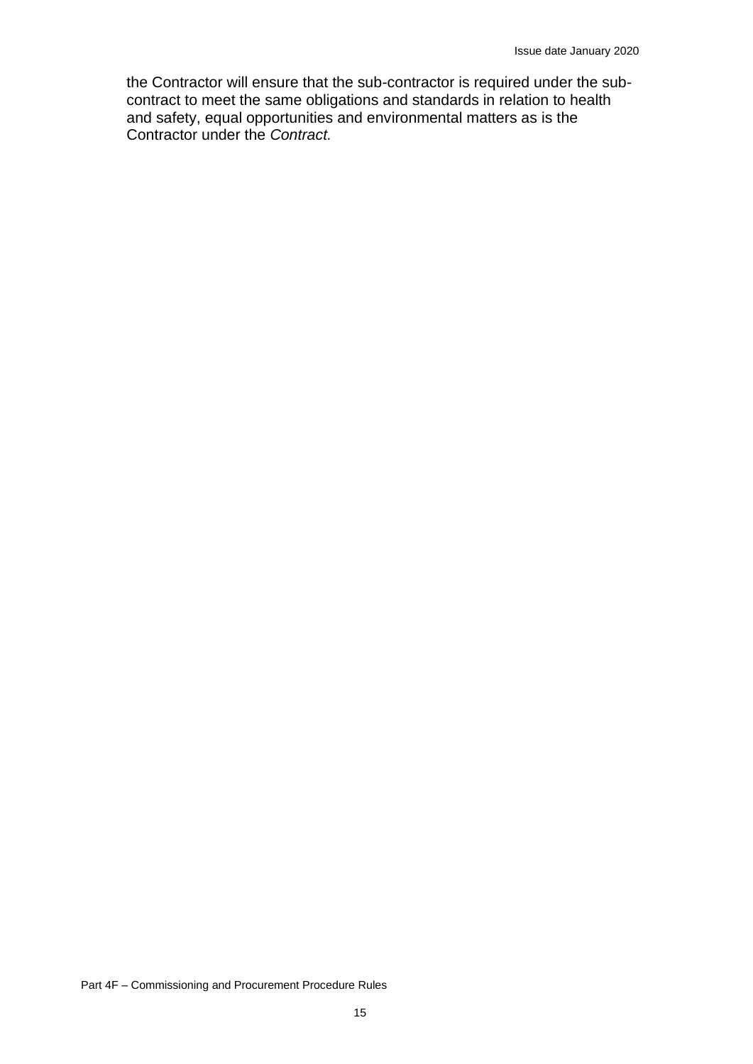the Contractor will ensure that the sub-contractor is required under the sub-contract to meet the same obligations and standards in relation to health and safety, equal opportunities and environmental matters as is the Contractor under the *Contract.*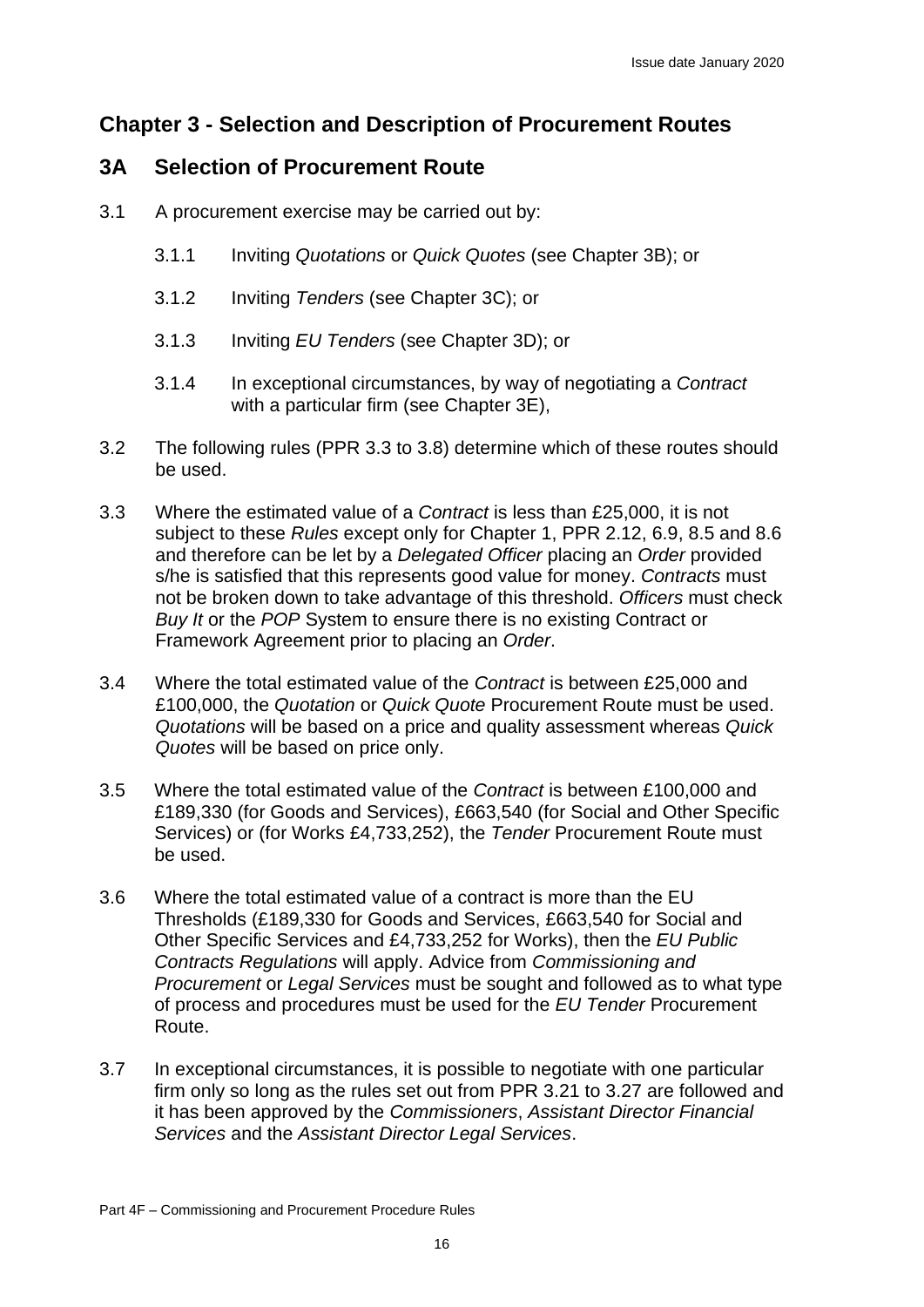## Chapter 3 - Selection and Description of Procurement Routes

### 3A Selection of Procurement Route

3.1 A procurement exercise may be carried out by:

3.1.1 Inviting *Quotations* or *Quick Quotes* (see Chapter 3B); or

3.1.2 Inviting *Tenders* (see Chapter 3C); or

3.1.3 Inviting *EU Tenders* (see Chapter 3D); or

3.1.4 In exceptional circumstances, by way of negotiating a *Contract* with a particular firm (see Chapter 3E),

3.2 The following rules (PPR 3.3 to 3.8) determine which of these routes should be used.

3.3 Where the estimated value of a *Contract* is less than £25,000, it is not subject to these *Rules* except only for Chapter 1, PPR 2.12, 6.9, 8.5 and 8.6 and therefore can be let by a *Delegated Officer* placing an *Order* provided s/he is satisfied that this represents good value for money. *Contracts* must not be broken down to take advantage of this threshold. *Officers* must check *Buy It* or the *POP* System to ensure there is no existing Contract or Framework Agreement prior to placing an *Order*.

3.4 Where the total estimated value of the *Contract* is between £25,000 and £100,000, the *Quotation* or *Quick Quote* Procurement Route must be used. *Quotations* will be based on a price and quality assessment whereas *Quick Quotes* will be based on price only.

3.5 Where the total estimated value of the *Contract* is between £100,000 and £189,330 (for Goods and Services), £663,540 (for Social and Other Specific Services) or (for Works £4,733,252), the *Tender* Procurement Route must be used.

3.6 Where the total estimated value of a contract is more than the EU Thresholds (£189,330 for Goods and Services, £663,540 for Social and Other Specific Services and £4,733,252 for Works), then the *EU Public Contracts Regulations* will apply. Advice from *Commissioning and Procurement* or *Legal Services* must be sought and followed as to what type of process and procedures must be used for the *EU Tender* Procurement Route.

3.7 In exceptional circumstances, it is possible to negotiate with one particular firm only so long as the rules set out from PPR 3.21 to 3.27 are followed and it has been approved by the *Commissioners*, *Assistant Director Financial Services* and the *Assistant Director Legal Services*.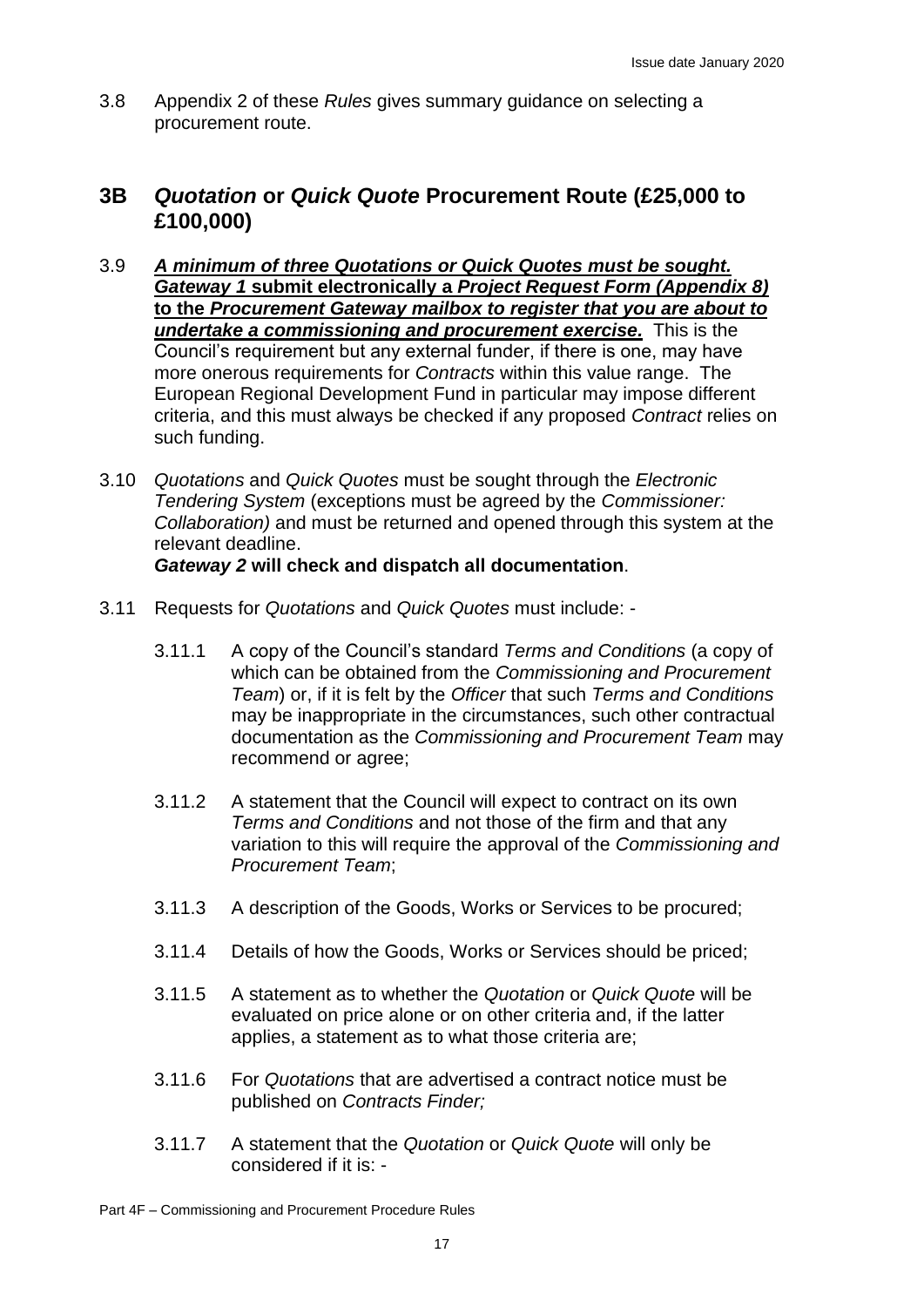3.8 Appendix 2 of these *Rules* gives summary guidance on selecting a procurement route.

## 3B *Quotation* or *Quick Quote* Procurement Route (£25,000 to £100,000)

3.9 ***A minimum of three Quotations or Quick Quotes must be sought. Gateway 1* submit electronically a *Project Request Form (Appendix 8)* to the *Procurement Gateway mailbox to register that you are about to undertake a commissioning and procurement exercise.*** This is the Council's requirement but any external funder, if there is one, may have more onerous requirements for *Contracts* within this value range. The European Regional Development Fund in particular may impose different criteria, and this must always be checked if any proposed *Contract* relies on such funding.

3.10 *Quotations* and *Quick Quotes* must be sought through the *Electronic Tendering System* (exceptions must be agreed by the *Commissioner: Collaboration)* and must be returned and opened through this system at the relevant deadline.
***Gateway 2* will check and dispatch all documentation**.

3.11 Requests for *Quotations* and *Quick Quotes* must include: -

3.11.1 A copy of the Council's standard *Terms and Conditions* (a copy of which can be obtained from the *Commissioning and Procurement Team*) or, if it is felt by the *Officer* that such *Terms and Conditions* may be inappropriate in the circumstances, such other contractual documentation as the *Commissioning and Procurement Team* may recommend or agree;

3.11.2 A statement that the Council will expect to contract on its own *Terms and Conditions* and not those of the firm and that any variation to this will require the approval of the *Commissioning and Procurement Team*;

3.11.3 A description of the Goods, Works or Services to be procured;

3.11.4 Details of how the Goods, Works or Services should be priced;

3.11.5 A statement as to whether the *Quotation* or *Quick Quote* will be evaluated on price alone or on other criteria and, if the latter applies, a statement as to what those criteria are;

3.11.6 For *Quotations* that are advertised a contract notice must be published on *Contracts Finder;*

3.11.7 A statement that the *Quotation* or *Quick Quote* will only be considered if it is: -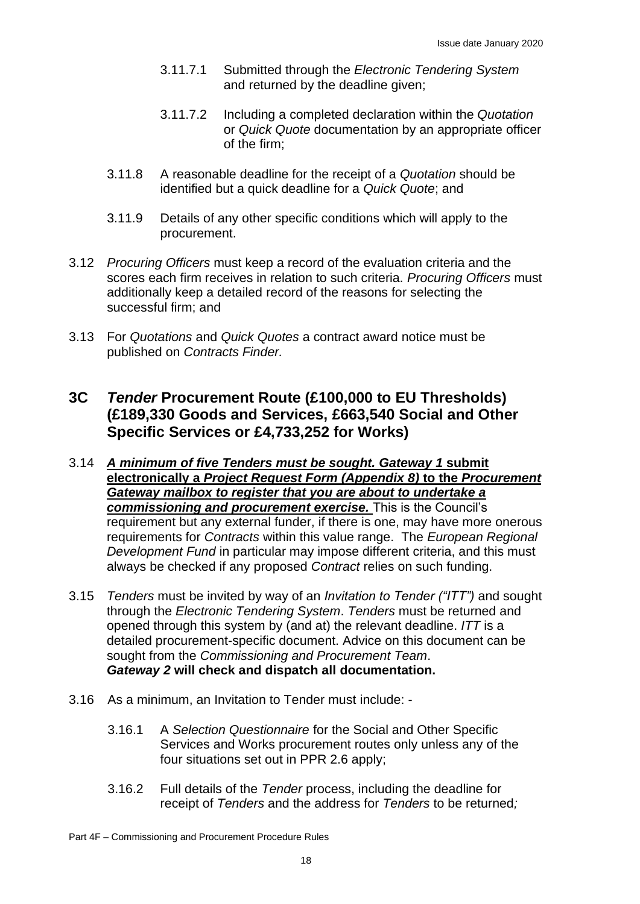3.11.7.1 Submitted through the *Electronic Tendering System* and returned by the deadline given;

3.11.7.2 Including a completed declaration within the *Quotation* or *Quick Quote* documentation by an appropriate officer of the firm;

3.11.8 A reasonable deadline for the receipt of a *Quotation* should be identified but a quick deadline for a *Quick Quote*; and

3.11.9 Details of any other specific conditions which will apply to the procurement.

3.12 *Procuring Officers* must keep a record of the evaluation criteria and the scores each firm receives in relation to such criteria. *Procuring Officers* must additionally keep a detailed record of the reasons for selecting the successful firm; and

3.13 For *Quotations* and *Quick Quotes* a contract award notice must be published on *Contracts Finder.*

## 3C *Tender* Procurement Route (£100,000 to EU Thresholds) (£189,330 Goods and Services, £663,540 Social and Other Specific Services or £4,733,252 for Works)

3.14 ***A minimum of five Tenders must be sought. Gateway 1* submit electronically a *Project Request Form (Appendix 8)* to the *Procurement Gateway mailbox to register that you are about to undertake a commissioning and procurement exercise.*** This is the Council's requirement but any external funder, if there is one, may have more onerous requirements for *Contracts* within this value range. The *European Regional Development Fund* in particular may impose different criteria, and this must always be checked if any proposed *Contract* relies on such funding.

3.15 *Tenders* must be invited by way of an *Invitation to Tender ("ITT")* and sought through the *Electronic Tendering System*. *Tenders* must be returned and opened through this system by (and at) the relevant deadline. *ITT* is a detailed procurement-specific document. Advice on this document can be sought from the *Commissioning and Procurement Team*. ***Gateway 2* will check and dispatch all documentation.**

3.16 As a minimum, an Invitation to Tender must include: -

3.16.1 A *Selection Questionnaire* for the Social and Other Specific Services and Works procurement routes only unless any of the four situations set out in PPR 2.6 apply;

3.16.2 Full details of the *Tender* process, including the deadline for receipt of *Tenders* and the address for *Tenders* to be returned*;*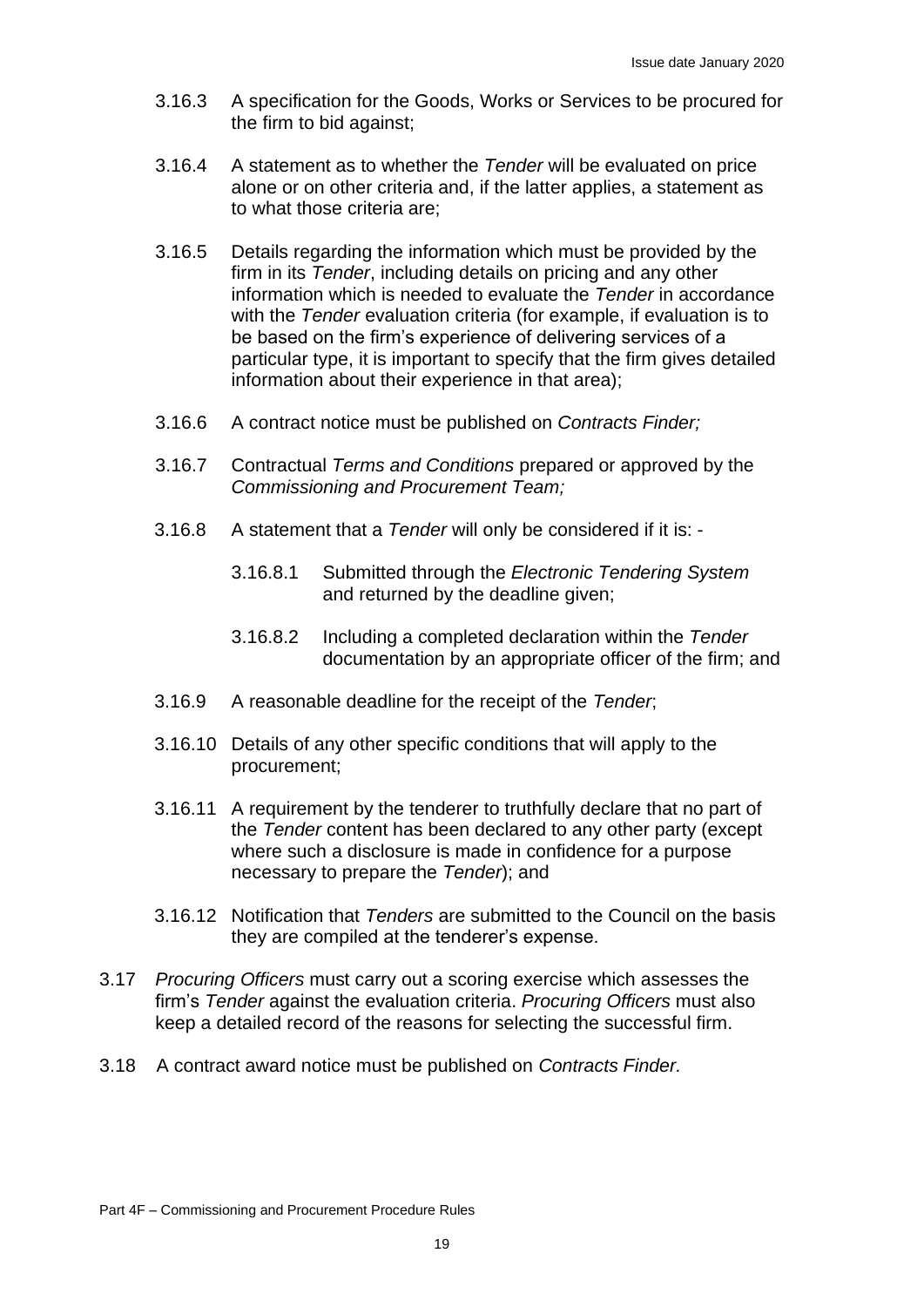3.16.3 A specification for the Goods, Works or Services to be procured for the firm to bid against;

3.16.4 A statement as to whether the *Tender* will be evaluated on price alone or on other criteria and, if the latter applies, a statement as to what those criteria are;

3.16.5 Details regarding the information which must be provided by the firm in its *Tender*, including details on pricing and any other information which is needed to evaluate the *Tender* in accordance with the *Tender* evaluation criteria (for example, if evaluation is to be based on the firm's experience of delivering services of a particular type, it is important to specify that the firm gives detailed information about their experience in that area);

3.16.6 A contract notice must be published on *Contracts Finder;*

3.16.7 Contractual *Terms and Conditions* prepared or approved by the *Commissioning and Procurement Team;*

3.16.8 A statement that a *Tender* will only be considered if it is: -

3.16.8.1 Submitted through the *Electronic Tendering System* and returned by the deadline given;

3.16.8.2 Including a completed declaration within the *Tender* documentation by an appropriate officer of the firm; and

3.16.9 A reasonable deadline for the receipt of the *Tender*;

3.16.10 Details of any other specific conditions that will apply to the procurement;

3.16.11 A requirement by the tenderer to truthfully declare that no part of the *Tender* content has been declared to any other party (except where such a disclosure is made in confidence for a purpose necessary to prepare the *Tender*); and

3.16.12 Notification that *Tenders* are submitted to the Council on the basis they are compiled at the tenderer's expense.

3.17 *Procuring Officers* must carry out a scoring exercise which assesses the firm's *Tender* against the evaluation criteria. *Procuring Officers* must also keep a detailed record of the reasons for selecting the successful firm.

3.18 A contract award notice must be published on *Contracts Finder.*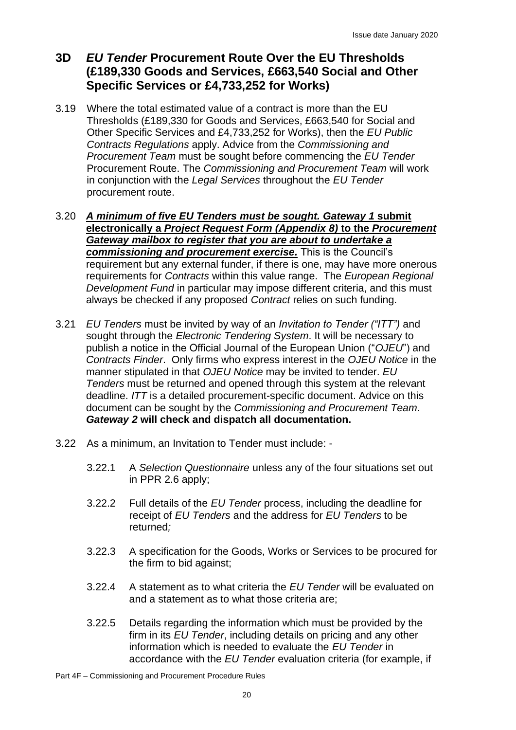## 3D *EU Tender* Procurement Route Over the EU Thresholds (£189,330 Goods and Services, £663,540 Social and Other Specific Services or £4,733,252 for Works)

3.19 Where the total estimated value of a contract is more than the EU Thresholds (£189,330 for Goods and Services, £663,540 for Social and Other Specific Services and £4,733,252 for Works), then the *EU Public Contracts Regulations* apply. Advice from the *Commissioning and Procurement Team* must be sought before commencing the *EU Tender* Procurement Route. The *Commissioning and Procurement Team* will work in conjunction with the *Legal Services* throughout the *EU Tender* procurement route.

3.20 ***A minimum of five EU Tenders must be sought. Gateway 1*** **submit electronically a *Project Request Form (Appendix 8)* to the *Procurement Gateway mailbox to register that you are about to undertake a commissioning and procurement exercise.*** This is the Council's requirement but any external funder, if there is one, may have more onerous requirements for *Contracts* within this value range. The *European Regional Development Fund* in particular may impose different criteria, and this must always be checked if any proposed *Contract* relies on such funding.

3.21 *EU Tenders* must be invited by way of an *Invitation to Tender ("ITT")* and sought through the *Electronic Tendering System*. It will be necessary to publish a notice in the Official Journal of the European Union ("*OJEU*") and *Contracts Finder*. Only firms who express interest in the *OJEU Notice* in the manner stipulated in that *OJEU Notice* may be invited to tender. *EU Tenders* must be returned and opened through this system at the relevant deadline. *ITT* is a detailed procurement-specific document. Advice on this document can be sought by the *Commissioning and Procurement Team*. ***Gateway 2* will check and dispatch all documentation.**

3.22 As a minimum, an Invitation to Tender must include: -

3.22.1 A *Selection Questionnaire* unless any of the four situations set out in PPR 2.6 apply;

3.22.2 Full details of the *EU Tender* process, including the deadline for receipt of *EU Tenders* and the address for *EU Tenders* to be returned*;*

3.22.3 A specification for the Goods, Works or Services to be procured for the firm to bid against;

3.22.4 A statement as to what criteria the *EU Tender* will be evaluated on and a statement as to what those criteria are;

3.22.5 Details regarding the information which must be provided by the firm in its *EU Tender*, including details on pricing and any other information which is needed to evaluate the *EU Tender* in accordance with the *EU Tender* evaluation criteria (for example, if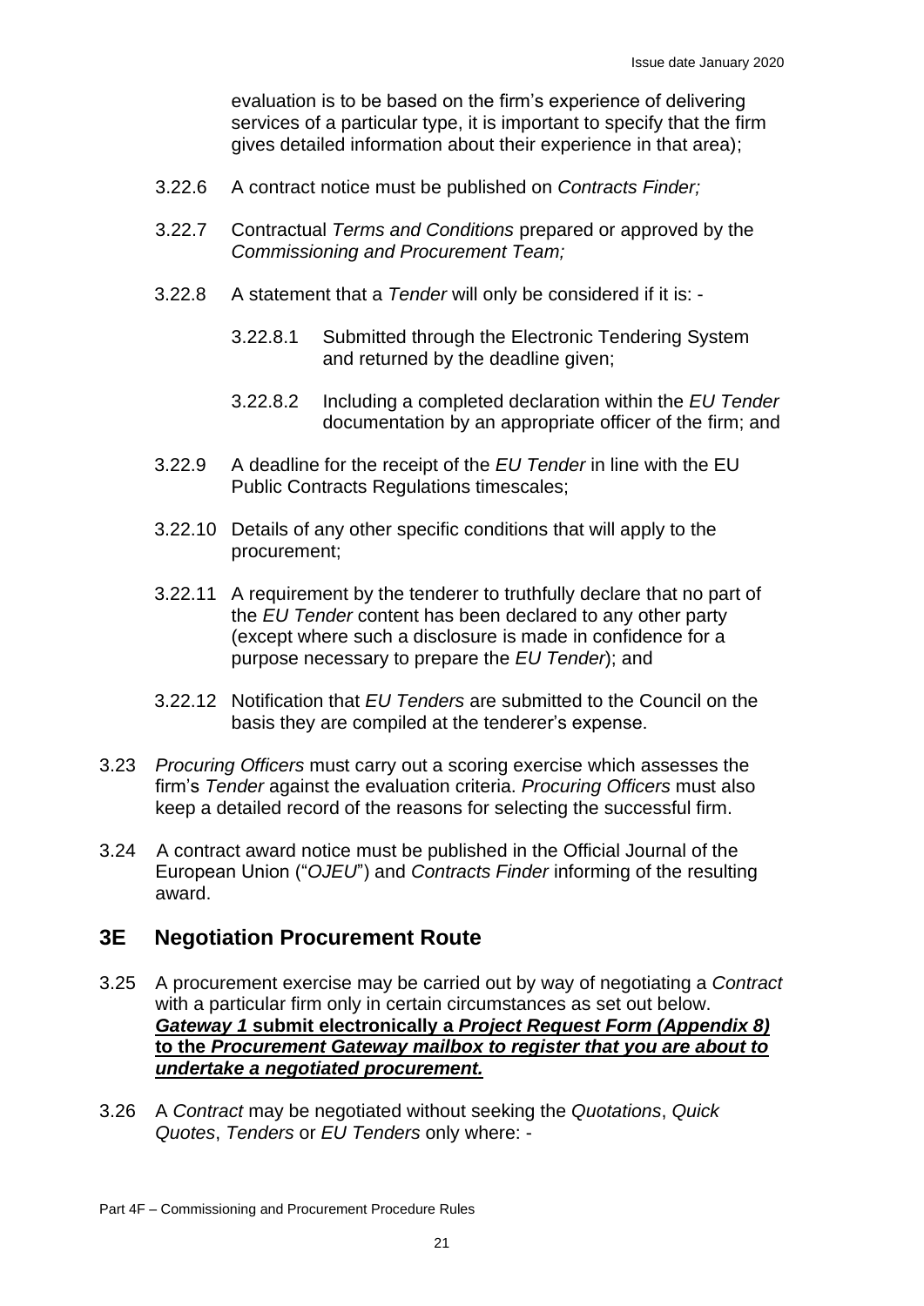evaluation is to be based on the firm's experience of delivering services of a particular type, it is important to specify that the firm gives detailed information about their experience in that area);

3.22.6 A contract notice must be published on *Contracts Finder;*

3.22.7 Contractual *Terms and Conditions* prepared or approved by the *Commissioning and Procurement Team;*

3.22.8 A statement that a *Tender* will only be considered if it is: -

3.22.8.1 Submitted through the Electronic Tendering System and returned by the deadline given;

3.22.8.2 Including a completed declaration within the *EU Tender* documentation by an appropriate officer of the firm; and

3.22.9 A deadline for the receipt of the *EU Tender* in line with the EU Public Contracts Regulations timescales;

3.22.10 Details of any other specific conditions that will apply to the procurement;

3.22.11 A requirement by the tenderer to truthfully declare that no part of the *EU Tender* content has been declared to any other party (except where such a disclosure is made in confidence for a purpose necessary to prepare the *EU Tender*); and

3.22.12 Notification that *EU Tenders* are submitted to the Council on the basis they are compiled at the tenderer's expense.

3.23 *Procuring Officers* must carry out a scoring exercise which assesses the firm's *Tender* against the evaluation criteria. *Procuring Officers* must also keep a detailed record of the reasons for selecting the successful firm.

3.24 A contract award notice must be published in the Official Journal of the European Union ("*OJEU*") and *Contracts Finder* informing of the resulting award.

## 3E Negotiation Procurement Route

3.25 A procurement exercise may be carried out by way of negotiating a *Contract* with a particular firm only in certain circumstances as set out below. ***Gateway 1* submit electronically a *Project Request Form (Appendix 8)* to the *Procurement Gateway mailbox to register that you are about to undertake a negotiated procurement.***

3.26 A *Contract* may be negotiated without seeking the *Quotations*, *Quick Quotes*, *Tenders* or *EU Tenders* only where: -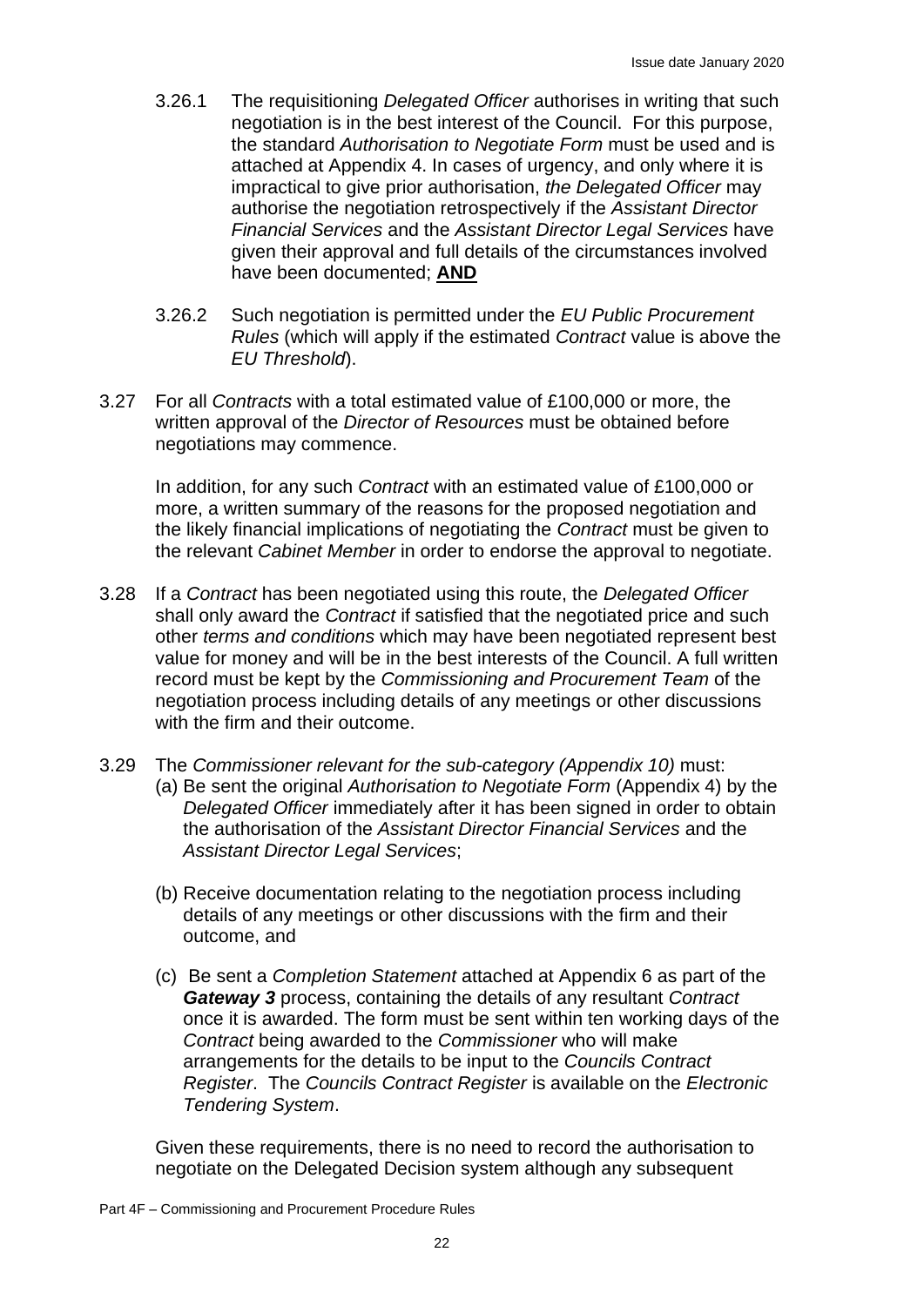3.26.1 The requisitioning *Delegated Officer* authorises in writing that such negotiation is in the best interest of the Council. For this purpose, the standard *Authorisation to Negotiate Form* must be used and is attached at Appendix 4. In cases of urgency, and only where it is impractical to give prior authorisation, *the Delegated Officer* may authorise the negotiation retrospectively if the *Assistant Director Financial Services* and the *Assistant Director Legal Services* have given their approval and full details of the circumstances involved have been documented; **AND**

3.26.2 Such negotiation is permitted under the *EU Public Procurement Rules* (which will apply if the estimated *Contract* value is above the *EU Threshold*).

3.27 For all *Contracts* with a total estimated value of £100,000 or more, the written approval of the *Director of Resources* must be obtained before negotiations may commence.

In addition, for any such *Contract* with an estimated value of £100,000 or more, a written summary of the reasons for the proposed negotiation and the likely financial implications of negotiating the *Contract* must be given to the relevant *Cabinet Member* in order to endorse the approval to negotiate.

3.28 If a *Contract* has been negotiated using this route, the *Delegated Officer* shall only award the *Contract* if satisfied that the negotiated price and such other *terms and conditions* which may have been negotiated represent best value for money and will be in the best interests of the Council. A full written record must be kept by the *Commissioning and Procurement Team* of the negotiation process including details of any meetings or other discussions with the firm and their outcome.

3.29 The *Commissioner relevant for the sub-category (Appendix 10)* must:

(a) Be sent the original *Authorisation to Negotiate Form* (Appendix 4) by the *Delegated Officer* immediately after it has been signed in order to obtain the authorisation of the *Assistant Director Financial Services* and the *Assistant Director Legal Services*;

(b) Receive documentation relating to the negotiation process including details of any meetings or other discussions with the firm and their outcome, and

(c) Be sent a *Completion Statement* attached at Appendix 6 as part of the ***Gateway 3*** process, containing the details of any resultant *Contract* once it is awarded. The form must be sent within ten working days of the *Contract* being awarded to the *Commissioner* who will make arrangements for the details to be input to the *Councils Contract Register*. The *Councils Contract Register* is available on the *Electronic Tendering System*.

Given these requirements, there is no need to record the authorisation to negotiate on the Delegated Decision system although any subsequent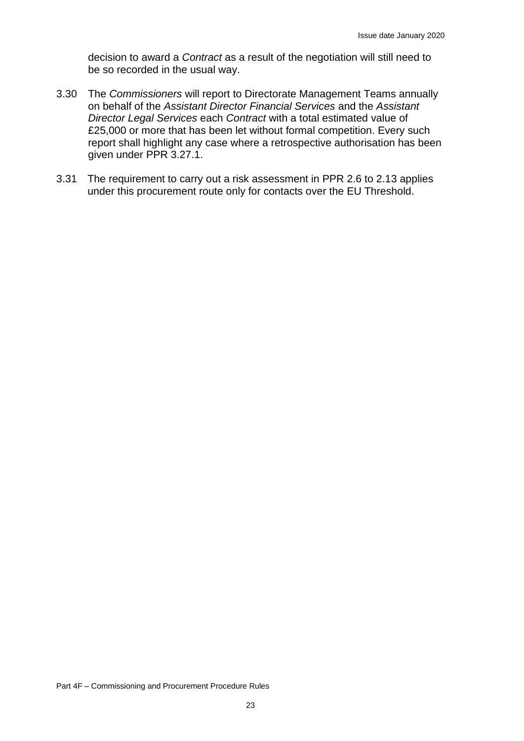decision to award a *Contract* as a result of the negotiation will still need to be so recorded in the usual way.

3.30 The *Commissioners* will report to Directorate Management Teams annually on behalf of the *Assistant Director Financial Services* and the *Assistant Director Legal Services* each *Contract* with a total estimated value of £25,000 or more that has been let without formal competition. Every such report shall highlight any case where a retrospective authorisation has been given under PPR 3.27.1.

3.31 The requirement to carry out a risk assessment in PPR 2.6 to 2.13 applies under this procurement route only for contacts over the EU Threshold.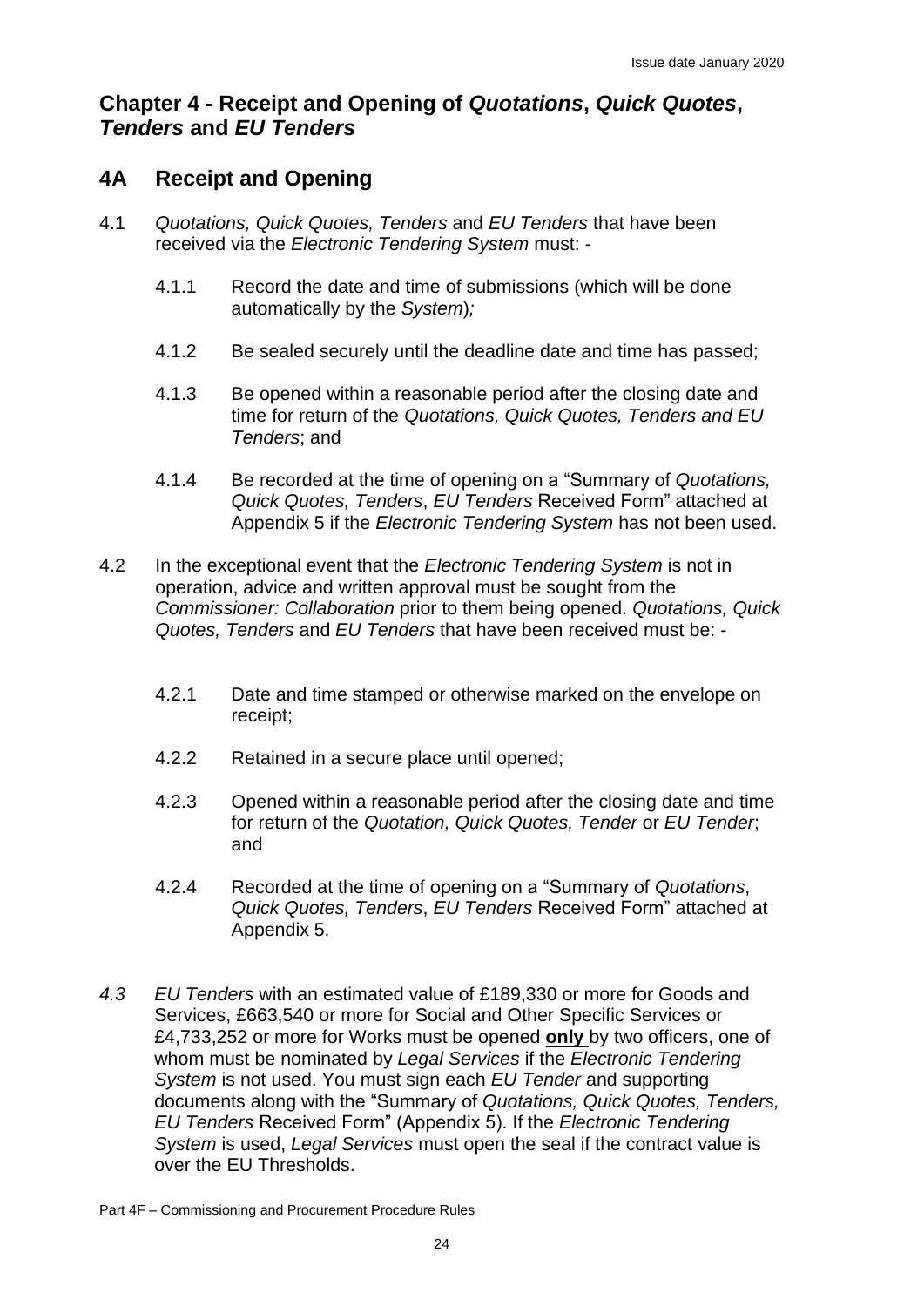## Chapter 4 - Receipt and Opening of *Quotations*, *Quick Quotes*, *Tenders* and *EU Tenders*

## 4A Receipt and Opening

4.1 *Quotations, Quick Quotes, Tenders* and *EU Tenders* that have been received via the *Electronic Tendering System* must: -

4.1.1 Record the date and time of submissions (which will be done automatically by the *System*)*;*

4.1.2 Be sealed securely until the deadline date and time has passed;

4.1.3 Be opened within a reasonable period after the closing date and time for return of the *Quotations, Quick Quotes, Tenders and EU Tenders*; and

4.1.4 Be recorded at the time of opening on a "Summary of *Quotations, Quick Quotes, Tenders*, *EU Tenders* Received Form" attached at Appendix 5 if the *Electronic Tendering System* has not been used.

4.2 In the exceptional event that the *Electronic Tendering System* is not in operation, advice and written approval must be sought from the *Commissioner: Collaboration* prior to them being opened. *Quotations, Quick Quotes, Tenders* and *EU Tenders* that have been received must be: -

4.2.1 Date and time stamped or otherwise marked on the envelope on receipt;

4.2.2 Retained in a secure place until opened;

4.2.3 Opened within a reasonable period after the closing date and time for return of the *Quotation, Quick Quotes, Tender* or *EU Tender*; and

4.2.4 Recorded at the time of opening on a "Summary of *Quotations*, *Quick Quotes, Tenders*, *EU Tenders* Received Form" attached at Appendix 5.

*4.3* *EU Tenders* with an estimated value of £189,330 or more for Goods and Services, £663,540 or more for Social and Other Specific Services or £4,733,252 or more for Works must be opened **only** by two officers, one of whom must be nominated by *Legal Services* if the *Electronic Tendering System* is not used. You must sign each *EU Tender* and supporting documents along with the "Summary of *Quotations, Quick Quotes, Tenders, EU Tenders* Received Form" (Appendix 5). If the *Electronic Tendering System* is used, *Legal Services* must open the seal if the contract value is over the EU Thresholds.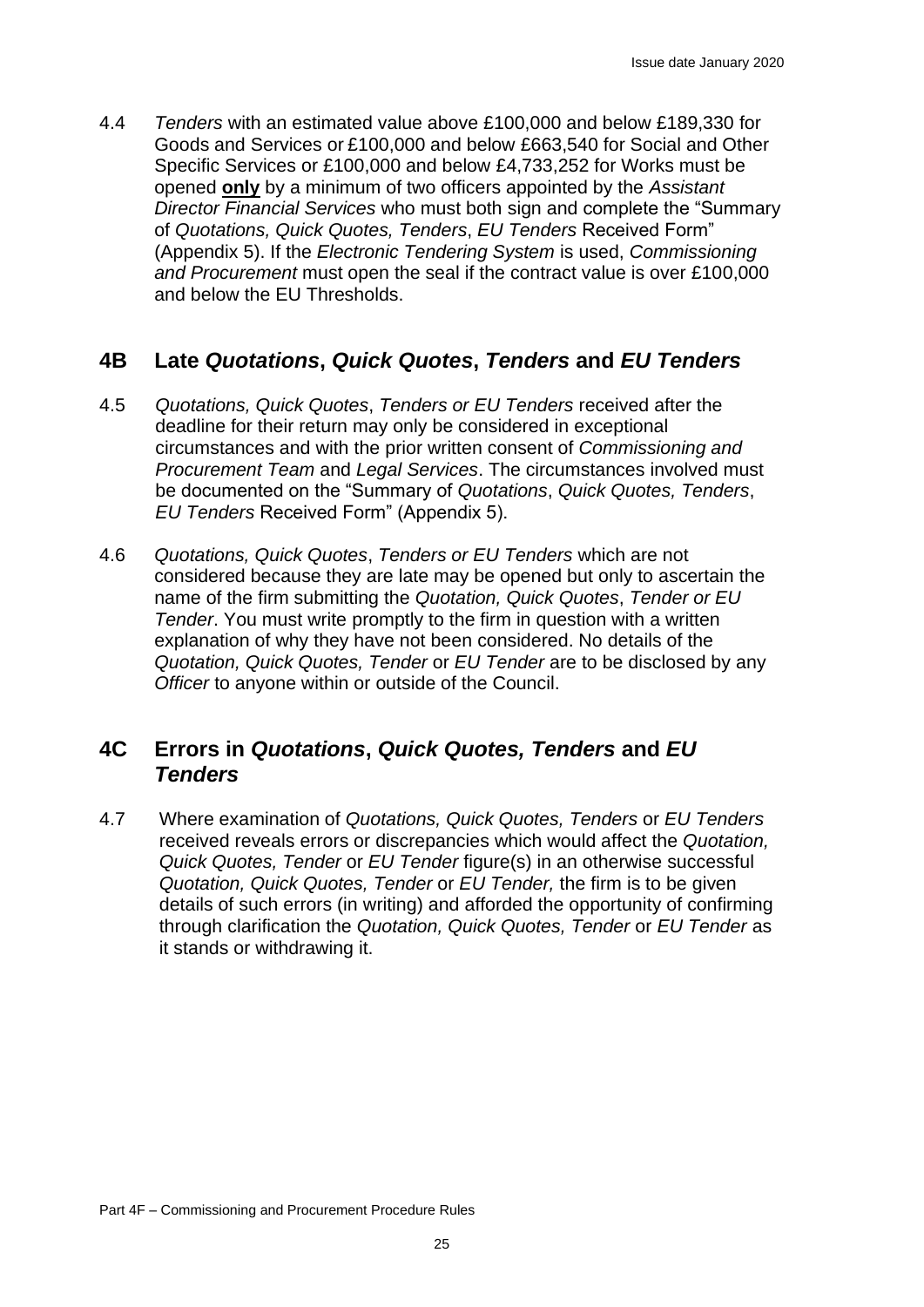4.4 *Tenders* with an estimated value above £100,000 and below £189,330 for Goods and Services or £100,000 and below £663,540 for Social and Other Specific Services or £100,000 and below £4,733,252 for Works must be opened **only** by a minimum of two officers appointed by the *Assistant Director Financial Services* who must both sign and complete the "Summary of *Quotations, Quick Quotes, Tenders*, *EU Tenders* Received Form" (Appendix 5). If the *Electronic Tendering System* is used, *Commissioning and Procurement* must open the seal if the contract value is over £100,000 and below the EU Thresholds.

## 4B Late *Quotations*, *Quick Quotes*, *Tenders* and *EU Tenders*

4.5 *Quotations, Quick Quotes*, *Tenders or EU Tenders* received after the deadline for their return may only be considered in exceptional circumstances and with the prior written consent of *Commissioning and Procurement Team* and *Legal Services*. The circumstances involved must be documented on the "Summary of *Quotations*, *Quick Quotes, Tenders*, *EU Tenders* Received Form" (Appendix 5).

4.6 *Quotations, Quick Quotes*, *Tenders or EU Tenders* which are not considered because they are late may be opened but only to ascertain the name of the firm submitting the *Quotation, Quick Quotes*, *Tender or EU Tender*. You must write promptly to the firm in question with a written explanation of why they have not been considered. No details of the *Quotation, Quick Quotes, Tender* or *EU Tender* are to be disclosed by any *Officer* to anyone within or outside of the Council.

## 4C Errors in *Quotations*, *Quick Quotes, Tenders* and *EU Tenders*

4.7 Where examination of *Quotations, Quick Quotes, Tenders* or *EU Tenders* received reveals errors or discrepancies which would affect the *Quotation, Quick Quotes, Tender* or *EU Tender* figure(s) in an otherwise successful *Quotation, Quick Quotes, Tender* or *EU Tender,* the firm is to be given details of such errors (in writing) and afforded the opportunity of confirming through clarification the *Quotation, Quick Quotes, Tender* or *EU Tender* as it stands or withdrawing it.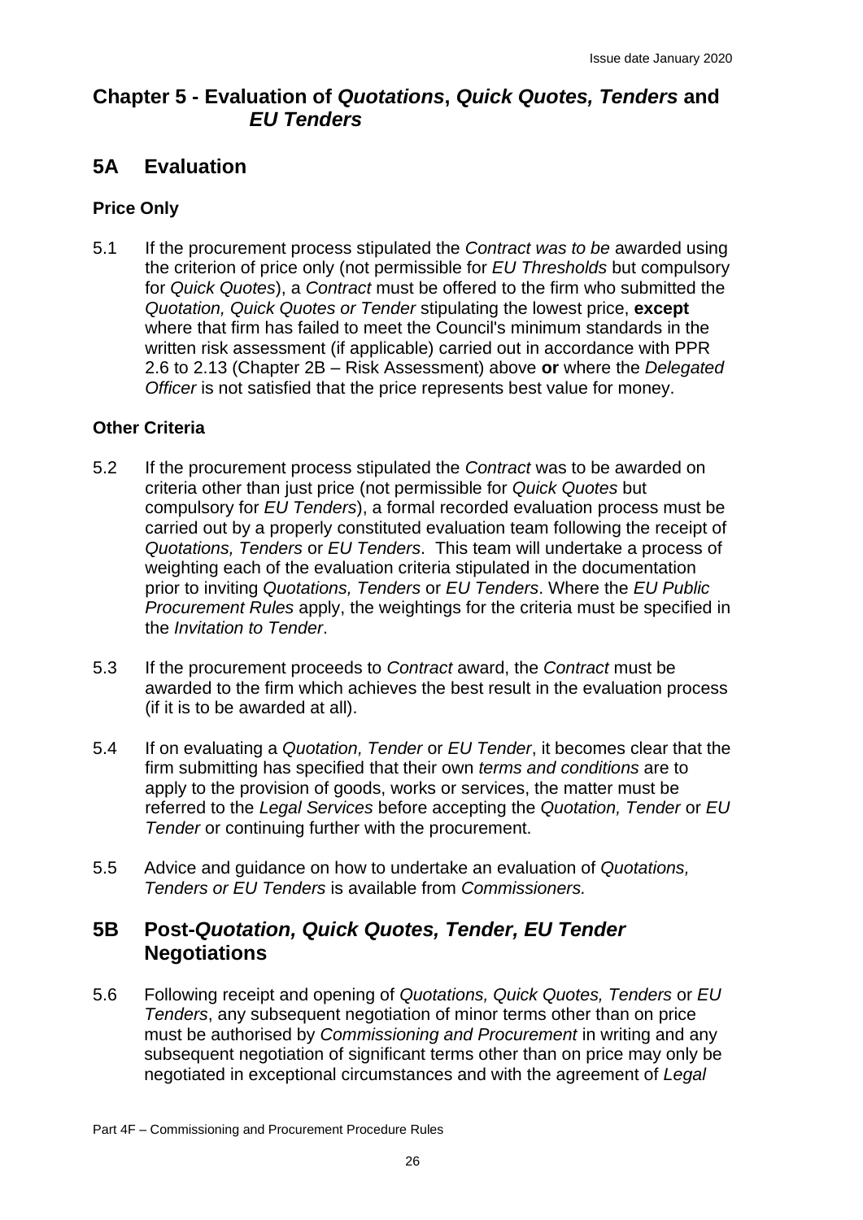## Chapter 5 - Evaluation of *Quotations*, *Quick Quotes, Tenders* and *EU Tenders*

## 5A Evaluation

### Price Only

5.1 If the procurement process stipulated the *Contract was to be* awarded using the criterion of price only (not permissible for *EU Thresholds* but compulsory for *Quick Quotes*), a *Contract* must be offered to the firm who submitted the *Quotation, Quick Quotes or Tender* stipulating the lowest price, **except** where that firm has failed to meet the Council's minimum standards in the written risk assessment (if applicable) carried out in accordance with PPR 2.6 to 2.13 (Chapter 2B – Risk Assessment) above **or** where the *Delegated Officer* is not satisfied that the price represents best value for money.

### Other Criteria

5.2 If the procurement process stipulated the *Contract* was to be awarded on criteria other than just price (not permissible for *Quick Quotes* but compulsory for *EU Tenders*), a formal recorded evaluation process must be carried out by a properly constituted evaluation team following the receipt of *Quotations, Tenders* or *EU Tenders*. This team will undertake a process of weighting each of the evaluation criteria stipulated in the documentation prior to inviting *Quotations, Tenders* or *EU Tenders*. Where the *EU Public Procurement Rules* apply, the weightings for the criteria must be specified in the *Invitation to Tender*.

5.3 If the procurement proceeds to *Contract* award, the *Contract* must be awarded to the firm which achieves the best result in the evaluation process (if it is to be awarded at all).

5.4 If on evaluating a *Quotation, Tender* or *EU Tender*, it becomes clear that the firm submitting has specified that their own *terms and conditions* are to apply to the provision of goods, works or services, the matter must be referred to the *Legal Services* before accepting the *Quotation, Tender* or *EU Tender* or continuing further with the procurement.

5.5 Advice and guidance on how to undertake an evaluation of *Quotations, Tenders or EU Tenders* is available from *Commissioners.*

## 5B Post-*Quotation, Quick Quotes, Tender, EU Tender* Negotiations

5.6 Following receipt and opening of *Quotations, Quick Quotes, Tenders* or *EU Tenders*, any subsequent negotiation of minor terms other than on price must be authorised by *Commissioning and Procurement* in writing and any subsequent negotiation of significant terms other than on price may only be negotiated in exceptional circumstances and with the agreement of *Legal*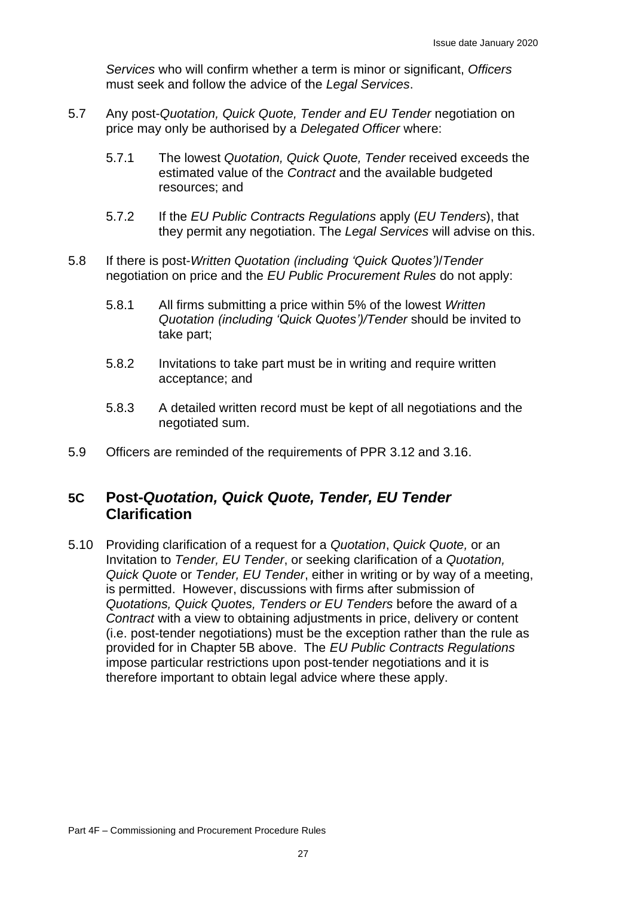*Services* who will confirm whether a term is minor or significant, *Officers* must seek and follow the advice of the *Legal Services*.

5.7 Any post-*Quotation, Quick Quote, Tender and EU Tender* negotiation on price may only be authorised by a *Delegated Officer* where:

5.7.1 The lowest *Quotation, Quick Quote, Tender* received exceeds the estimated value of the *Contract* and the available budgeted resources; and

5.7.2 If the *EU Public Contracts Regulations* apply (*EU Tenders*), that they permit any negotiation. The *Legal Services* will advise on this.

5.8 If there is post-*Written Quotation (including 'Quick Quotes')*/*Tender* negotiation on price and the *EU Public Procurement Rules* do not apply:

5.8.1 All firms submitting a price within 5% of the lowest *Written Quotation (including 'Quick Quotes')/Tender* should be invited to take part;

5.8.2 Invitations to take part must be in writing and require written acceptance; and

5.8.3 A detailed written record must be kept of all negotiations and the negotiated sum.

5.9 Officers are reminded of the requirements of PPR 3.12 and 3.16.

## 5C Post-*Quotation, Quick Quote, Tender, EU Tender* Clarification

5.10 Providing clarification of a request for a *Quotation*, *Quick Quote,* or an Invitation to *Tender, EU Tender*, or seeking clarification of a *Quotation, Quick Quote* or *Tender, EU Tender*, either in writing or by way of a meeting, is permitted. However, discussions with firms after submission of *Quotations, Quick Quotes, Tenders or EU Tenders* before the award of a *Contract* with a view to obtaining adjustments in price, delivery or content (i.e. post-tender negotiations) must be the exception rather than the rule as provided for in Chapter 5B above. The *EU Public Contracts Regulations* impose particular restrictions upon post-tender negotiations and it is therefore important to obtain legal advice where these apply.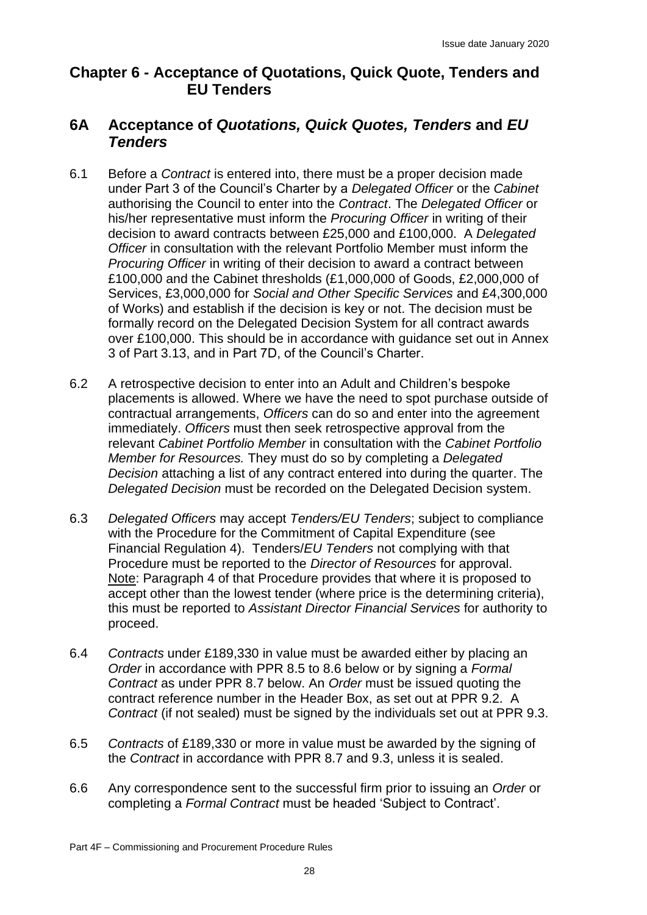# Chapter 6 - Acceptance of Quotations, Quick Quote, Tenders and EU Tenders

## 6A Acceptance of *Quotations, Quick Quotes, Tenders* and *EU Tenders*

6.1 Before a *Contract* is entered into, there must be a proper decision made under Part 3 of the Council's Charter by a *Delegated Officer* or the *Cabinet* authorising the Council to enter into the *Contract*. The *Delegated Officer* or his/her representative must inform the *Procuring Officer* in writing of their decision to award contracts between £25,000 and £100,000. A *Delegated Officer* in consultation with the relevant Portfolio Member must inform the *Procuring Officer* in writing of their decision to award a contract between £100,000 and the Cabinet thresholds (£1,000,000 of Goods, £2,000,000 of Services, £3,000,000 for *Social and Other Specific Services* and £4,300,000 of Works) and establish if the decision is key or not. The decision must be formally record on the Delegated Decision System for all contract awards over £100,000. This should be in accordance with guidance set out in Annex 3 of Part 3.13, and in Part 7D, of the Council's Charter.

6.2 A retrospective decision to enter into an Adult and Children's bespoke placements is allowed. Where we have the need to spot purchase outside of contractual arrangements, *Officers* can do so and enter into the agreement immediately. *Officers* must then seek retrospective approval from the relevant *Cabinet Portfolio Member* in consultation with the *Cabinet Portfolio Member for Resources.* They must do so by completing a *Delegated Decision* attaching a list of any contract entered into during the quarter. The *Delegated Decision* must be recorded on the Delegated Decision system.

6.3 *Delegated Officers* may accept *Tenders/EU Tenders*; subject to compliance with the Procedure for the Commitment of Capital Expenditure (see Financial Regulation 4). Tenders/*EU Tenders* not complying with that Procedure must be reported to the *Director of Resources* for approval. <u>Note</u>: Paragraph 4 of that Procedure provides that where it is proposed to accept other than the lowest tender (where price is the determining criteria), this must be reported to *Assistant Director Financial Services* for authority to proceed.

6.4 *Contracts* under £189,330 in value must be awarded either by placing an *Order* in accordance with PPR 8.5 to 8.6 below or by signing a *Formal Contract* as under PPR 8.7 below. An *Order* must be issued quoting the contract reference number in the Header Box, as set out at PPR 9.2. A *Contract* (if not sealed) must be signed by the individuals set out at PPR 9.3.

6.5 *Contracts* of £189,330 or more in value must be awarded by the signing of the *Contract* in accordance with PPR 8.7 and 9.3, unless it is sealed.

6.6 Any correspondence sent to the successful firm prior to issuing an *Order* or completing a *Formal Contract* must be headed 'Subject to Contract'.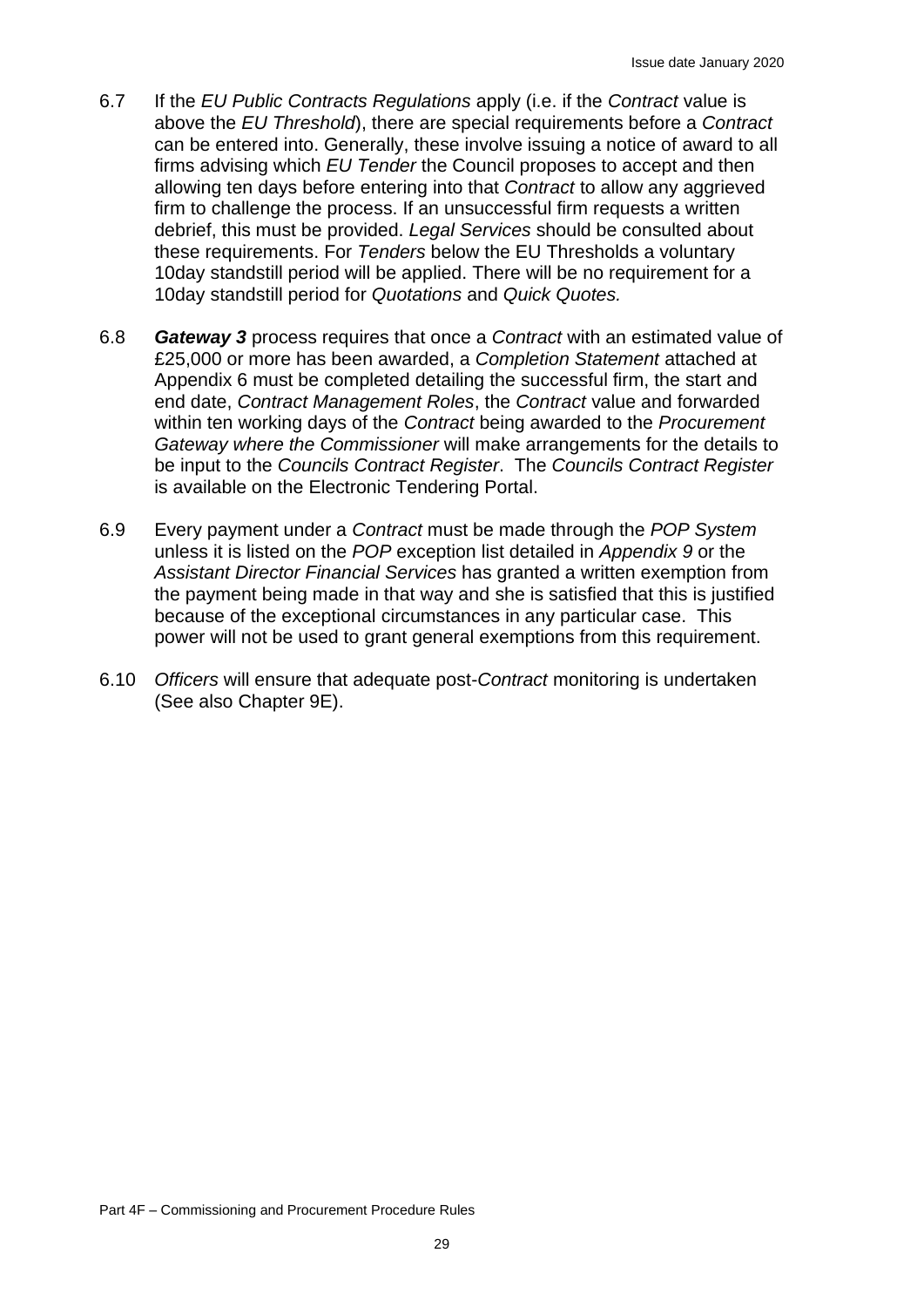6.7 If the *EU Public Contracts Regulations* apply (i.e. if the *Contract* value is above the *EU Threshold*), there are special requirements before a *Contract* can be entered into. Generally, these involve issuing a notice of award to all firms advising which *EU Tender* the Council proposes to accept and then allowing ten days before entering into that *Contract* to allow any aggrieved firm to challenge the process. If an unsuccessful firm requests a written debrief, this must be provided. *Legal Services* should be consulted about these requirements. For *Tenders* below the EU Thresholds a voluntary 10day standstill period will be applied. There will be no requirement for a 10day standstill period for *Quotations* and *Quick Quotes.*

6.8 ***Gateway 3*** process requires that once a *Contract* with an estimated value of £25,000 or more has been awarded, a *Completion Statement* attached at Appendix 6 must be completed detailing the successful firm, the start and end date, *Contract Management Roles*, the *Contract* value and forwarded within ten working days of the *Contract* being awarded to the *Procurement Gateway where the Commissioner* will make arrangements for the details to be input to the *Councils Contract Register*. The *Councils Contract Register* is available on the Electronic Tendering Portal.

6.9 Every payment under a *Contract* must be made through the *POP System* unless it is listed on the *POP* exception list detailed in *Appendix 9* or the *Assistant Director Financial Services* has granted a written exemption from the payment being made in that way and she is satisfied that this is justified because of the exceptional circumstances in any particular case. This power will not be used to grant general exemptions from this requirement.

6.10 *Officers* will ensure that adequate post-*Contract* monitoring is undertaken (See also Chapter 9E).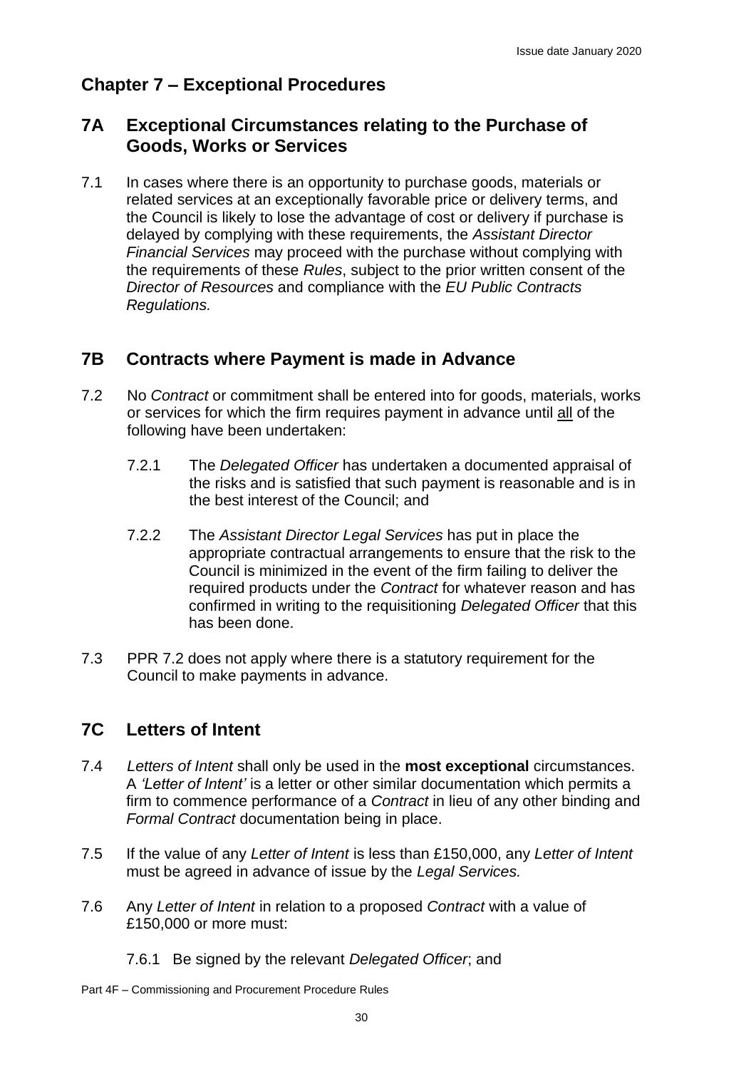## Chapter 7 – Exceptional Procedures

## 7A Exceptional Circumstances relating to the Purchase of Goods, Works or Services

7.1 In cases where there is an opportunity to purchase goods, materials or related services at an exceptionally favorable price or delivery terms, and the Council is likely to lose the advantage of cost or delivery if purchase is delayed by complying with these requirements, the *Assistant Director Financial Services* may proceed with the purchase without complying with the requirements of these *Rules*, subject to the prior written consent of the *Director of Resources* and compliance with the *EU Public Contracts Regulations.*

## 7B Contracts where Payment is made in Advance

7.2 No *Contract* or commitment shall be entered into for goods, materials, works or services for which the firm requires payment in advance until <u>all</u> of the following have been undertaken:

7.2.1 The *Delegated Officer* has undertaken a documented appraisal of the risks and is satisfied that such payment is reasonable and is in the best interest of the Council; and

7.2.2 The *Assistant Director Legal Services* has put in place the appropriate contractual arrangements to ensure that the risk to the Council is minimized in the event of the firm failing to deliver the required products under the *Contract* for whatever reason and has confirmed in writing to the requisitioning *Delegated Officer* that this has been done.

7.3 PPR 7.2 does not apply where there is a statutory requirement for the Council to make payments in advance.

## 7C Letters of Intent

7.4 *Letters of Intent* shall only be used in the **most exceptional** circumstances. A *'Letter of Intent'* is a letter or other similar documentation which permits a firm to commence performance of a *Contract* in lieu of any other binding and *Formal Contract* documentation being in place.

7.5 If the value of any *Letter of Intent* is less than £150,000, any *Letter of Intent* must be agreed in advance of issue by the *Legal Services.*

7.6 Any *Letter of Intent* in relation to a proposed *Contract* with a value of £150,000 or more must:

7.6.1 Be signed by the relevant *Delegated Officer*; and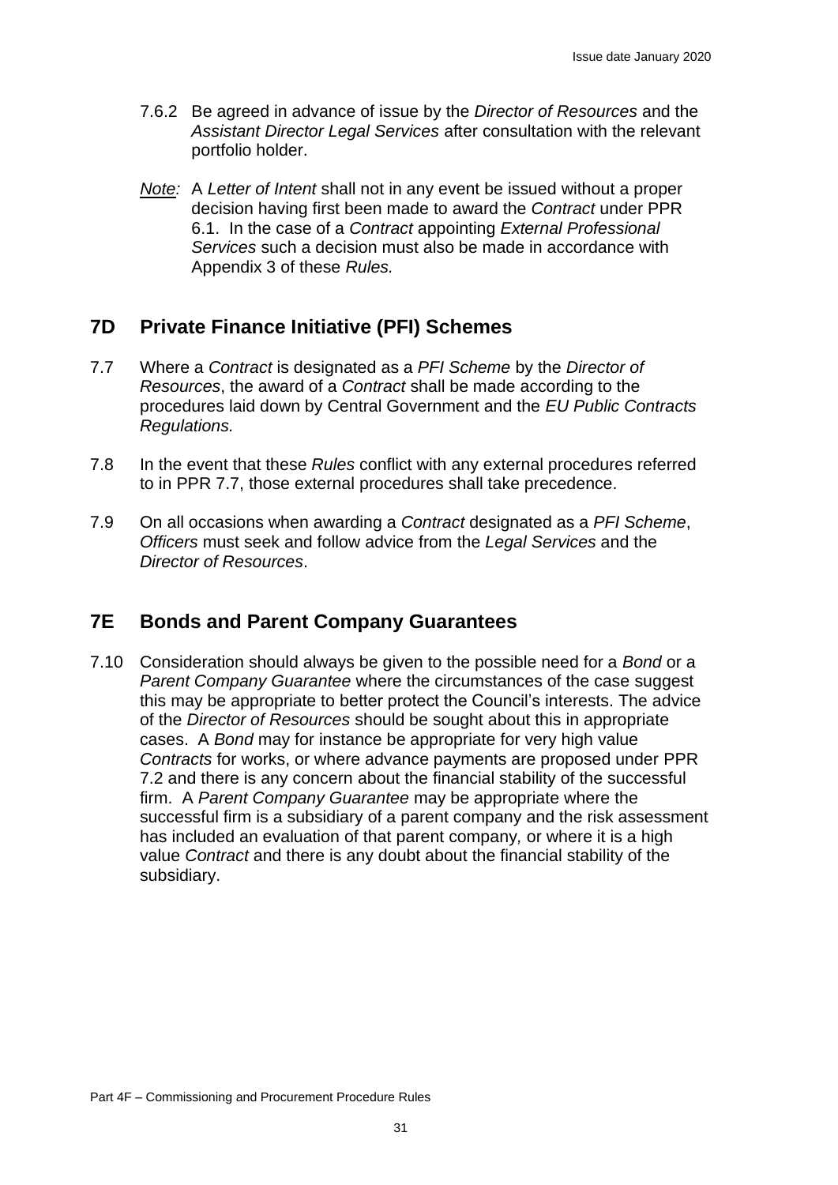7.6.2 Be agreed in advance of issue by the *Director of Resources* and the *Assistant Director Legal Services* after consultation with the relevant portfolio holder.

*Note:* A *Letter of Intent* shall not in any event be issued without a proper decision having first been made to award the *Contract* under PPR 6.1. In the case of a *Contract* appointing *External Professional Services* such a decision must also be made in accordance with Appendix 3 of these *Rules.*

## 7D Private Finance Initiative (PFI) Schemes

7.7 Where a *Contract* is designated as a *PFI Scheme* by the *Director of Resources*, the award of a *Contract* shall be made according to the procedures laid down by Central Government and the *EU Public Contracts Regulations.*

7.8 In the event that these *Rules* conflict with any external procedures referred to in PPR 7.7, those external procedures shall take precedence.

7.9 On all occasions when awarding a *Contract* designated as a *PFI Scheme*, *Officers* must seek and follow advice from the *Legal Services* and the *Director of Resources*.

## 7E Bonds and Parent Company Guarantees

7.10 Consideration should always be given to the possible need for a *Bond* or a *Parent Company Guarantee* where the circumstances of the case suggest this may be appropriate to better protect the Council's interests. The advice of the *Director of Resources* should be sought about this in appropriate cases. A *Bond* may for instance be appropriate for very high value *Contracts* for works, or where advance payments are proposed under PPR 7.2 and there is any concern about the financial stability of the successful firm. A *Parent Company Guarantee* may be appropriate where the successful firm is a subsidiary of a parent company and the risk assessment has included an evaluation of that parent company, or where it is a high value *Contract* and there is any doubt about the financial stability of the subsidiary.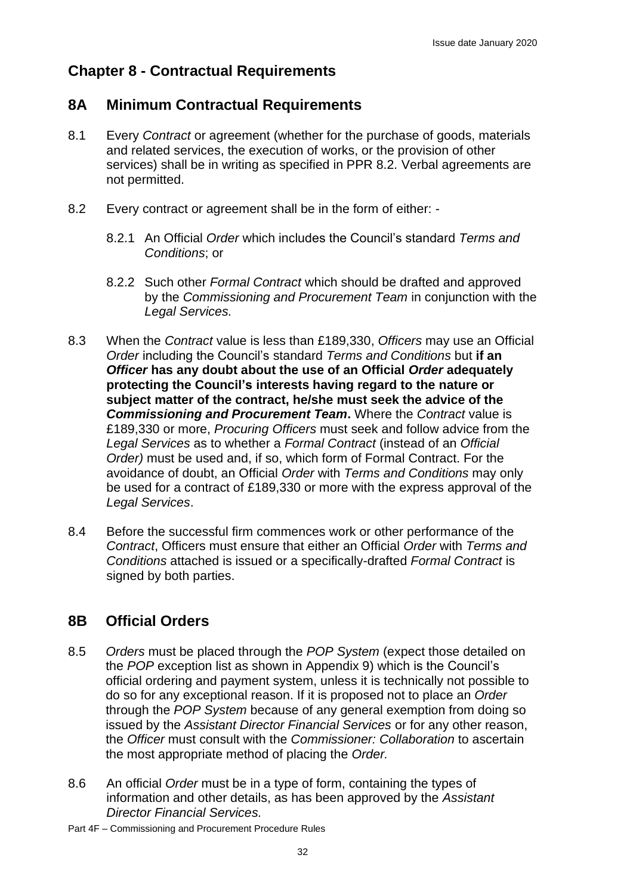## Chapter 8 - Contractual Requirements

### 8A Minimum Contractual Requirements

8.1 Every *Contract* or agreement (whether for the purchase of goods, materials and related services, the execution of works, or the provision of other services) shall be in writing as specified in PPR 8.2. Verbal agreements are not permitted.

8.2 Every contract or agreement shall be in the form of either: -

8.2.1 An Official *Order* which includes the Council's standard *Terms and Conditions*; or

8.2.2 Such other *Formal Contract* which should be drafted and approved by the *Commissioning and Procurement Team* in conjunction with the *Legal Services.*

8.3 When the *Contract* value is less than £189,330, *Officers* may use an Official *Order* including the Council's standard *Terms and Conditions* but **if an *Officer* has any doubt about the use of an Official *Order* adequately protecting the Council's interests having regard to the nature or subject matter of the contract, he/she must seek the advice of the *Commissioning and Procurement Team***. Where the *Contract* value is £189,330 or more, *Procuring Officers* must seek and follow advice from the *Legal Services* as to whether a *Formal Contract* (instead of an *Official Order)* must be used and, if so, which form of Formal Contract. For the avoidance of doubt, an Official *Order* with *Terms and Conditions* may only be used for a contract of £189,330 or more with the express approval of the *Legal Services*.

8.4 Before the successful firm commences work or other performance of the *Contract*, Officers must ensure that either an Official *Order* with *Terms and Conditions* attached is issued or a specifically-drafted *Formal Contract* is signed by both parties.

### 8B Official Orders

8.5 *Orders* must be placed through the *POP System* (expect those detailed on the *POP* exception list as shown in Appendix 9) which is the Council's official ordering and payment system, unless it is technically not possible to do so for any exceptional reason. If it is proposed not to place an *Order* through the *POP System* because of any general exemption from doing so issued by the *Assistant Director Financial Services* or for any other reason, the *Officer* must consult with the *Commissioner: Collaboration* to ascertain the most appropriate method of placing the *Order.*

8.6 An official *Order* must be in a type of form, containing the types of information and other details, as has been approved by the *Assistant Director Financial Services.*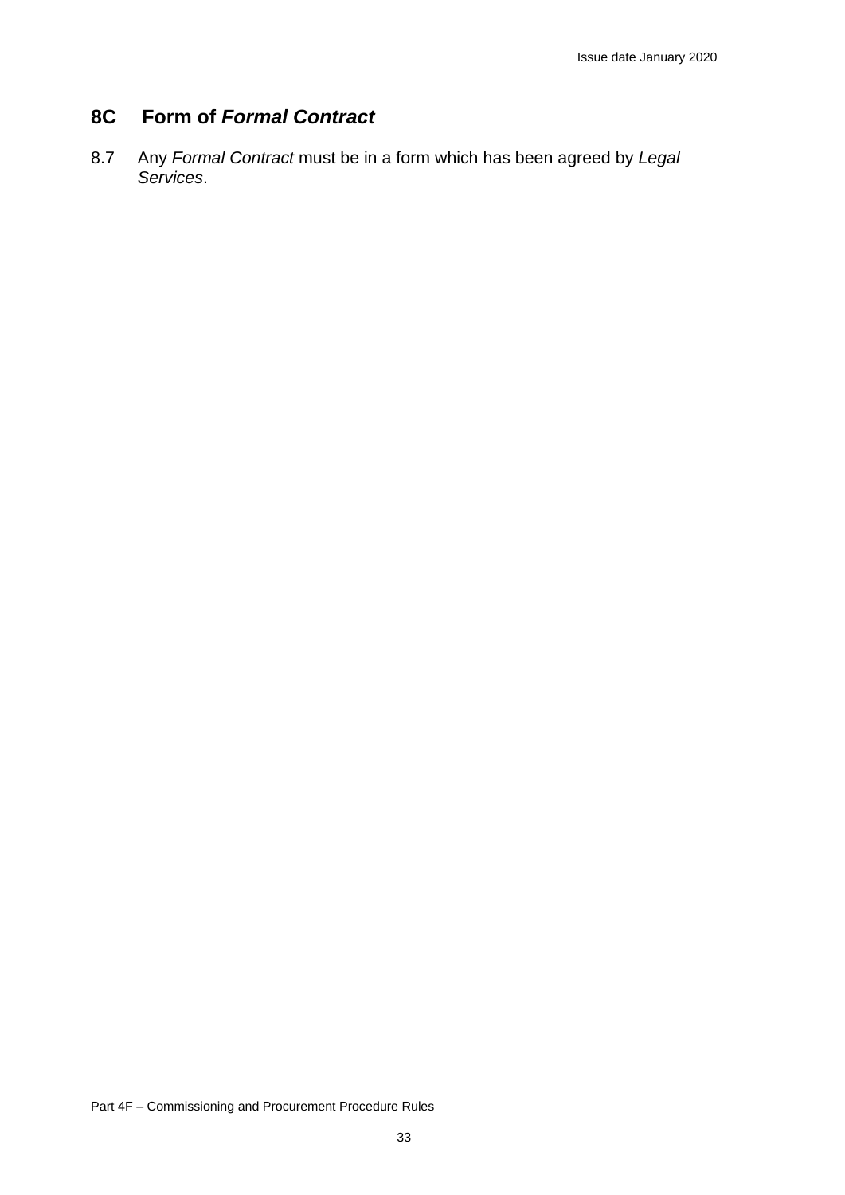## 8C Form of *Formal Contract*

8.7 Any *Formal Contract* must be in a form which has been agreed by *Legal Services*.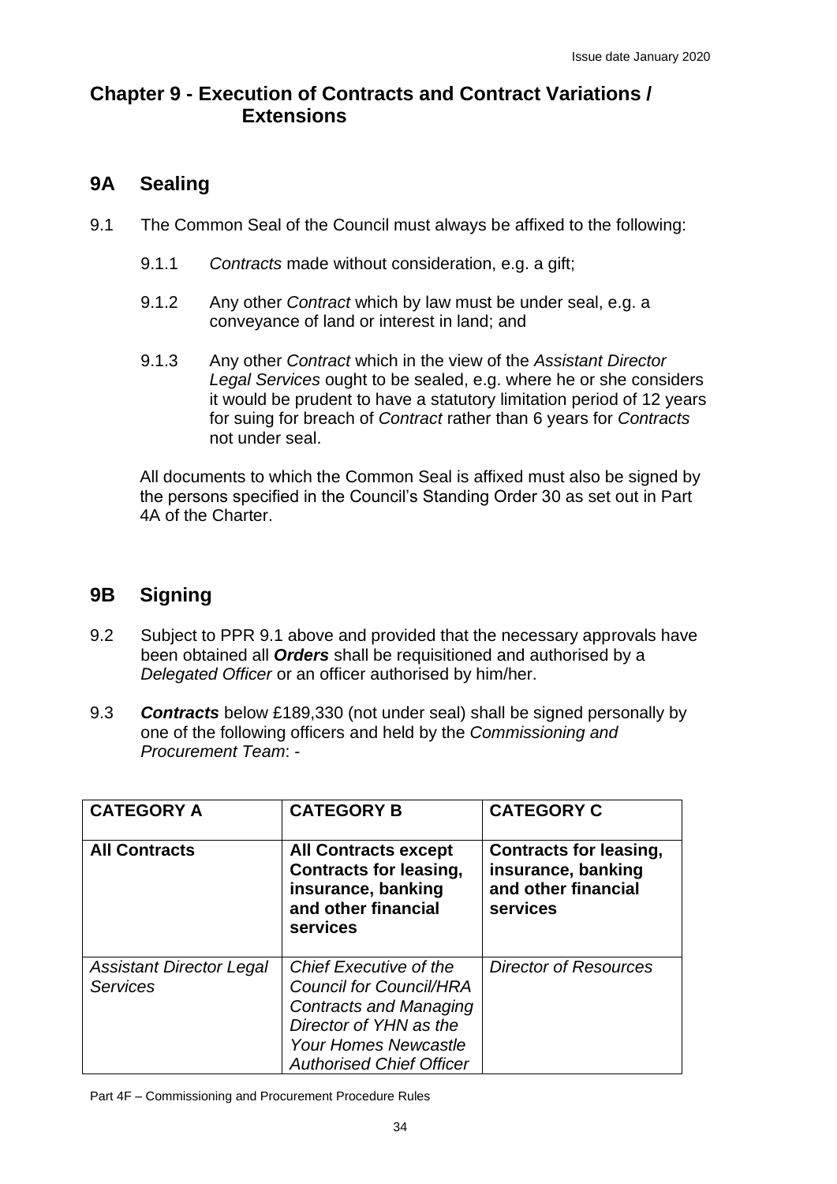## Chapter 9 - Execution of Contracts and Contract Variations / Extensions

### 9A Sealing

9.1 The Common Seal of the Council must always be affixed to the following:

9.1.1 *Contracts* made without consideration, e.g. a gift;

9.1.2 Any other *Contract* which by law must be under seal, e.g. a conveyance of land or interest in land; and

9.1.3 Any other *Contract* which in the view of the *Assistant Director Legal Services* ought to be sealed, e.g. where he or she considers it would be prudent to have a statutory limitation period of 12 years for suing for breach of *Contract* rather than 6 years for *Contracts* not under seal.

All documents to which the Common Seal is affixed must also be signed by the persons specified in the Council's Standing Order 30 as set out in Part 4A of the Charter.

### 9B Signing

9.2 Subject to PPR 9.1 above and provided that the necessary approvals have been obtained all ***Orders*** shall be requisitioned and authorised by a *Delegated Officer* or an officer authorised by him/her.

9.3 ***Contracts*** below £189,330 (not under seal) shall be signed personally by one of the following officers and held by the *Commissioning and Procurement Team*: -

| CATEGORY A | CATEGORY B | CATEGORY C |
|---|---|---|
| **All Contracts** | **All Contracts except Contracts for leasing, insurance, banking and other financial services** | **Contracts for leasing, insurance, banking and other financial services** |
| *Assistant Director Legal Services* | *Chief Executive of the Council for Council/HRA Contracts and Managing Director of YHN as the Your Homes Newcastle Authorised Chief Officer* | *Director of Resources* |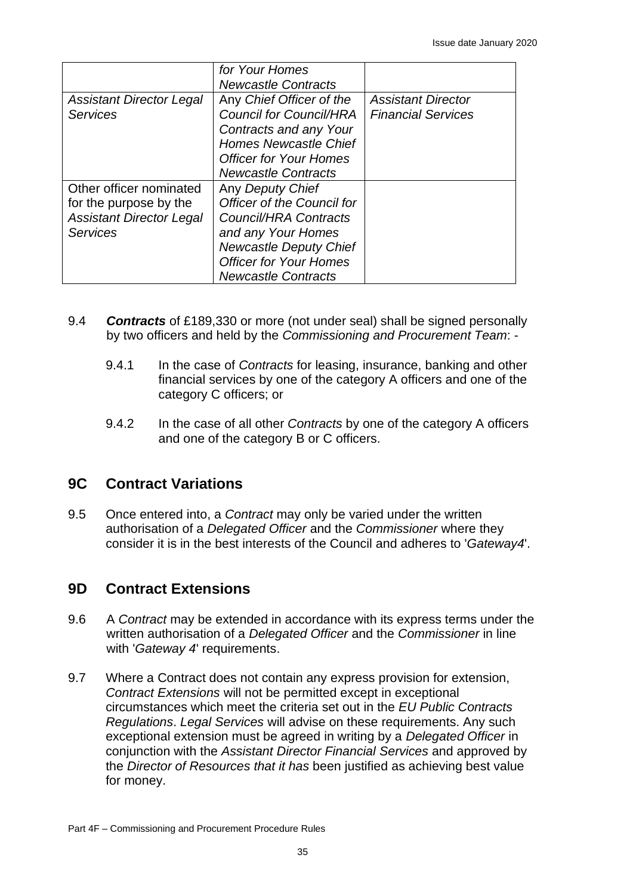| | | |
|---|---|---|
| | *for Your Homes Newcastle Contracts* | |
| *Assistant Director Legal Services* | Any *Chief Officer of the Council for Council/HRA Contracts and any Your Homes Newcastle Chief Officer for Your Homes Newcastle Contracts* | *Assistant Director Financial Services* |
| Other officer nominated for the purpose by the *Assistant Director Legal Services* | Any *Deputy Chief Officer of the Council for Council/HRA Contracts and any Your Homes Newcastle Deputy Chief Officer for Your Homes Newcastle Contracts* | |

9.4 ***Contracts*** of £189,330 or more (not under seal) shall be signed personally by two officers and held by the *Commissioning and Procurement Team*: -

9.4.1 In the case of *Contracts* for leasing, insurance, banking and other financial services by one of the category A officers and one of the category C officers; or

9.4.2 In the case of all other *Contracts* by one of the category A officers and one of the category B or C officers.

## 9C Contract Variations

9.5 Once entered into, a *Contract* may only be varied under the written authorisation of a *Delegated Officer* and the *Commissioner* where they consider it is in the best interests of the Council and adheres to '*Gateway4*'.

## 9D Contract Extensions

9.6 A *Contract* may be extended in accordance with its express terms under the written authorisation of a *Delegated Officer* and the *Commissioner* in line with '*Gateway 4*' requirements.

9.7 Where a Contract does not contain any express provision for extension, *Contract Extensions* will not be permitted except in exceptional circumstances which meet the criteria set out in the *EU Public Contracts Regulations*. *Legal Services* will advise on these requirements. Any such exceptional extension must be agreed in writing by a *Delegated Officer* in conjunction with the *Assistant Director Financial Services* and approved by the *Director of Resources that it has* been justified as achieving best value for money.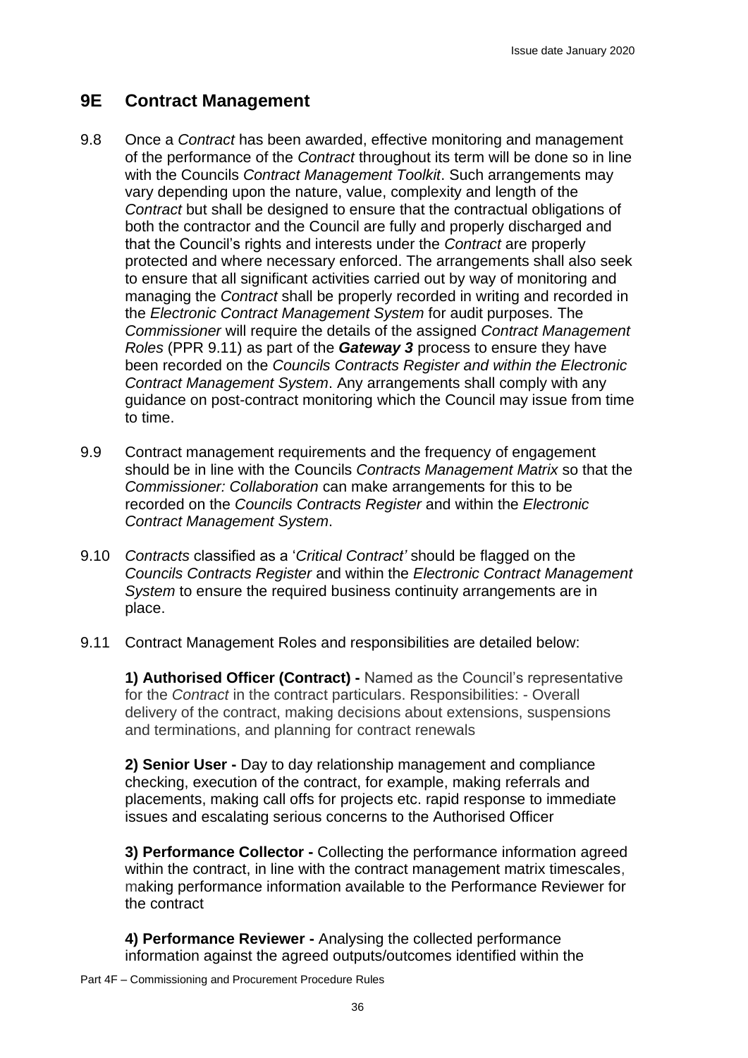## 9E Contract Management

9.8 Once a *Contract* has been awarded, effective monitoring and management of the performance of the *Contract* throughout its term will be done so in line with the Councils *Contract Management Toolkit*. Such arrangements may vary depending upon the nature, value, complexity and length of the *Contract* but shall be designed to ensure that the contractual obligations of both the contractor and the Council are fully and properly discharged and that the Council's rights and interests under the *Contract* are properly protected and where necessary enforced. The arrangements shall also seek to ensure that all significant activities carried out by way of monitoring and managing the *Contract* shall be properly recorded in writing and recorded in the *Electronic Contract Management System* for audit purposes. The *Commissioner* will require the details of the assigned *Contract Management Roles* (PPR 9.11) as part of the ***Gateway 3*** process to ensure they have been recorded on the *Councils Contracts Register and within the Electronic Contract Management System*. Any arrangements shall comply with any guidance on post-contract monitoring which the Council may issue from time to time.

9.9 Contract management requirements and the frequency of engagement should be in line with the Councils *Contracts Management Matrix* so that the *Commissioner: Collaboration* can make arrangements for this to be recorded on the *Councils Contracts Register* and within the *Electronic Contract Management System*.

9.10 *Contracts* classified as a '*Critical Contract'* should be flagged on the *Councils Contracts Register* and within the *Electronic Contract Management System* to ensure the required business continuity arrangements are in place.

9.11 Contract Management Roles and responsibilities are detailed below:

**1) Authorised Officer (Contract) -** Named as the Council's representative for the *Contract* in the contract particulars. Responsibilities: - Overall delivery of the contract, making decisions about extensions, suspensions and terminations, and planning for contract renewals

**2) Senior User -** Day to day relationship management and compliance checking, execution of the contract, for example, making referrals and placements, making call offs for projects etc. rapid response to immediate issues and escalating serious concerns to the Authorised Officer

**3) Performance Collector -** Collecting the performance information agreed within the contract, in line with the contract management matrix timescales, making performance information available to the Performance Reviewer for the contract

**4) Performance Reviewer -** Analysing the collected performance information against the agreed outputs/outcomes identified within the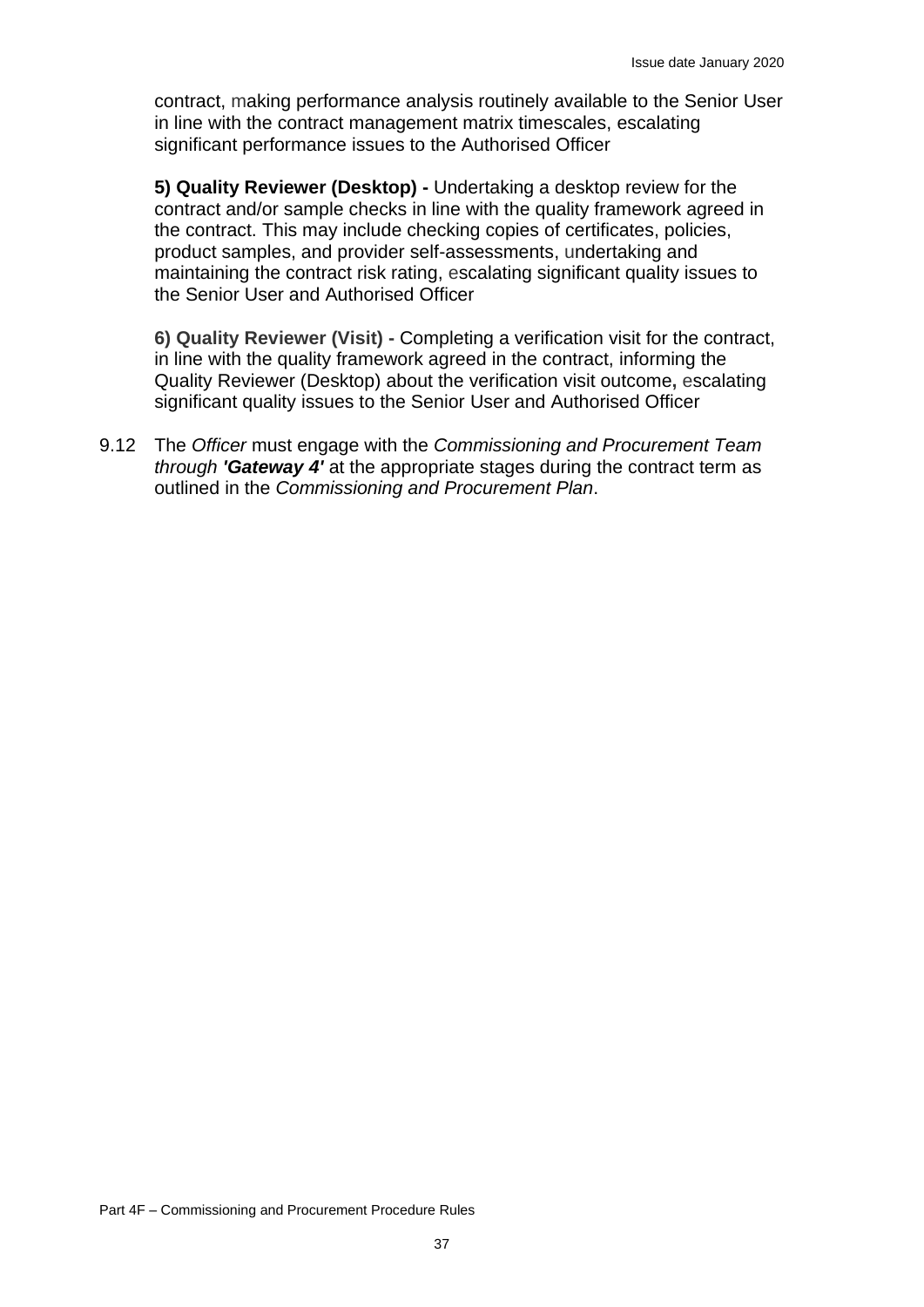contract, making performance analysis routinely available to the Senior User in line with the contract management matrix timescales, escalating significant performance issues to the Authorised Officer

**5) Quality Reviewer (Desktop) -** Undertaking a desktop review for the contract and/or sample checks in line with the quality framework agreed in the contract. This may include checking copies of certificates, policies, product samples, and provider self-assessments, undertaking and maintaining the contract risk rating, escalating significant quality issues to the Senior User and Authorised Officer

**6) Quality Reviewer (Visit) -** Completing a verification visit for the contract, in line with the quality framework agreed in the contract, informing the Quality Reviewer (Desktop) about the verification visit outcome**,** escalating significant quality issues to the Senior User and Authorised Officer

9.12 The *Officer* must engage with the *Commissioning and Procurement Team through **'Gateway 4'*** at the appropriate stages during the contract term as outlined in the *Commissioning and Procurement Plan*.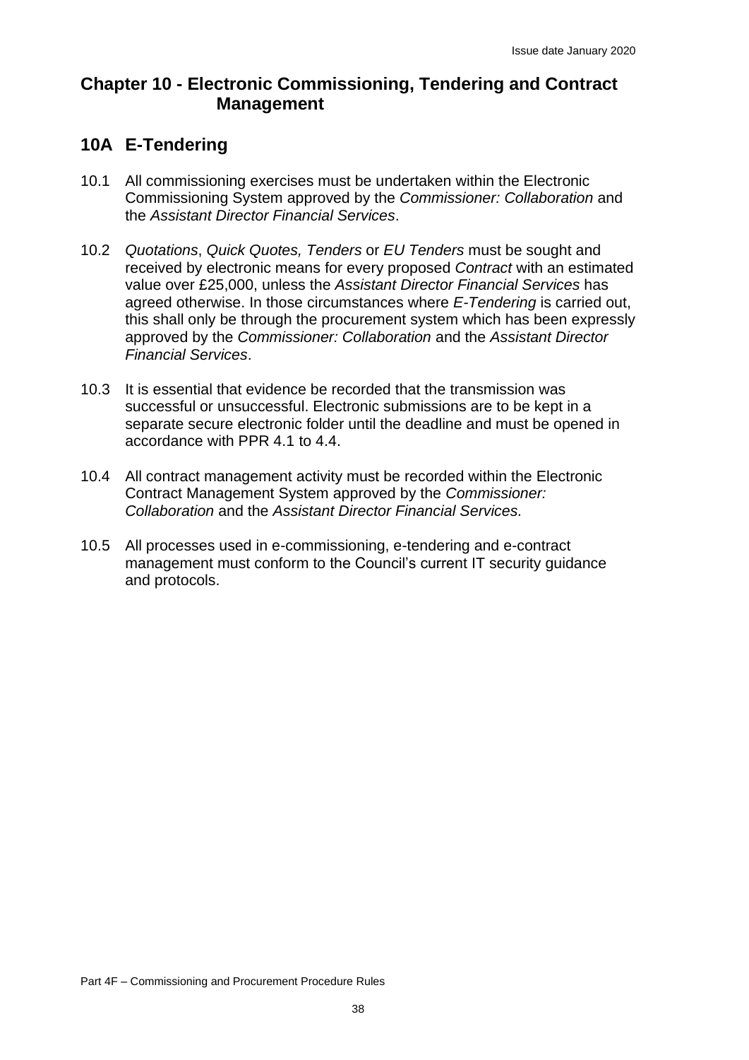## Chapter 10 - Electronic Commissioning, Tendering and Contract Management

### 10A E-Tendering

10.1 All commissioning exercises must be undertaken within the Electronic Commissioning System approved by the *Commissioner: Collaboration* and the *Assistant Director Financial Services*.

10.2 *Quotations*, *Quick Quotes, Tenders* or *EU Tenders* must be sought and received by electronic means for every proposed *Contract* with an estimated value over £25,000, unless the *Assistant Director Financial Services* has agreed otherwise. In those circumstances where *E-Tendering* is carried out, this shall only be through the procurement system which has been expressly approved by the *Commissioner: Collaboration* and the *Assistant Director Financial Services*.

10.3 It is essential that evidence be recorded that the transmission was successful or unsuccessful. Electronic submissions are to be kept in a separate secure electronic folder until the deadline and must be opened in accordance with PPR 4.1 to 4.4.

10.4 All contract management activity must be recorded within the Electronic Contract Management System approved by the *Commissioner: Collaboration* and the *Assistant Director Financial Services.*

10.5 All processes used in e-commissioning, e-tendering and e-contract management must conform to the Council's current IT security guidance and protocols.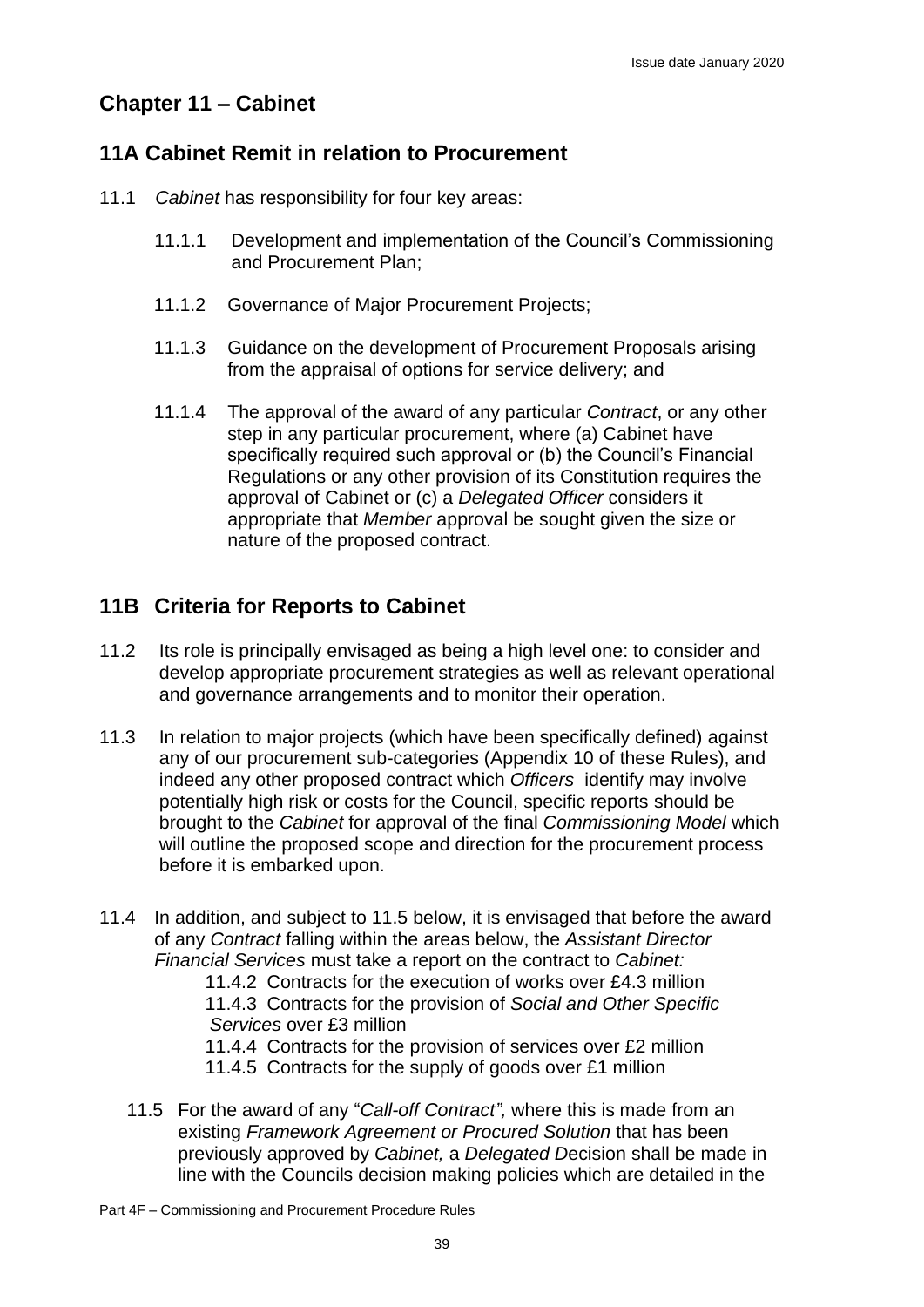## Chapter 11 – Cabinet

## 11A Cabinet Remit in relation to Procurement

11.1 *Cabinet* has responsibility for four key areas:

11.1.1 Development and implementation of the Council's Commissioning and Procurement Plan;

11.1.2 Governance of Major Procurement Projects;

11.1.3 Guidance on the development of Procurement Proposals arising from the appraisal of options for service delivery; and

11.1.4 The approval of the award of any particular *Contract*, or any other step in any particular procurement, where (a) Cabinet have specifically required such approval or (b) the Council's Financial Regulations or any other provision of its Constitution requires the approval of Cabinet or (c) a *Delegated Officer* considers it appropriate that *Member* approval be sought given the size or nature of the proposed contract.

## 11B Criteria for Reports to Cabinet

11.2 Its role is principally envisaged as being a high level one: to consider and develop appropriate procurement strategies as well as relevant operational and governance arrangements and to monitor their operation.

11.3 In relation to major projects (which have been specifically defined) against any of our procurement sub-categories (Appendix 10 of these Rules), and indeed any other proposed contract which *Officers* identify may involve potentially high risk or costs for the Council, specific reports should be brought to the *Cabinet* for approval of the final *Commissioning Model* which will outline the proposed scope and direction for the procurement process before it is embarked upon.

11.4 In addition, and subject to 11.5 below, it is envisaged that before the award of any *Contract* falling within the areas below, the *Assistant Director Financial Services* must take a report on the contract to *Cabinet:*

11.4.2 Contracts for the execution of works over £4.3 million

11.4.3 Contracts for the provision of *Social and Other Specific Services* over £3 million

11.4.4 Contracts for the provision of services over £2 million

11.4.5 Contracts for the supply of goods over £1 million

11.5 For the award of any "*Call-off Contract",* where this is made from an existing *Framework Agreement or Procured Solution* that has been previously approved by *Cabinet,* a *Delegated D*ecision shall be made in line with the Councils decision making policies which are detailed in the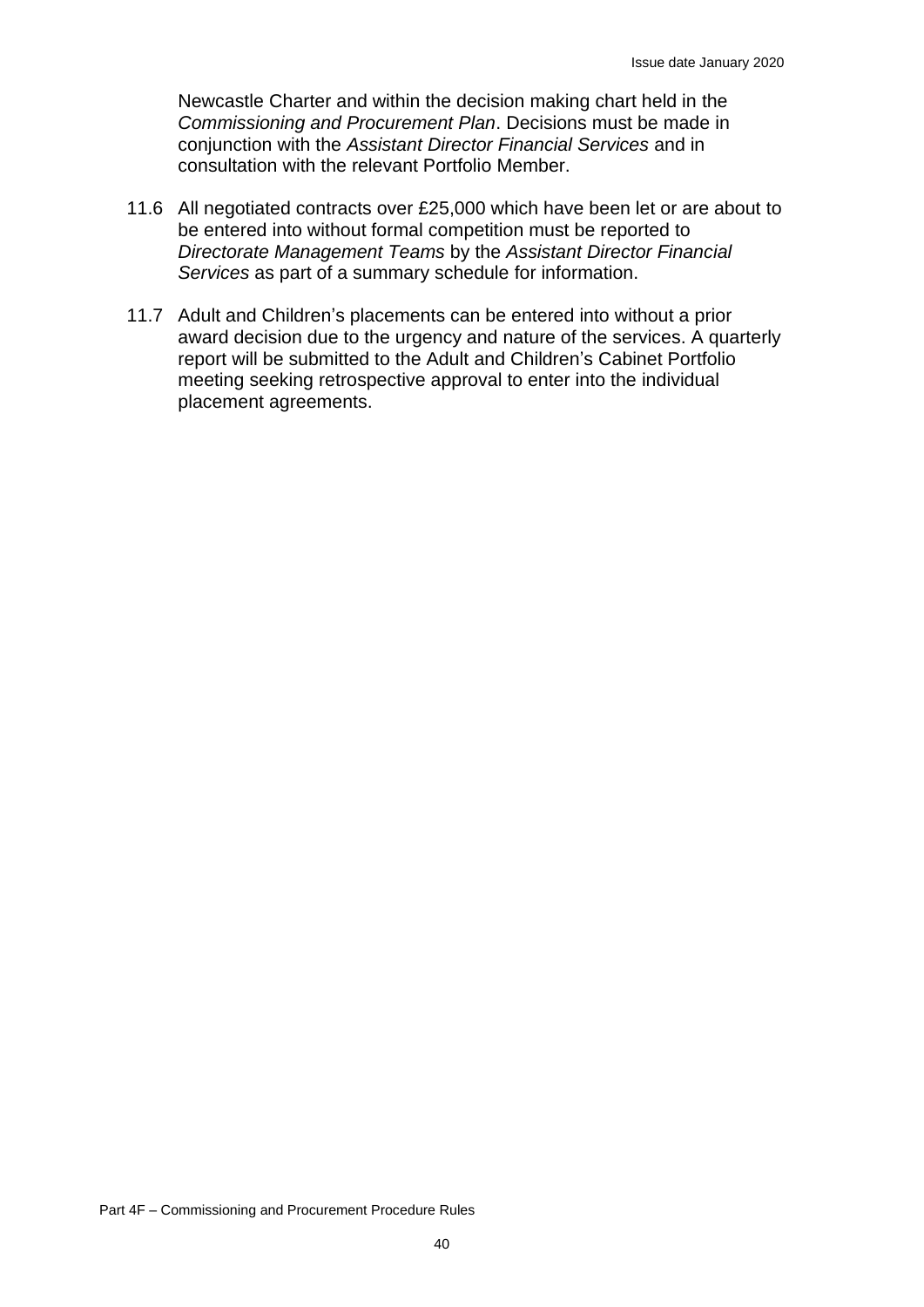Newcastle Charter and within the decision making chart held in the *Commissioning and Procurement Plan*. Decisions must be made in conjunction with the *Assistant Director Financial Services* and in consultation with the relevant Portfolio Member.

11.6 All negotiated contracts over £25,000 which have been let or are about to be entered into without formal competition must be reported to *Directorate Management Teams* by the *Assistant Director Financial Services* as part of a summary schedule for information.

11.7 Adult and Children's placements can be entered into without a prior award decision due to the urgency and nature of the services. A quarterly report will be submitted to the Adult and Children's Cabinet Portfolio meeting seeking retrospective approval to enter into the individual placement agreements.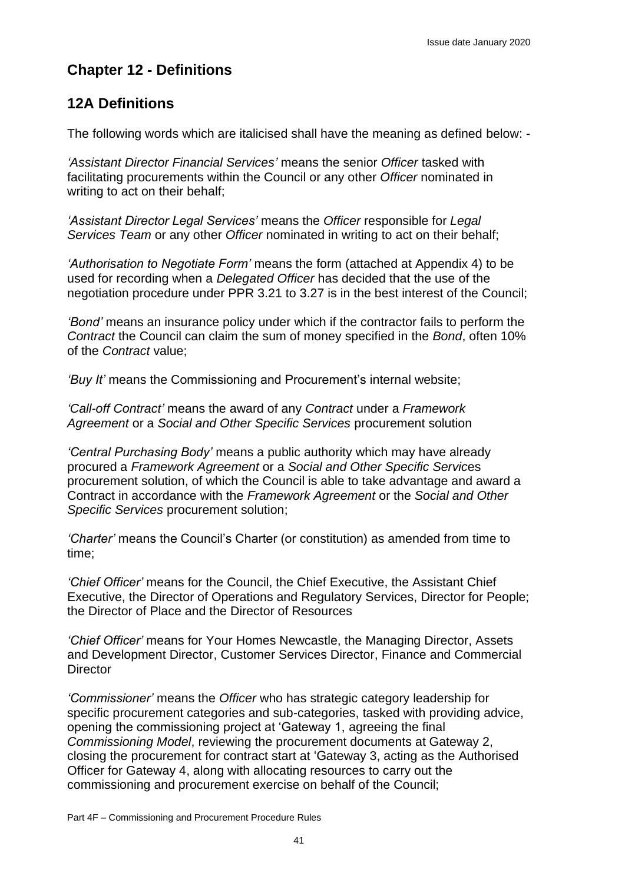## Chapter 12 - Definitions

## 12A Definitions

The following words which are italicised shall have the meaning as defined below: -

*'Assistant Director Financial Services'* means the senior *Officer* tasked with facilitating procurements within the Council or any other *Officer* nominated in writing to act on their behalf;

*'Assistant Director Legal Services'* means the *Officer* responsible for *Legal Services Team* or any other *Officer* nominated in writing to act on their behalf;

*'Authorisation to Negotiate Form'* means the form (attached at Appendix 4) to be used for recording when a *Delegated Officer* has decided that the use of the negotiation procedure under PPR 3.21 to 3.27 is in the best interest of the Council;

*'Bond'* means an insurance policy under which if the contractor fails to perform the *Contract* the Council can claim the sum of money specified in the *Bond*, often 10% of the *Contract* value;

*'Buy It'* means the Commissioning and Procurement's internal website;

*'Call-off Contract'* means the award of any *Contract* under a *Framework Agreement* or a *Social and Other Specific Services* procurement solution

*'Central Purchasing Body'* means a public authority which may have already procured a *Framework Agreement* or a *Social and Other Specific Services* procurement solution, of which the Council is able to take advantage and award a Contract in accordance with the *Framework Agreement* or the *Social and Other Specific Services* procurement solution;

*'Charter'* means the Council's Charter (or constitution) as amended from time to time;

*'Chief Officer'* means for the Council, the Chief Executive, the Assistant Chief Executive, the Director of Operations and Regulatory Services, Director for People; the Director of Place and the Director of Resources

*'Chief Officer'* means for Your Homes Newcastle, the Managing Director, Assets and Development Director, Customer Services Director, Finance and Commercial Director

*'Commissioner'* means the *Officer* who has strategic category leadership for specific procurement categories and sub-categories, tasked with providing advice, opening the commissioning project at 'Gateway 1, agreeing the final *Commissioning Model*, reviewing the procurement documents at Gateway 2, closing the procurement for contract start at 'Gateway 3, acting as the Authorised Officer for Gateway 4, along with allocating resources to carry out the commissioning and procurement exercise on behalf of the Council;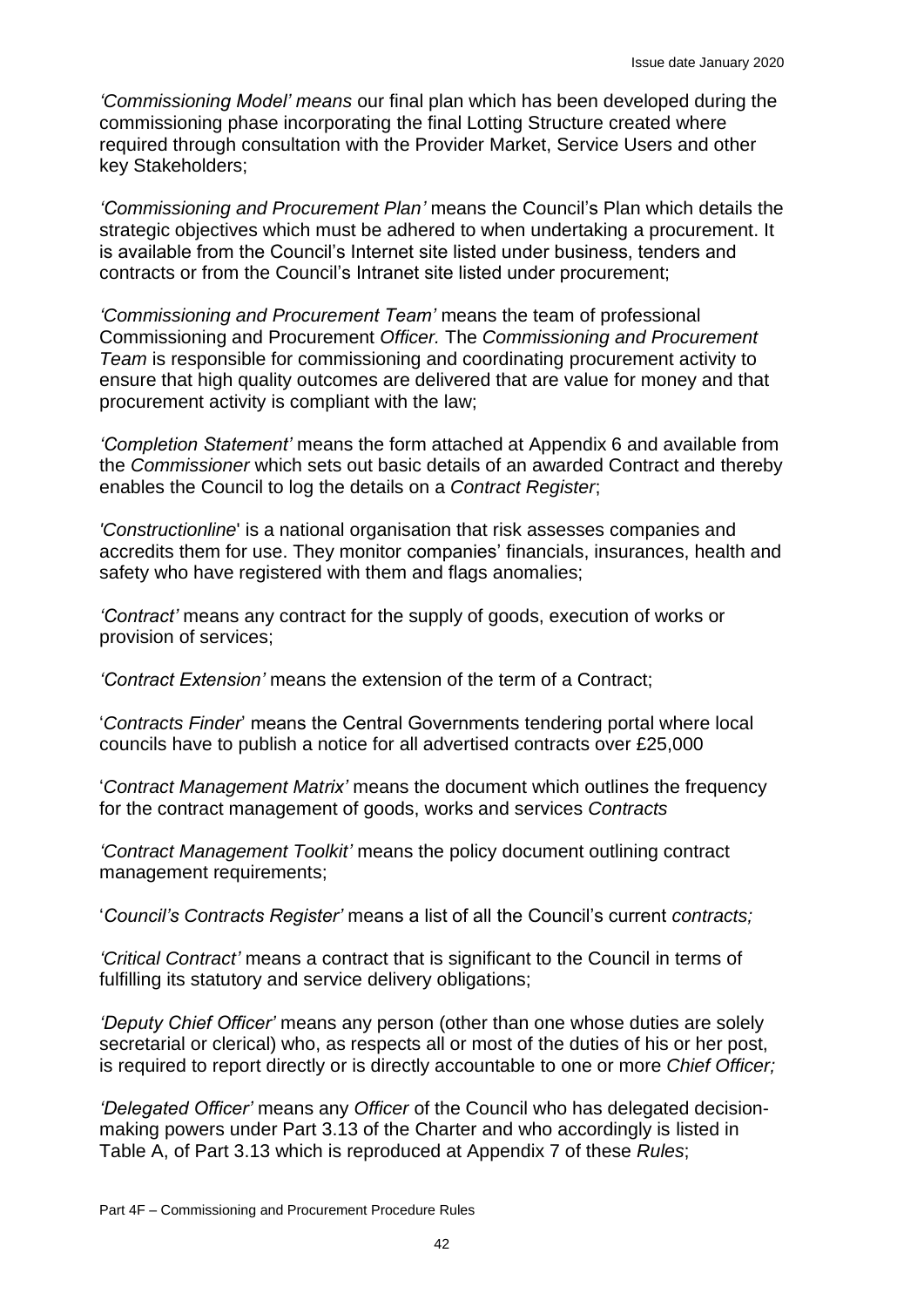*'Commissioning Model'* means our final plan which has been developed during the commissioning phase incorporating the final Lotting Structure created where required through consultation with the Provider Market, Service Users and other key Stakeholders;

*'Commissioning and Procurement Plan'* means the Council's Plan which details the strategic objectives which must be adhered to when undertaking a procurement. It is available from the Council's Internet site listed under business, tenders and contracts or from the Council's Intranet site listed under procurement;

*'Commissioning and Procurement Team'* means the team of professional Commissioning and Procurement *Officer.* The *Commissioning and Procurement Team* is responsible for commissioning and coordinating procurement activity to ensure that high quality outcomes are delivered that are value for money and that procurement activity is compliant with the law;

*'Completion Statement'* means the form attached at Appendix 6 and available from the *Commissioner* which sets out basic details of an awarded Contract and thereby enables the Council to log the details on a *Contract Register*;

*'Constructionline'* is a national organisation that risk assesses companies and accredits them for use. They monitor companies' financials, insurances, health and safety who have registered with them and flags anomalies;

*'Contract'* means any contract for the supply of goods, execution of works or provision of services;

*'Contract Extension'* means the extension of the term of a Contract;

'*Contracts Finder*' means the Central Governments tendering portal where local councils have to publish a notice for all advertised contracts over £25,000

'*Contract Management Matrix'* means the document which outlines the frequency for the contract management of goods, works and services *Contracts*

*'Contract Management Toolkit'* means the policy document outlining contract management requirements;

'*Council's Contracts Register'* means a list of all the Council's current *contracts;*

*'Critical Contract'* means a contract that is significant to the Council in terms of fulfilling its statutory and service delivery obligations;

*'Deputy Chief Officer'* means any person (other than one whose duties are solely secretarial or clerical) who, as respects all or most of the duties of his or her post, is required to report directly or is directly accountable to one or more *Chief Officer;*

*'Delegated Officer'* means any *Officer* of the Council who has delegated decision-making powers under Part 3.13 of the Charter and who accordingly is listed in Table A, of Part 3.13 which is reproduced at Appendix 7 of these *Rules*;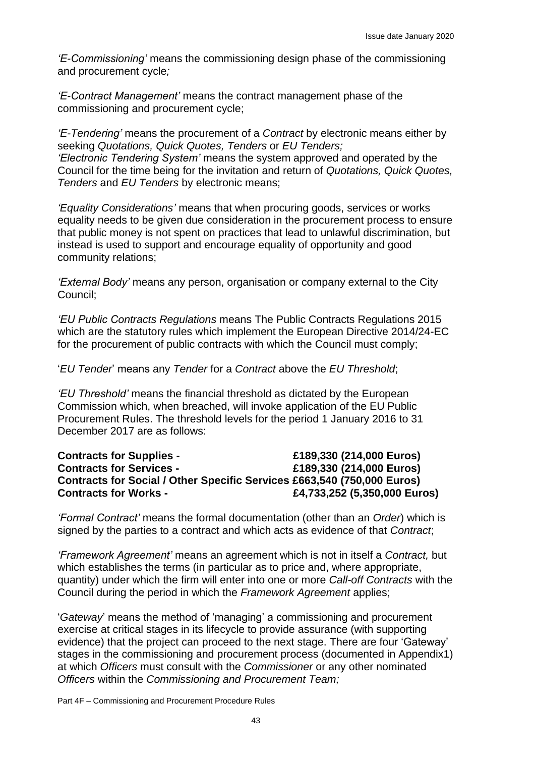*'E-Commissioning'* means the commissioning design phase of the commissioning and procurement cycle*;*

*'E-Contract Management'* means the contract management phase of the commissioning and procurement cycle;

*'E-Tendering'* means the procurement of a *Contract* by electronic means either by seeking *Quotations, Quick Quotes, Tenders* or *EU Tenders;*
*'Electronic Tendering System'* means the system approved and operated by the Council for the time being for the invitation and return of *Quotations, Quick Quotes, Tenders* and *EU Tenders* by electronic means;

*'Equality Considerations'* means that when procuring goods, services or works equality needs to be given due consideration in the procurement process to ensure that public money is not spent on practices that lead to unlawful discrimination, but instead is used to support and encourage equality of opportunity and good community relations;

*'External Body'* means any person, organisation or company external to the City Council;

*'EU Public Contracts Regulations* means The Public Contracts Regulations 2015 which are the statutory rules which implement the European Directive 2014/24-EC for the procurement of public contracts with which the Council must comply;

'*EU Tender*' means any *Tender* for a *Contract* above the *EU Threshold*;

*'EU Threshold'* means the financial threshold as dictated by the European Commission which, when breached, will invoke application of the EU Public Procurement Rules. The threshold levels for the period 1 January 2016 to 31 December 2017 are as follows:

| | |
|---|---|
| **Contracts for Supplies -** | **£189,330 (214,000 Euros)** |
| **Contracts for Services -** | **£189,330 (214,000 Euros)** |
| **Contracts for Social / Other Specific Services** | **£663,540 (750,000 Euros)** |
| **Contracts for Works -** | **£4,733,252 (5,350,000 Euros)** |

*'Formal Contract'* means the formal documentation (other than an *Order*) which is signed by the parties to a contract and which acts as evidence of that *Contract*;

*'Framework Agreement'* means an agreement which is not in itself a *Contract,* but which establishes the terms (in particular as to price and, where appropriate, quantity) under which the firm will enter into one or more *Call-off Contracts* with the Council during the period in which the *Framework Agreement* applies;

'*Gateway*' means the method of 'managing' a commissioning and procurement exercise at critical stages in its lifecycle to provide assurance (with supporting evidence) that the project can proceed to the next stage. There are four 'Gateway' stages in the commissioning and procurement process (documented in Appendix1) at which *Officers* must consult with the *Commissioner* or any other nominated *Officers* within the *Commissioning and Procurement Team;*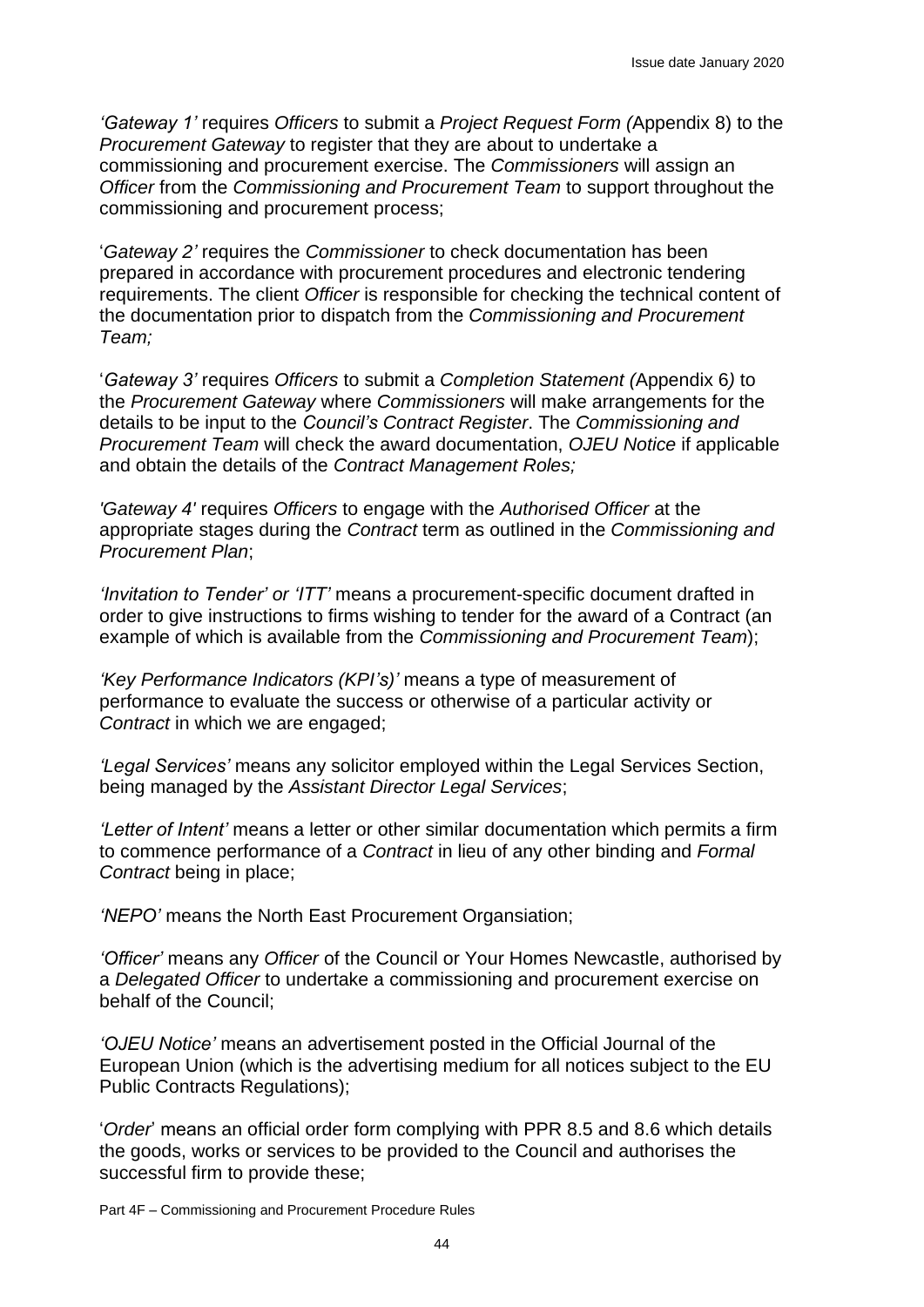*'Gateway 1'* requires *Officers* to submit a *Project Request Form (*Appendix 8) to the *Procurement Gateway* to register that they are about to undertake a commissioning and procurement exercise. The *Commissioners* will assign an *Officer* from the *Commissioning and Procurement Team* to support throughout the commissioning and procurement process;

'*Gateway 2'* requires the *Commissioner* to check documentation has been prepared in accordance with procurement procedures and electronic tendering requirements. The client *Officer* is responsible for checking the technical content of the documentation prior to dispatch from the *Commissioning and Procurement Team;*

'*Gateway 3'* requires *Officers* to submit a *Completion Statement (*Appendix 6*)* to the *Procurement Gateway* where *Commissioners* will make arrangements for the details to be input to the *Council's Contract Register*. The *Commissioning and Procurement Team* will check the award documentation, *OJEU Notice* if applicable and obtain the details of the *Contract Management Roles;*

*'Gateway 4'* requires *Officers* to engage with the *Authorised Officer* at the appropriate stages during the *Contract* term as outlined in the *Commissioning and Procurement Plan*;

*'Invitation to Tender' or 'ITT'* means a procurement-specific document drafted in order to give instructions to firms wishing to tender for the award of a Contract (an example of which is available from the *Commissioning and Procurement Team*);

*'Key Performance Indicators (KPI's)'* means a type of measurement of performance to evaluate the success or otherwise of a particular activity or *Contract* in which we are engaged;

*'Legal Services'* means any solicitor employed within the Legal Services Section, being managed by the *Assistant Director Legal Services*;

*'Letter of Intent'* means a letter or other similar documentation which permits a firm to commence performance of a *Contract* in lieu of any other binding and *Formal Contract* being in place;

*'NEPO'* means the North East Procurement Organsiation;

*'Officer'* means any *Officer* of the Council or Your Homes Newcastle, authorised by a *Delegated Officer* to undertake a commissioning and procurement exercise on behalf of the Council;

*'OJEU Notice'* means an advertisement posted in the Official Journal of the European Union (which is the advertising medium for all notices subject to the EU Public Contracts Regulations);

'*Order*' means an official order form complying with PPR 8.5 and 8.6 which details the goods, works or services to be provided to the Council and authorises the successful firm to provide these;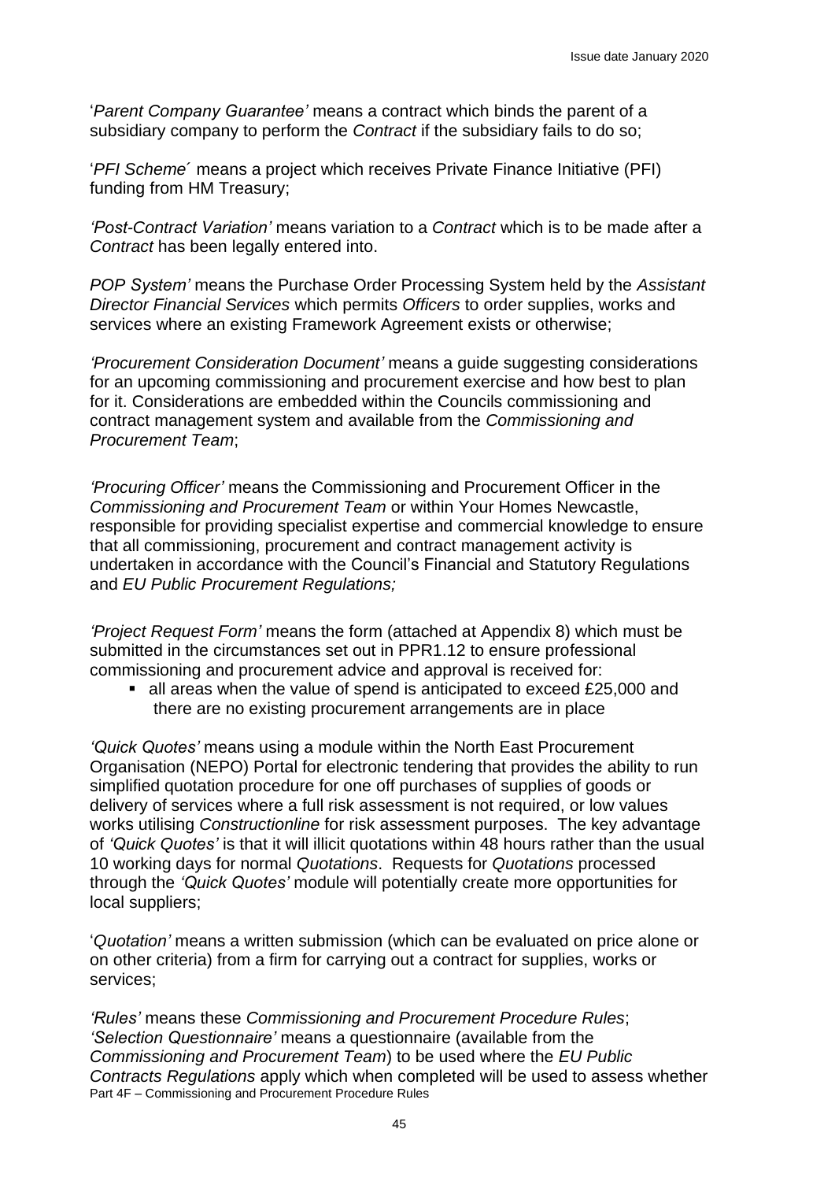'*Parent Company Guarantee'* means a contract which binds the parent of a subsidiary company to perform the *Contract* if the subsidiary fails to do so;

'*PFI Scheme*´ means a project which receives Private Finance Initiative (PFI) funding from HM Treasury;

*'Post-Contract Variation'* means variation to a *Contract* which is to be made after a *Contract* has been legally entered into.

*POP System'* means the Purchase Order Processing System held by the *Assistant Director Financial Services* which permits *Officers* to order supplies, works and services where an existing Framework Agreement exists or otherwise;

*'Procurement Consideration Document'* means a guide suggesting considerations for an upcoming commissioning and procurement exercise and how best to plan for it. Considerations are embedded within the Councils commissioning and contract management system and available from the *Commissioning and Procurement Team*;

*'Procuring Officer'* means the Commissioning and Procurement Officer in the *Commissioning and Procurement Team* or within Your Homes Newcastle, responsible for providing specialist expertise and commercial knowledge to ensure that all commissioning, procurement and contract management activity is undertaken in accordance with the Council's Financial and Statutory Regulations and *EU Public Procurement Regulations;*

*'Project Request Form'* means the form (attached at Appendix 8) which must be submitted in the circumstances set out in PPR1.12 to ensure professional commissioning and procurement advice and approval is received for:

- all areas when the value of spend is anticipated to exceed £25,000 and there are no existing procurement arrangements are in place

*'Quick Quotes'* means using a module within the North East Procurement Organisation (NEPO) Portal for electronic tendering that provides the ability to run simplified quotation procedure for one off purchases of supplies of goods or delivery of services where a full risk assessment is not required, or low values works utilising *Constructionline* for risk assessment purposes. The key advantage of *'Quick Quotes'* is that it will illicit quotations within 48 hours rather than the usual 10 working days for normal *Quotations*. Requests for *Quotations* processed through the *'Quick Quotes'* module will potentially create more opportunities for local suppliers;

'*Quotation'* means a written submission (which can be evaluated on price alone or on other criteria) from a firm for carrying out a contract for supplies, works or services;

*'Rules'* means these *Commissioning and Procurement Procedure Rules*;
*'Selection Questionnaire'* means a questionnaire (available from the *Commissioning and Procurement Team*) to be used where the *EU Public Contracts Regulations* apply which when completed will be used to assess whether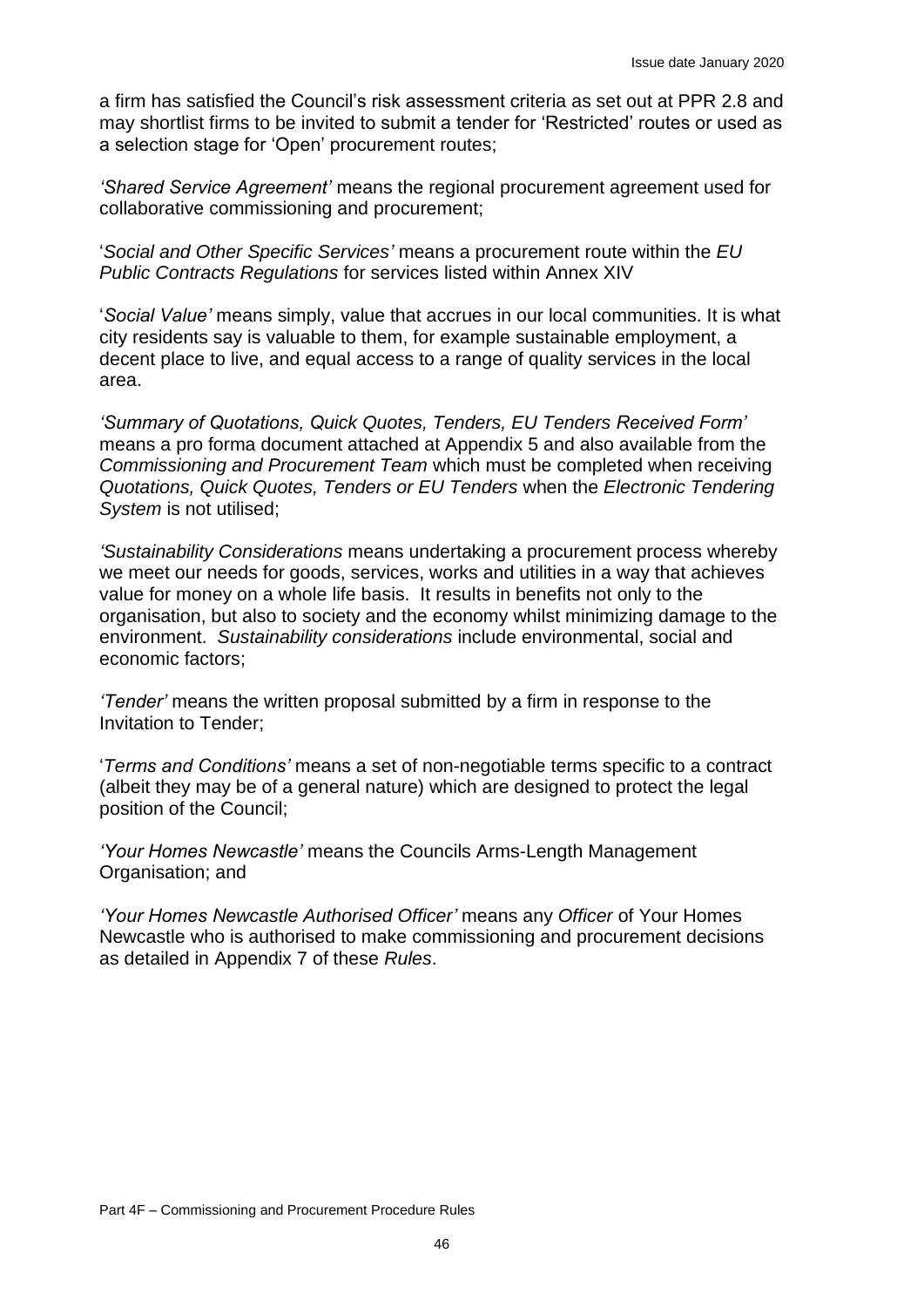a firm has satisfied the Council's risk assessment criteria as set out at PPR 2.8 and may shortlist firms to be invited to submit a tender for 'Restricted' routes or used as a selection stage for 'Open' procurement routes;

*'Shared Service Agreement'* means the regional procurement agreement used for collaborative commissioning and procurement;

'*Social and Other Specific Services'* means a procurement route within the *EU Public Contracts Regulations* for services listed within Annex XIV

'*Social Value'* means simply, value that accrues in our local communities. It is what city residents say is valuable to them, for example sustainable employment, a decent place to live, and equal access to a range of quality services in the local area.

*'Summary of Quotations, Quick Quotes, Tenders, EU Tenders Received Form'* means a pro forma document attached at Appendix 5 and also available from the *Commissioning and Procurement Team* which must be completed when receiving *Quotations, Quick Quotes, Tenders or EU Tenders* when the *Electronic Tendering System* is not utilised;

*'Sustainability Considerations* means undertaking a procurement process whereby we meet our needs for goods, services, works and utilities in a way that achieves value for money on a whole life basis. It results in benefits not only to the organisation, but also to society and the economy whilst minimizing damage to the environment. *Sustainability considerations* include environmental, social and economic factors;

*'Tender'* means the written proposal submitted by a firm in response to the Invitation to Tender;

'*Terms and Conditions'* means a set of non-negotiable terms specific to a contract (albeit they may be of a general nature) which are designed to protect the legal position of the Council;

*'Your Homes Newcastle'* means the Councils Arms-Length Management Organisation; and

*'Your Homes Newcastle Authorised Officer'* means any *Officer* of Your Homes Newcastle who is authorised to make commissioning and procurement decisions as detailed in Appendix 7 of these *Rules*.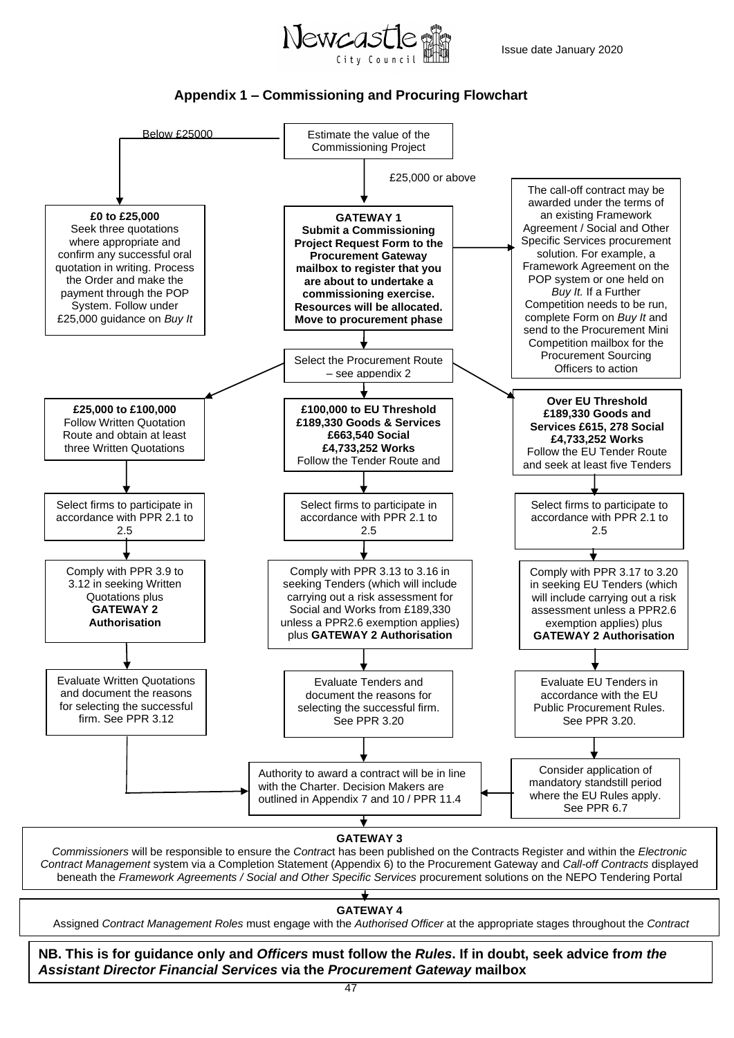Issue date January 2020

## Appendix 1 – Commissioning and Procuring Flowchart

Estimate the value of the Commissioning Project

**Below £25000:**

**£0 to £25,000**
Seek three quotations where appropriate and confirm any successful oral quotation in writing. Process the Order and make the payment through the POP System. Follow under £25,000 guidance on *Buy It*

**£25,000 or above:**

**GATEWAY 1**
**Submit a Commissioning Project Request Form to the Procurement Gateway mailbox to register that you are about to undertake a commissioning exercise. Resources will be allocated. Move to procurement phase**

The call-off contract may be awarded under the terms of an existing Framework Agreement / Social and Other Specific Services procurement solution. For example, a Framework Agreement on the POP system or one held on *Buy It.* If a Further Competition needs to be run, complete Form on *Buy It* and send to the Procurement Mini Competition mailbox for the Procurement Sourcing Officers to action

Select the Procurement Route – see appendix 2

| **£25,000 to £100,000** Follow Written Quotation Route and obtain at least three Written Quotations | **£100,000 to EU Threshold £189,330 Goods & Services £663,540 Social £4,733,252 Works** Follow the Tender Route and | **Over EU Threshold £189,330 Goods and Services £615, 278 Social £4,733,252 Works** Follow the EU Tender Route and seek at least five Tenders |
|---|---|---|
| Select firms to participate in accordance with PPR 2.1 to 2.5 | Select firms to participate in accordance with PPR 2.1 to 2.5 | Select firms to participate to accordance with PPR 2.1 to 2.5 |
| Comply with PPR 3.9 to 3.12 in seeking Written Quotations plus **GATEWAY 2 Authorisation** | Comply with PPR 3.13 to 3.16 in seeking Tenders (which will include carrying out a risk assessment for Social and Works from £189,330 unless a PPR2.6 exemption applies) plus **GATEWAY 2 Authorisation** | Comply with PPR 3.17 to 3.20 in seeking EU Tenders (which will include carrying out a risk assessment unless a PPR2.6 exemption applies) plus **GATEWAY 2 Authorisation** |
| Evaluate Written Quotations and document the reasons for selecting the successful firm. See PPR 3.12 | Evaluate Tenders and document the reasons for selecting the successful firm. See PPR 3.20 | Evaluate EU Tenders in accordance with the EU Public Procurement Rules. See PPR 3.20. |
| | | Consider application of mandatory standstill period where the EU Rules apply. See PPR 6.7 |

Authority to award a contract will be in line with the Charter. Decision Makers are outlined in Appendix 7 and 10 / PPR 11.4

**GATEWAY 3**
*Commissioners* will be responsible to ensure the *Contract* has been published on the Contracts Register and within the *Electronic Contract Management* system via a Completion Statement (Appendix 6) to the Procurement Gateway and *Call-off Contracts* displayed beneath the *Framework Agreements / Social and Other Specific Services* procurement solutions on the NEPO Tendering Portal

**GATEWAY 4**
Assigned *Contract Management Roles* must engage with the *Authorised Officer* at the appropriate stages throughout the *Contract*

**NB. This is for guidance only and *Officers* must follow the *Rules*. If in doubt, seek advice f*rom the Assistant Director Financial Services* via the *Procurement Gateway* mailbox**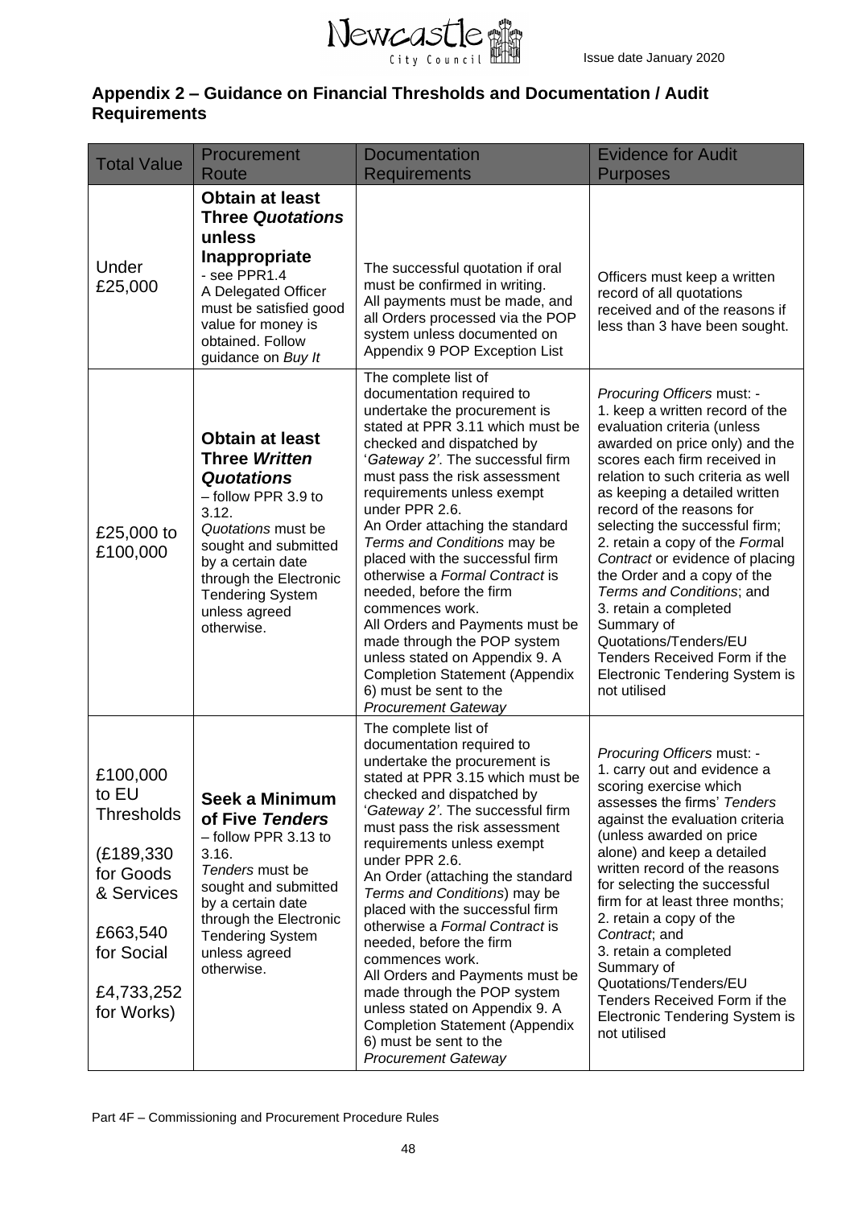## Appendix 2 – Guidance on Financial Thresholds and Documentation / Audit Requirements

| Total Value | Procurement Route | Documentation Requirements | Evidence for Audit Purposes |
|---|---|---|---|
| Under £25,000 | **Obtain at least Three *Quotations* unless Inappropriate** - see PPR1.4 A Delegated Officer must be satisfied good value for money is obtained. Follow guidance on *Buy It* | The successful quotation if oral must be confirmed in writing. All payments must be made, and all Orders processed via the POP system unless documented on Appendix 9 POP Exception List | Officers must keep a written record of all quotations received and of the reasons if less than 3 have been sought. |
| £25,000 to £100,000 | **Obtain at least Three *Written Quotations*** – follow PPR 3.9 to 3.12. *Quotations* must be sought and submitted by a certain date through the Electronic Tendering System unless agreed otherwise. | The complete list of documentation required to undertake the procurement is stated at PPR 3.11 which must be checked and dispatched by '*Gateway 2'*. The successful firm must pass the risk assessment requirements unless exempt under PPR 2.6. An Order attaching the standard *Terms and Conditions* may be placed with the successful firm otherwise a *Formal Contract* is needed, before the firm commences work. All Orders and Payments must be made through the POP system unless stated on Appendix 9. A Completion Statement (Appendix 6) must be sent to the *Procurement Gateway* | *Procuring Officers* must: - 1. keep a written record of the evaluation criteria (unless awarded on price only) and the scores each firm received in relation to such criteria as well as keeping a detailed written record of the reasons for selecting the successful firm; 2. retain a copy of the *Formal Contract* or evidence of placing the Order and a copy of the *Terms and Conditions*; and 3. retain a completed Summary of Quotations/Tenders/EU Tenders Received Form if the Electronic Tendering System is not utilised |
| £100,000 to EU Thresholds (£189,330 for Goods & Services £663,540 for Social £4,733,252 for Works) | **Seek a Minimum of Five *Tenders*** – follow PPR 3.13 to 3.16. *Tenders* must be sought and submitted by a certain date through the Electronic Tendering System unless agreed otherwise. | The complete list of documentation required to undertake the procurement is stated at PPR 3.15 which must be checked and dispatched by '*Gateway 2'*. The successful firm must pass the risk assessment requirements unless exempt under PPR 2.6. An Order (attaching the standard *Terms and Conditions*) may be placed with the successful firm otherwise a *Formal Contract* is needed, before the firm commences work. All Orders and Payments must be made through the POP system unless stated on Appendix 9. A Completion Statement (Appendix 6) must be sent to the *Procurement Gateway* | *Procuring Officers* must: - 1. carry out and evidence a scoring exercise which assesses the firms' *Tenders* against the evaluation criteria (unless awarded on price alone) and keep a detailed written record of the reasons for selecting the successful firm for at least three months; 2. retain a copy of the *Contract*; and 3. retain a completed Summary of Quotations/Tenders/EU Tenders Received Form if the Electronic Tendering System is not utilised |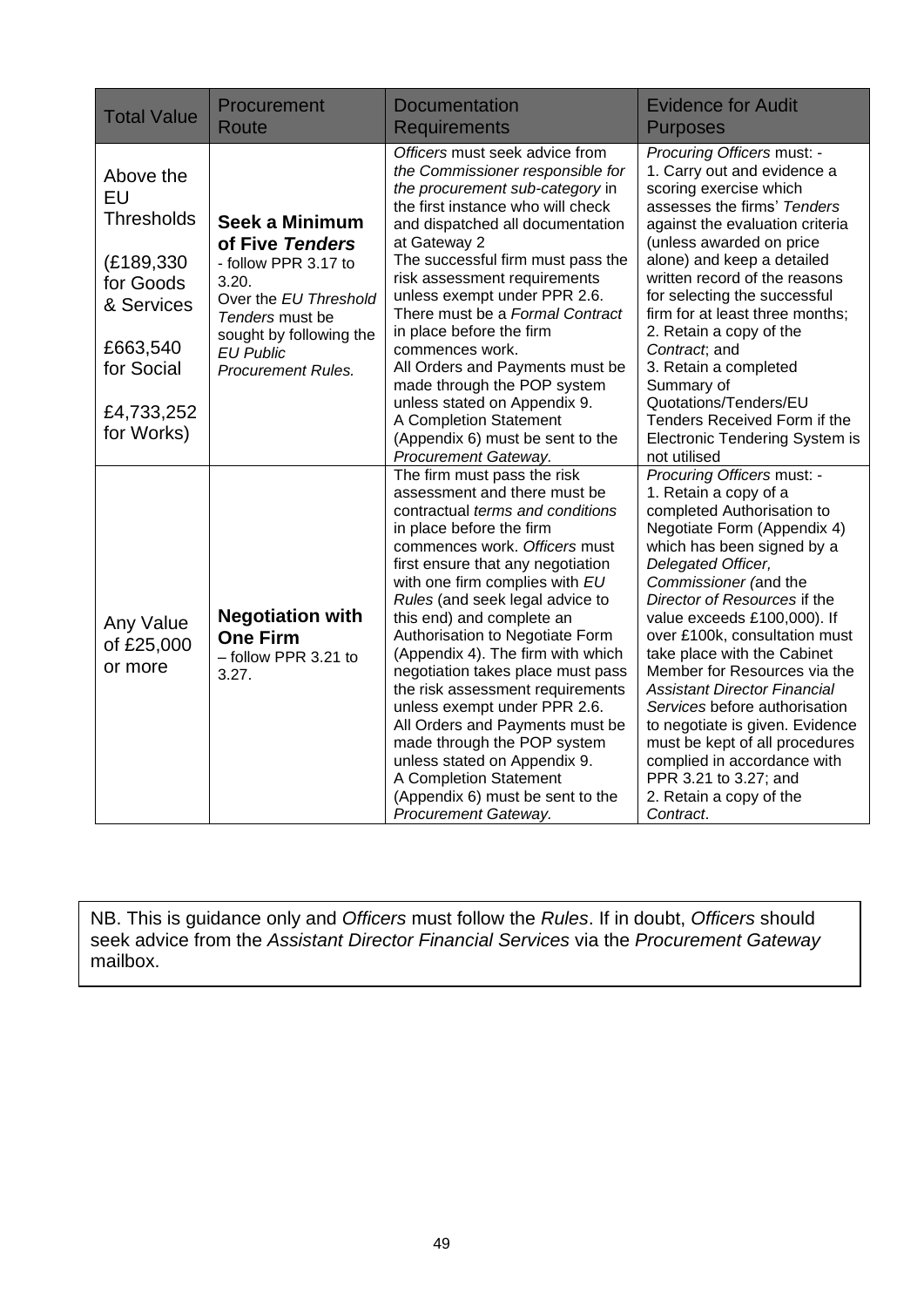| Total Value | Procurement Route | Documentation Requirements | Evidence for Audit Purposes |
|---|---|---|---|
| Above the EU Thresholds<br><br>(£189,330 for Goods & Services<br><br>£663,540 for Social<br><br>£4,733,252 for Works) | **Seek a Minimum of Five *Tenders*** - follow PPR 3.17 to 3.20.<br>Over the *EU Threshold Tenders* must be sought by following the *EU Public Procurement Rules.* | *Officers* must seek advice from *the Commissioner responsible for the procurement sub-category* in the first instance who will check and dispatched all documentation at Gateway 2<br>The successful firm must pass the risk assessment requirements unless exempt under PPR 2.6.<br>There must be a *Formal Contract* in place before the firm commences work.<br>All Orders and Payments must be made through the POP system unless stated on Appendix 9.<br>A Completion Statement (Appendix 6) must be sent to the *Procurement Gateway.* | *Procuring Officers* must: -<br>1. Carry out and evidence a scoring exercise which assesses the firms' *Tenders* against the evaluation criteria (unless awarded on price alone) and keep a detailed written record of the reasons for selecting the successful firm for at least three months;<br>2. Retain a copy of the *Contract*; and<br>3. Retain a completed Summary of Quotations/Tenders/EU Tenders Received Form if the Electronic Tendering System is not utilised |
| Any Value of £25,000 or more | **Negotiation with One Firm** – follow PPR 3.21 to 3.27. | The firm must pass the risk assessment and there must be contractual *terms and conditions* in place before the firm commences work. *Officers* must first ensure that any negotiation with one firm complies with *EU Rules* (and seek legal advice to this end) and complete an Authorisation to Negotiate Form (Appendix 4). The firm with which negotiation takes place must pass the risk assessment requirements unless exempt under PPR 2.6.<br>All Orders and Payments must be made through the POP system unless stated on Appendix 9.<br>A Completion Statement (Appendix 6) must be sent to the *Procurement Gateway.* | *Procuring Officers* must: -<br>1. Retain a copy of a completed Authorisation to Negotiate Form (Appendix 4) which has been signed by a *Delegated Officer, Commissioner (*and the *Director of Resources* if the value exceeds £100,000). If over £100k, consultation must take place with the Cabinet Member for Resources via the *Assistant Director Financial Services* before authorisation to negotiate is given. Evidence must be kept of all procedures complied in accordance with PPR 3.21 to 3.27; and<br>2. Retain a copy of the *Contract*. |

NB. This is guidance only and *Officers* must follow the *Rules*. If in doubt, *Officers* should seek advice from the *Assistant Director Financial Services* via the *Procurement Gateway* mailbox.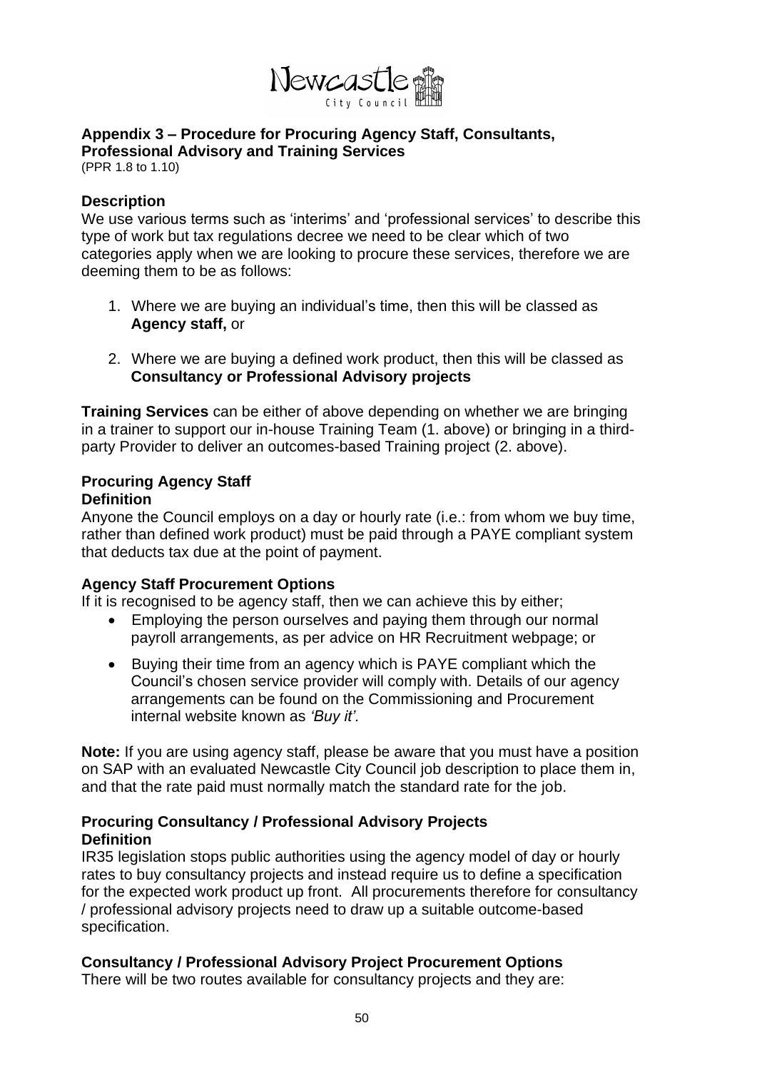## Appendix 3 – Procedure for Procuring Agency Staff, Consultants, Professional Advisory and Training Services

(PPR 1.8 to 1.10)

### Description

We use various terms such as 'interims' and 'professional services' to describe this type of work but tax regulations decree we need to be clear which of two categories apply when we are looking to procure these services, therefore we are deeming them to be as follows:

1. Where we are buying an individual's time, then this will be classed as **Agency staff,** or
2. Where we are buying a defined work product, then this will be classed as **Consultancy or Professional Advisory projects**

**Training Services** can be either of above depending on whether we are bringing in a trainer to support our in-house Training Team (1. above) or bringing in a third-party Provider to deliver an outcomes-based Training project (2. above).

### Procuring Agency Staff

**Definition**

Anyone the Council employs on a day or hourly rate (i.e.: from whom we buy time, rather than defined work product) must be paid through a PAYE compliant system that deducts tax due at the point of payment.

**Agency Staff Procurement Options**

If it is recognised to be agency staff, then we can achieve this by either;

- Employing the person ourselves and paying them through our normal payroll arrangements, as per advice on HR Recruitment webpage; or
- Buying their time from an agency which is PAYE compliant which the Council's chosen service provider will comply with. Details of our agency arrangements can be found on the Commissioning and Procurement internal website known as *'Buy it'.*

**Note:** If you are using agency staff, please be aware that you must have a position on SAP with an evaluated Newcastle City Council job description to place them in, and that the rate paid must normally match the standard rate for the job.

### Procuring Consultancy / Professional Advisory Projects

**Definition**

IR35 legislation stops public authorities using the agency model of day or hourly rates to buy consultancy projects and instead require us to define a specification for the expected work product up front. All procurements therefore for consultancy / professional advisory projects need to draw up a suitable outcome-based specification.

**Consultancy / Professional Advisory Project Procurement Options**

There will be two routes available for consultancy projects and they are: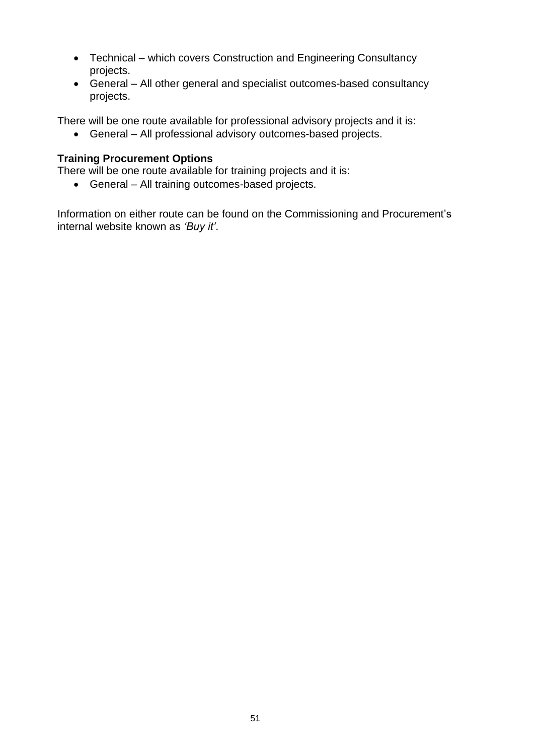- Technical – which covers Construction and Engineering Consultancy projects.
- General – All other general and specialist outcomes-based consultancy projects.

There will be one route available for professional advisory projects and it is:

- General – All professional advisory outcomes-based projects.

**Training Procurement Options**

There will be one route available for training projects and it is:

- General – All training outcomes-based projects.

Information on either route can be found on the Commissioning and Procurement's internal website known as *'Buy it'*.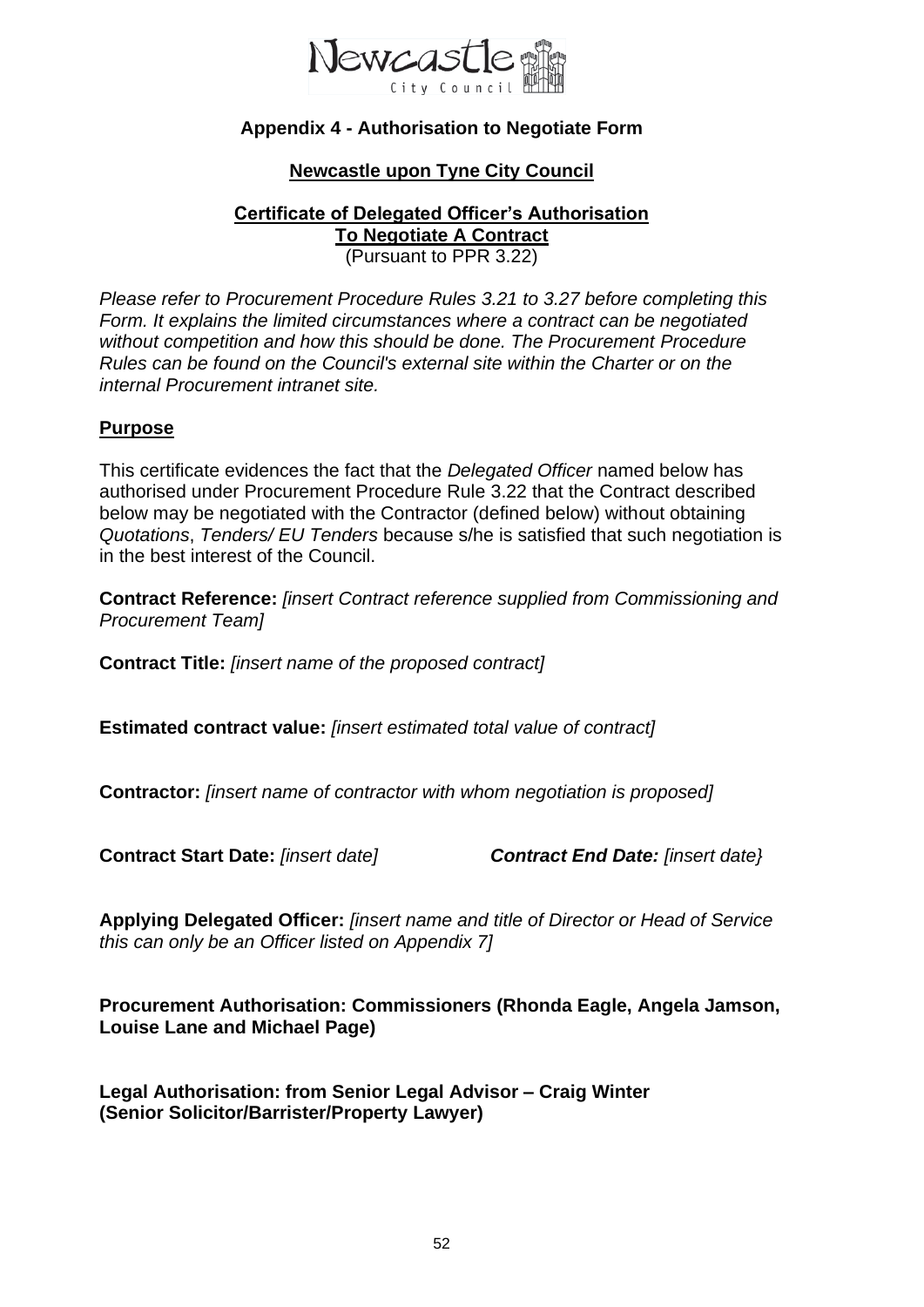## Appendix 4 - Authorisation to Negotiate Form

### Newcastle upon Tyne City Council

### Certificate of Delegated Officer's Authorisation To Negotiate A Contract

(Pursuant to PPR 3.22)

*Please refer to Procurement Procedure Rules 3.21 to 3.27 before completing this Form. It explains the limited circumstances where a contract can be negotiated without competition and how this should be done. The Procurement Procedure Rules can be found on the Council's external site within the Charter or on the internal Procurement intranet site.*

### Purpose

This certificate evidences the fact that the *Delegated Officer* named below has authorised under Procurement Procedure Rule 3.22 that the Contract described below may be negotiated with the Contractor (defined below) without obtaining *Quotations*, *Tenders/ EU Tenders* because s/he is satisfied that such negotiation is in the best interest of the Council.

**Contract Reference:** *[insert Contract reference supplied from Commissioning and Procurement Team]*

**Contract Title:** *[insert name of the proposed contract]*

**Estimated contract value:** *[insert estimated total value of contract]*

**Contractor:** *[insert name of contractor with whom negotiation is proposed]*

**Contract Start Date:** *[insert date]* ***Contract End Date:*** *[insert date}*

**Applying Delegated Officer:** *[insert name and title of Director or Head of Service this can only be an Officer listed on Appendix 7]*

**Procurement Authorisation: Commissioners (Rhonda Eagle, Angela Jamson, Louise Lane and Michael Page)**

**Legal Authorisation: from Senior Legal Advisor – Craig Winter (Senior Solicitor/Barrister/Property Lawyer)**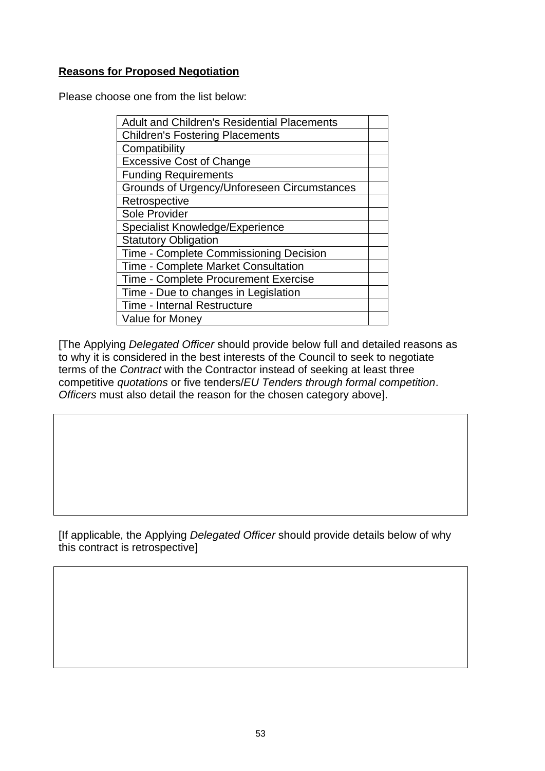**Reasons for Proposed Negotiation**

Please choose one from the list below:

| | |
|---|---|
| Adult and Children's Residential Placements | |
| Children's Fostering Placements | |
| Compatibility | |
| Excessive Cost of Change | |
| Funding Requirements | |
| Grounds of Urgency/Unforeseen Circumstances | |
| Retrospective | |
| Sole Provider | |
| Specialist Knowledge/Experience | |
| Statutory Obligation | |
| Time - Complete Commissioning Decision | |
| Time - Complete Market Consultation | |
| Time - Complete Procurement Exercise | |
| Time - Due to changes in Legislation | |
| Time - Internal Restructure | |
| Value for Money | |

[The Applying *Delegated Officer* should provide below full and detailed reasons as to why it is considered in the best interests of the Council to seek to negotiate terms of the *Contract* with the Contractor instead of seeking at least three competitive *quotations* or five tenders/*EU Tenders through formal competition*. *Officers* must also detail the reason for the chosen category above].

| |
|---|
| |

[If applicable, the Applying *Delegated Officer* should provide details below of why this contract is retrospective]

| |
|---|
| |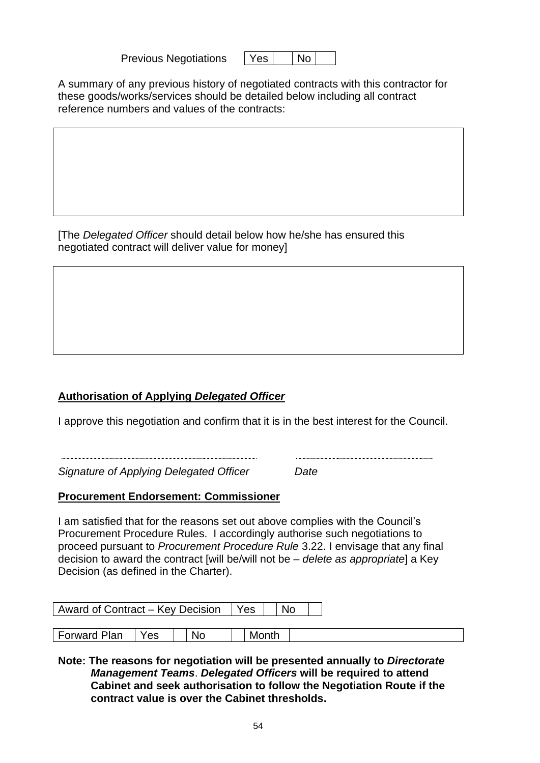| Previous Negotiations | Yes | | No | |
|---|---|---|---|---|

A summary of any previous history of negotiated contracts with this contractor for these goods/works/services should be detailed below including all contract reference numbers and values of the contracts:

| |
|---|
| |

[The *Delegated Officer* should detail below how he/she has ensured this negotiated contract will deliver value for money]

| |
|---|
| |

**Authorisation of Applying *Delegated Officer***

I approve this negotiation and confirm that it is in the best interest for the Council.

............................................................ ............................................

*Signature of Applying Delegated Officer* *Date*

**Procurement Endorsement: Commissioner**

I am satisfied that for the reasons set out above complies with the Council's Procurement Procedure Rules. I accordingly authorise such negotiations to proceed pursuant to *Procurement Procedure Rule* 3.22. I envisage that any final decision to award the contract [will be/will not be – *delete as appropriate*] a Key Decision (as defined in the Charter).

| Award of Contract – Key Decision | Yes | | No | |
|---|---|---|---|---|

| Forward Plan | Yes | | No | | Month | |
|---|---|---|---|---|---|---|

**Note: The reasons for negotiation will be presented annually to *Directorate Management Teams*. *Delegated Officers* will be required to attend Cabinet and seek authorisation to follow the Negotiation Route if the contract value is over the Cabinet thresholds.**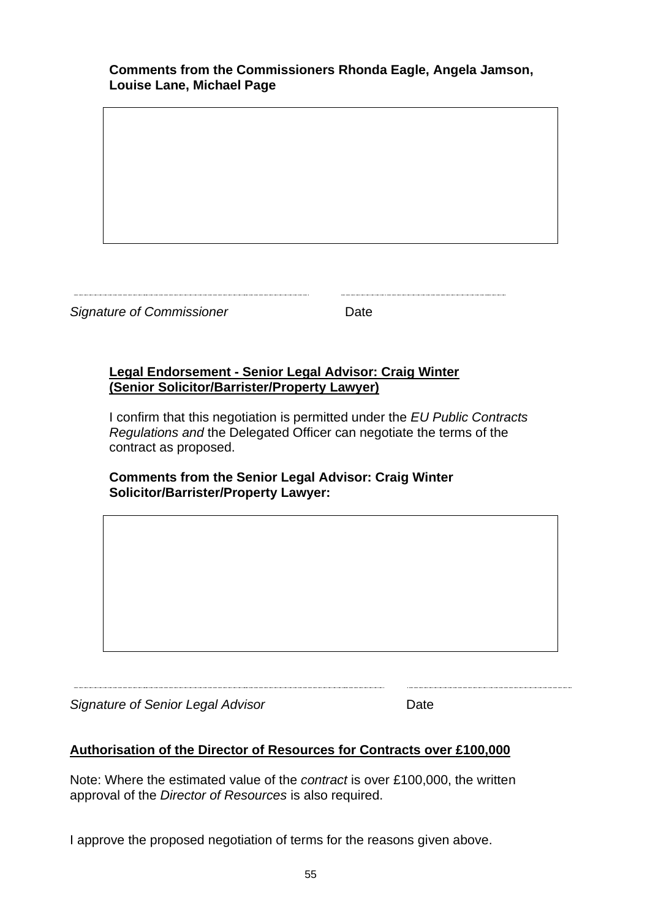**Comments from the Commissioners Rhonda Eagle, Angela Jamson, Louise Lane, Michael Page**

| |
|---|
| |

| ........................................................ | ........................................ |
|---|---|
| *Signature of Commissioner* | Date |

**Legal Endorsement - Senior Legal Advisor: Craig Winter (Senior Solicitor/Barrister/Property Lawyer)**

I confirm that this negotiation is permitted under the *EU Public Contracts Regulations and* the Delegated Officer can negotiate the terms of the contract as proposed.

**Comments from the Senior Legal Advisor: Craig Winter Solicitor/Barrister/Property Lawyer:**

| |
|---|
| |

| ........................................................ | ........................................ |
|---|---|
| *Signature of Senior Legal Advisor* | Date |

**Authorisation of the Director of Resources for Contracts over £100,000**

Note: Where the estimated value of the *contract* is over £100,000, the written approval of the *Director of Resources* is also required.

I approve the proposed negotiation of terms for the reasons given above.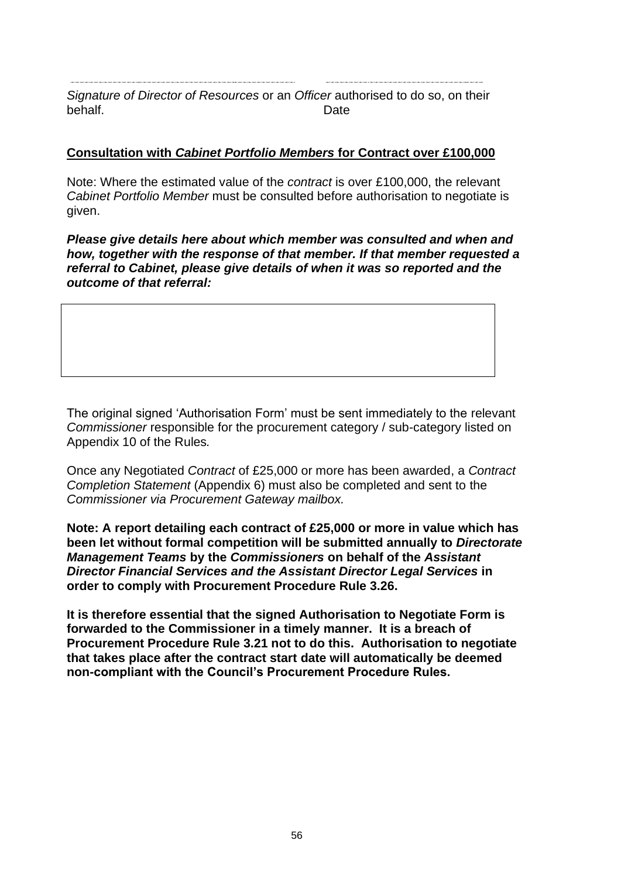........................................................................ ........................................................

*Signature of Director of Resources* or an *Officer* authorised to do so, on their behalf. Date

**Consultation with *Cabinet Portfolio Members* for Contract over £100,000**

Note: Where the estimated value of the *contract* is over £100,000, the relevant *Cabinet Portfolio Member* must be consulted before authorisation to negotiate is given.

***Please give details here about which member was consulted and when and how, together with the response of that member. If that member requested a referral to Cabinet, please give details of when it was so reported and the outcome of that referral:***

| |
|---|
| |

The original signed 'Authorisation Form' must be sent immediately to the relevant *Commissioner* responsible for the procurement category / sub-category listed on Appendix 10 of the Rules*.*

Once any Negotiated *Contract* of £25,000 or more has been awarded, a *Contract Completion Statement* (Appendix 6) must also be completed and sent to the *Commissioner via Procurement Gateway mailbox.*

**Note: A report detailing each contract of £25,000 or more in value which has been let without formal competition will be submitted annually to *Directorate Management Teams* by the *Commissioners* on behalf of the *Assistant Director Financial Services and the Assistant Director Legal Services* in order to comply with Procurement Procedure Rule 3.26.**

**It is therefore essential that the signed Authorisation to Negotiate Form is forwarded to the Commissioner in a timely manner. It is a breach of Procurement Procedure Rule 3.21 not to do this. Authorisation to negotiate that takes place after the contract start date will automatically be deemed non-compliant with the Council's Procurement Procedure Rules.**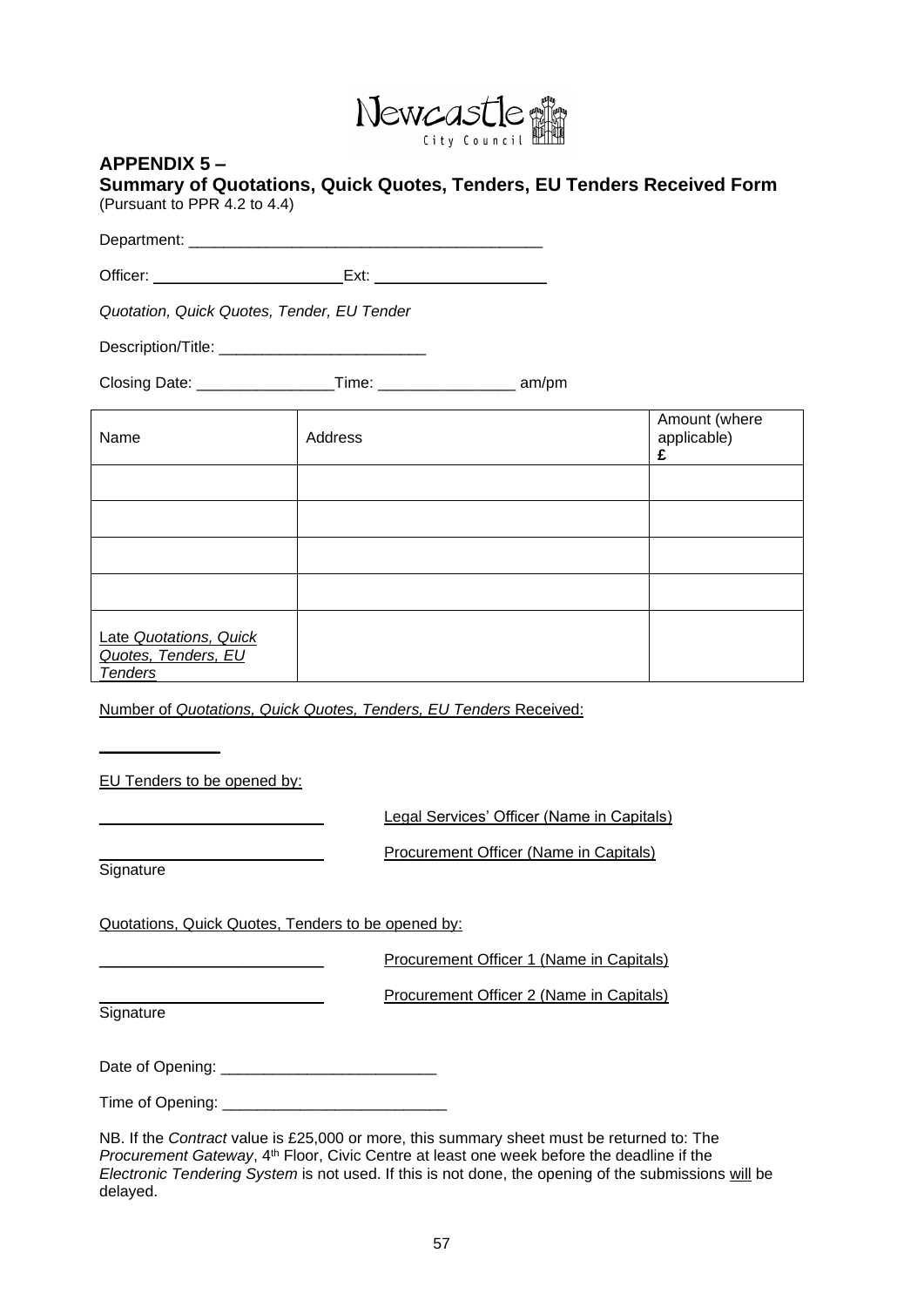Newcastle City Council

**APPENDIX 5 –**

**Summary of Quotations, Quick Quotes, Tenders, EU Tenders Received Form**
(Pursuant to PPR 4.2 to 4.4)

Department: ___________________________________________

Officer: _______________________Ext: ____________________

*Quotation, Quick Quotes, Tender, EU Tender*

Description/Title: _________________________

Closing Date: ________________Time: ________________ am/pm

| Name | Address | Amount (where applicable) **£** |
|---|---|---|
| | | |
| | | |
| | | |
| | | |
| Late *Quotations, Quick Quotes, Tenders, EU Tenders* | | |

Number of *Quotations, Quick Quotes, Tenders, EU Tenders* Received:

______________

EU Tenders to be opened by:

___________________________ Legal Services' Officer (Name in Capitals)

___________________________ Procurement Officer (Name in Capitals)

Signature

Quotations, Quick Quotes, Tenders to be opened by:

___________________________ Procurement Officer 1 (Name in Capitals)

___________________________ Procurement Officer 2 (Name in Capitals)

Signature

Date of Opening: _________________________

Time of Opening: __________________________

NB. If the *Contract* value is £25,000 or more, this summary sheet must be returned to: The *Procurement Gateway*, 4th Floor, Civic Centre at least one week before the deadline if the *Electronic Tendering System* is not used. If this is not done, the opening of the submissions will be delayed.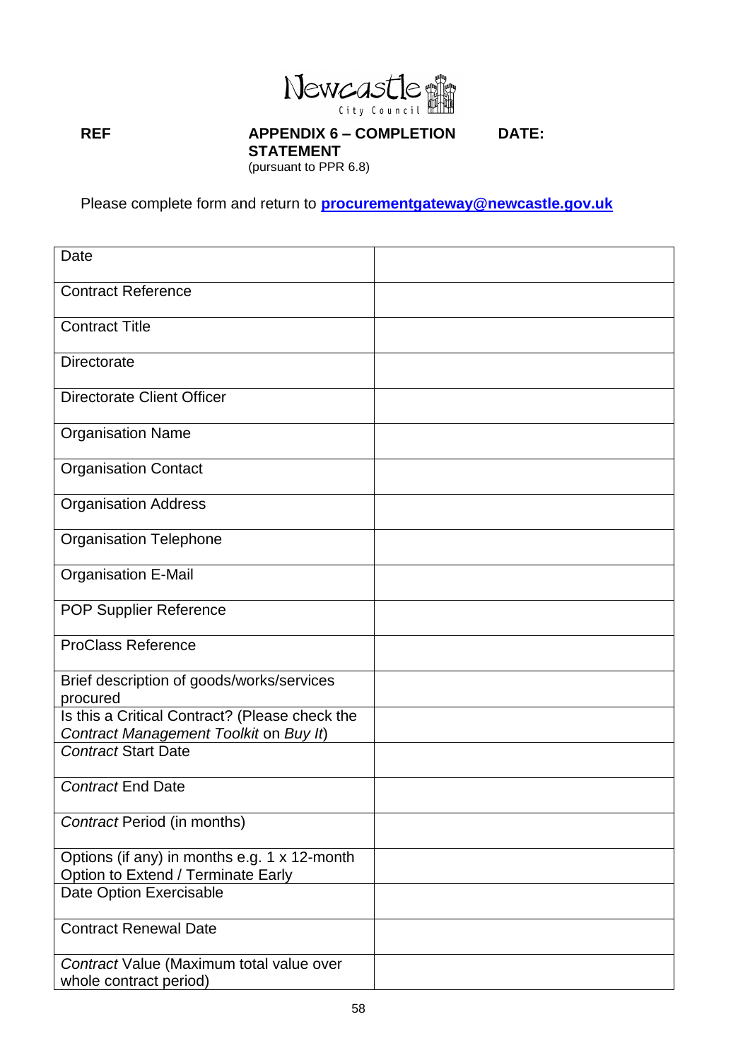Newcastle City Council

**REF** **APPENDIX 6 – COMPLETION STATEMENT** **DATE:**

(pursuant to PPR 6.8)

Please complete form and return to **procurementgateway@newcastle.gov.uk**

| | |
|---|---|
| Date | |
| Contract Reference | |
| Contract Title | |
| Directorate | |
| Directorate Client Officer | |
| Organisation Name | |
| Organisation Contact | |
| Organisation Address | |
| Organisation Telephone | |
| Organisation E-Mail | |
| POP Supplier Reference | |
| ProClass Reference | |
| Brief description of goods/works/services procured | |
| Is this a Critical Contract? (Please check the *Contract Management Toolkit* on *Buy It*) | |
| *Contract* Start Date | |
| *Contract* End Date | |
| *Contract* Period (in months) | |
| Options (if any) in months e.g. 1 x 12-month Option to Extend / Terminate Early | |
| Date Option Exercisable | |
| Contract Renewal Date | |
| *Contract* Value (Maximum total value over whole contract period) | |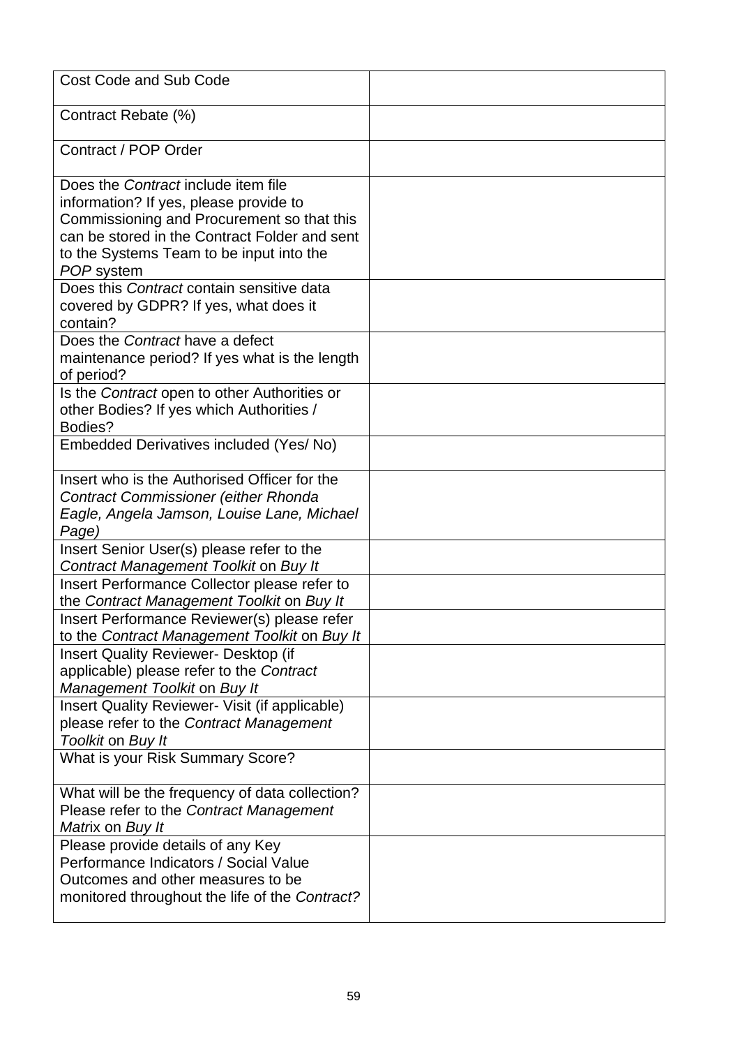| | |
|---|---|
| Cost Code and Sub Code | |
| Contract Rebate (%) | |
| Contract / POP Order | |
| Does the *Contract* include item file information? If yes, please provide to Commissioning and Procurement so that this can be stored in the Contract Folder and sent to the Systems Team to be input into the *POP* system | |
| Does this *Contract* contain sensitive data covered by GDPR? If yes, what does it contain? | |
| Does the *Contract* have a defect maintenance period? If yes what is the length of period? | |
| Is the *Contract* open to other Authorities or other Bodies? If yes which Authorities / Bodies? | |
| Embedded Derivatives included (Yes/ No) | |
| Insert who is the Authorised Officer for the *Contract Commissioner (either Rhonda Eagle, Angela Jamson, Louise Lane, Michael Page)* | |
| Insert Senior User(s) please refer to the *Contract Management Toolkit* on *Buy It* | |
| Insert Performance Collector please refer to the *Contract Management Toolkit* on *Buy It* | |
| Insert Performance Reviewer(s) please refer to the *Contract Management Toolkit* on *Buy It* | |
| Insert Quality Reviewer- Desktop (if applicable) please refer to the *Contract Management Toolkit* on *Buy It* | |
| Insert Quality Reviewer- Visit (if applicable) please refer to the *Contract Management Toolkit* on *Buy It* | |
| What is your Risk Summary Score? | |
| What will be the frequency of data collection? Please refer to the *Contract Management Matrix* on *Buy It* | |
| Please provide details of any Key Performance Indicators / Social Value Outcomes and other measures to be monitored throughout the life of the *Contract?* | |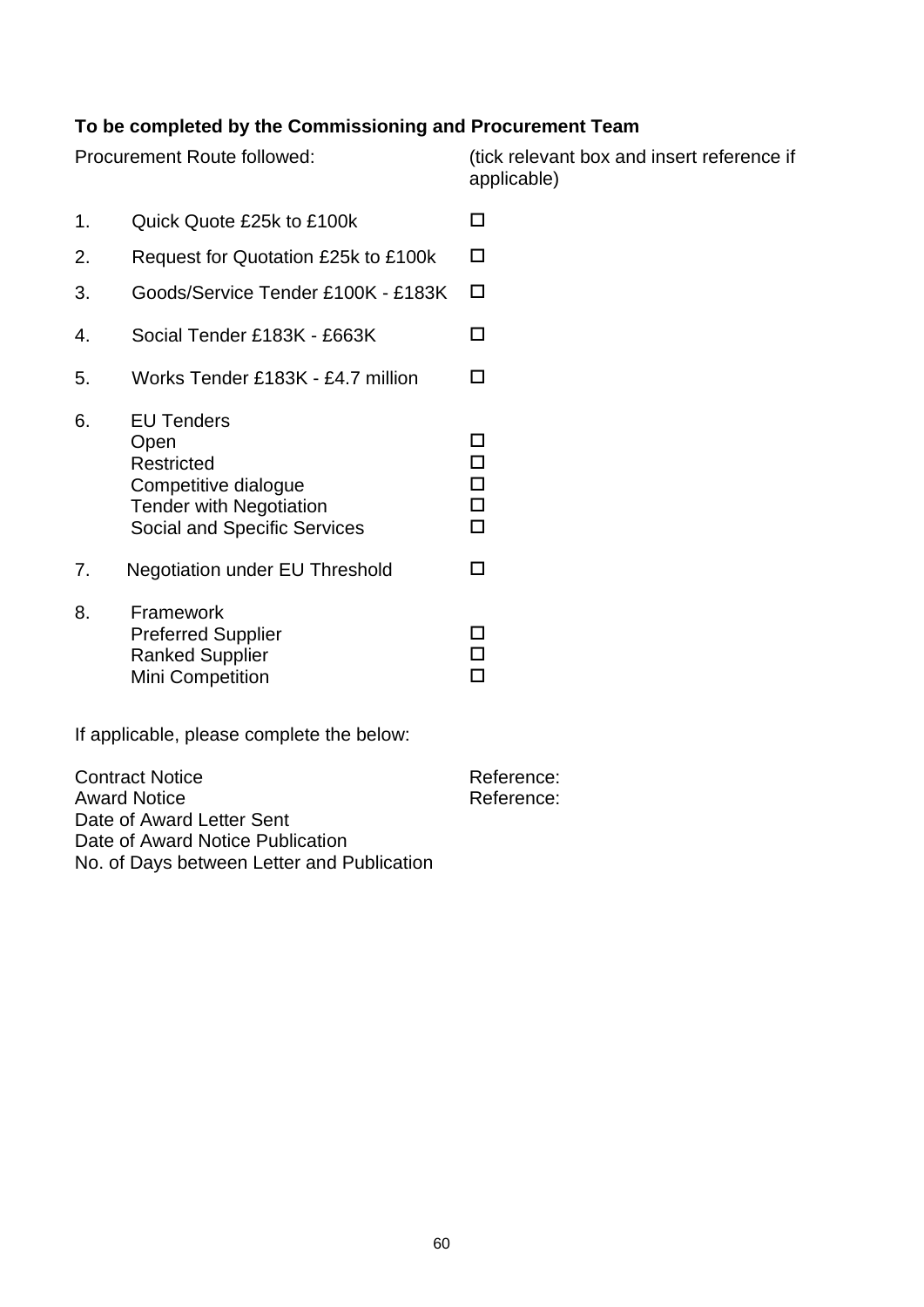**To be completed by the Commissioning and Procurement Team**

| Procurement Route followed: | (tick relevant box and insert reference if applicable) |
|---|---|
| 1. Quick Quote £25k to £100k | ☐ |
| 2. Request for Quotation £25k to £100k | ☐ |
| 3. Goods/Service Tender £100K - £183K | ☐ |
| 4. Social Tender £183K - £663K | ☐ |
| 5. Works Tender £183K - £4.7 million | ☐ |
| 6. EU Tenders | |
| Open | ☐ |
| Restricted | ☐ |
| Competitive dialogue | ☐ |
| Tender with Negotiation | ☐ |
| Social and Specific Services | ☐ |
| 7. Negotiation under EU Threshold | ☐ |
| 8. Framework | |
| Preferred Supplier | ☐ |
| Ranked Supplier | ☐ |
| Mini Competition | ☐ |

If applicable, please complete the below:

Contract Notice Reference:
Award Notice Reference:
Date of Award Letter Sent
Date of Award Notice Publication
No. of Days between Letter and Publication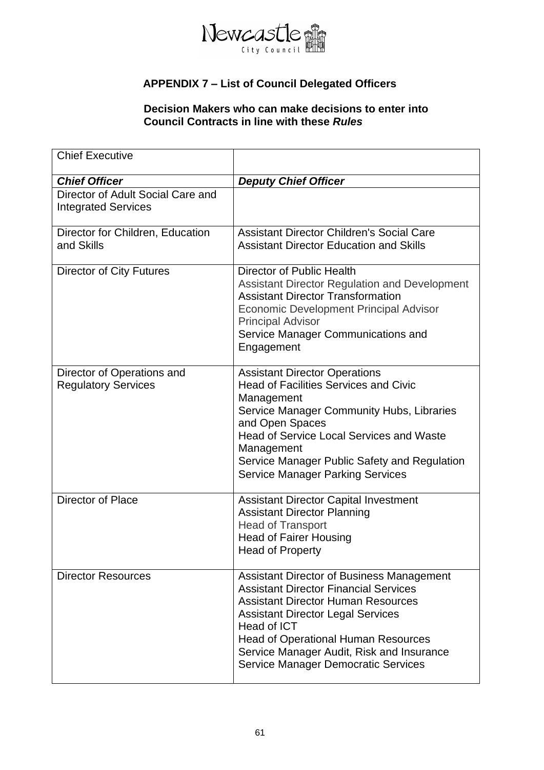**APPENDIX 7 – List of Council Delegated Officers**

**Decision Makers who can make decisions to enter into Council Contracts in line with these *Rules***

| Chief Executive | |
|---|---|
| ***Chief Officer*** | ***Deputy Chief Officer*** |
| Director of Adult Social Care and Integrated Services | |
| Director for Children, Education and Skills | Assistant Director Children's Social Care<br>Assistant Director Education and Skills |
| Director of City Futures | Director of Public Health<br>Assistant Director Regulation and Development<br>Assistant Director Transformation<br>Economic Development Principal Advisor<br>Principal Advisor<br>Service Manager Communications and Engagement |
| Director of Operations and Regulatory Services | Assistant Director Operations<br>Head of Facilities Services and Civic Management<br>Service Manager Community Hubs, Libraries and Open Spaces<br>Head of Service Local Services and Waste Management<br>Service Manager Public Safety and Regulation<br>Service Manager Parking Services |
| Director of Place | Assistant Director Capital Investment<br>Assistant Director Planning<br>Head of Transport<br>Head of Fairer Housing<br>Head of Property |
| Director Resources | Assistant Director of Business Management<br>Assistant Director Financial Services<br>Assistant Director Human Resources<br>Assistant Director Legal Services<br>Head of ICT<br>Head of Operational Human Resources<br>Service Manager Audit, Risk and Insurance<br>Service Manager Democratic Services |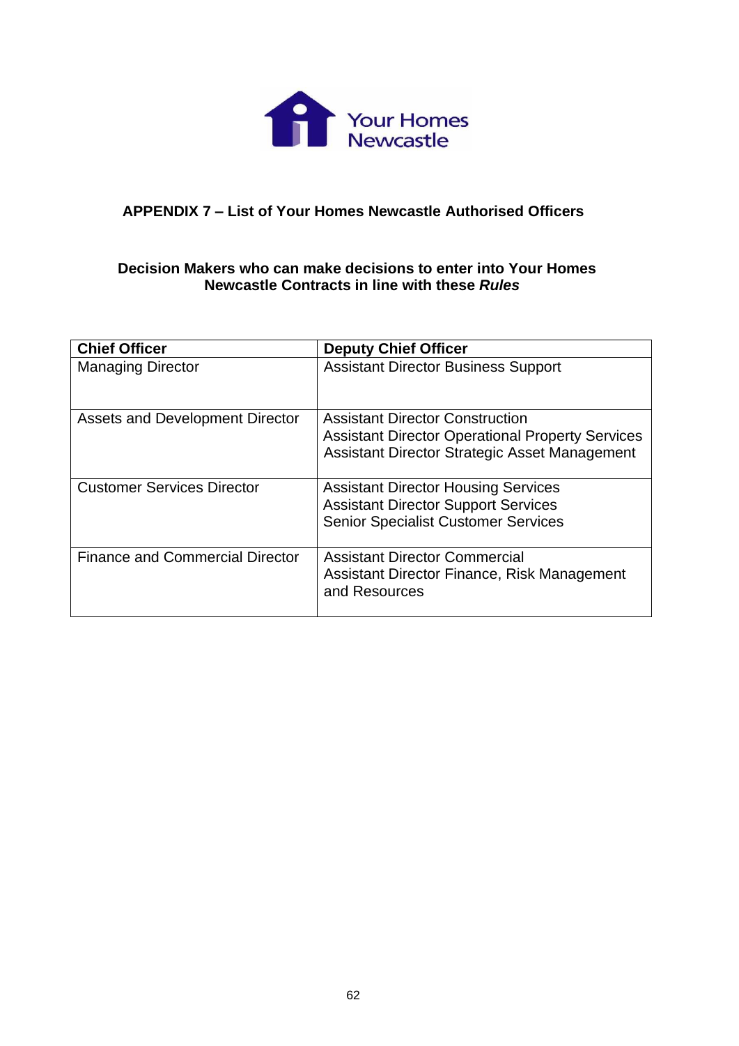## APPENDIX 7 – List of Your Homes Newcastle Authorised Officers

### Decision Makers who can make decisions to enter into Your Homes Newcastle Contracts in line with these *Rules*

| Chief Officer | Deputy Chief Officer |
|---|---|
| Managing Director | Assistant Director Business Support |
| Assets and Development Director | Assistant Director Construction<br>Assistant Director Operational Property Services<br>Assistant Director Strategic Asset Management |
| Customer Services Director | Assistant Director Housing Services<br>Assistant Director Support Services<br>Senior Specialist Customer Services |
| Finance and Commercial Director | Assistant Director Commercial<br>Assistant Director Finance, Risk Management and Resources |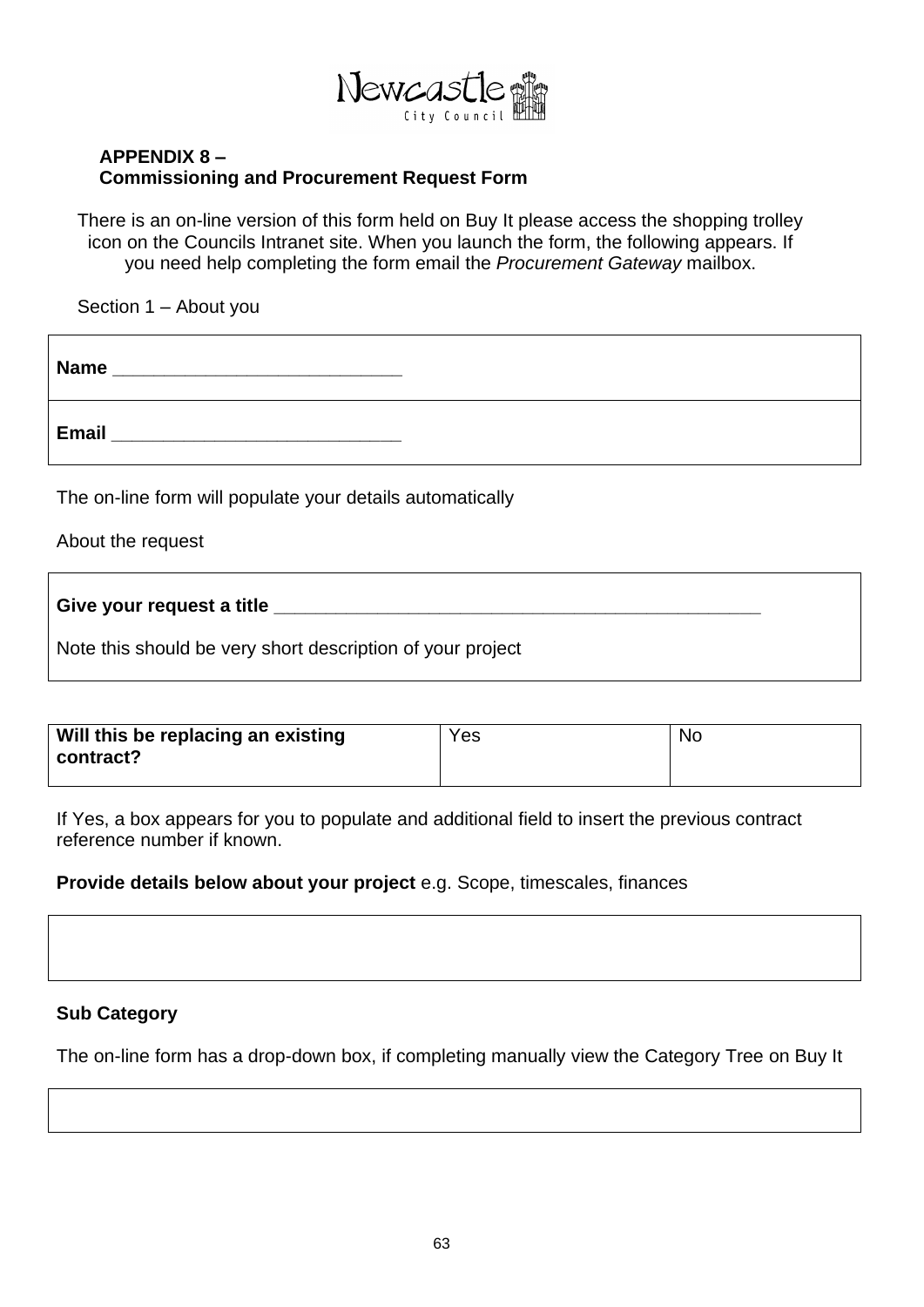Newcastle City Council

**APPENDIX 8 –**
**Commissioning and Procurement Request Form**

There is an on-line version of this form held on Buy It please access the shopping trolley icon on the Councils Intranet site. When you launch the form, the following appears. If you need help completing the form email the *Procurement Gateway* mailbox.

Section 1 – About you

| **Name** ___________________________ |
|---|
| **Email** ___________________________ |

The on-line form will populate your details automatically

About the request

| **Give your request a title** ______________________________________________ <br><br> Note this should be very short description of your project |
|---|

| **Will this be replacing an existing contract?** | Yes | No |
|---|---|---|

If Yes, a box appears for you to populate and additional field to insert the previous contract reference number if known.

**Provide details below about your project** e.g. Scope, timescales, finances

| |
|---|
| |

**Sub Category**

The on-line form has a drop-down box, if completing manually view the Category Tree on Buy It

| |
|---|
| |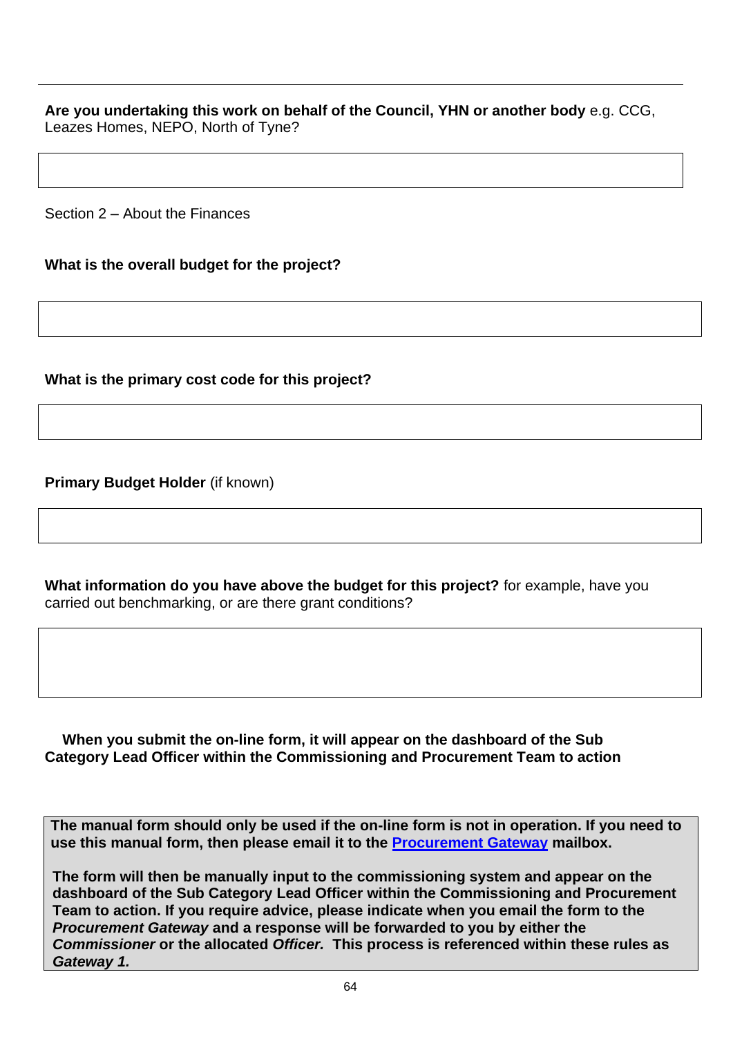**Are you undertaking this work on behalf of the Council, YHN or another body** e.g. CCG, Leazes Homes, NEPO, North of Tyne?

| |
|---|
| |

Section 2 – About the Finances

**What is the overall budget for the project?**

| |
|---|
| |

**What is the primary cost code for this project?**

| |
|---|
| |

**Primary Budget Holder** (if known)

| |
|---|
| |

**What information do you have above the budget for this project?** for example, have you carried out benchmarking, or are there grant conditions?

| |
|---|
| |

**When you submit the on-line form, it will appear on the dashboard of the Sub Category Lead Officer within the Commissioning and Procurement Team to action**

**The manual form should only be used if the on-line form is not in operation. If you need to use this manual form, then please email it to the Procurement Gateway mailbox.**

**The form will then be manually input to the commissioning system and appear on the dashboard of the Sub Category Lead Officer within the Commissioning and Procurement Team to action. If you require advice, please indicate when you email the form to the *Procurement Gateway* and a response will be forwarded to you by either the *Commissioner* or the allocated *Officer.* This process is referenced within these rules as *Gateway 1.***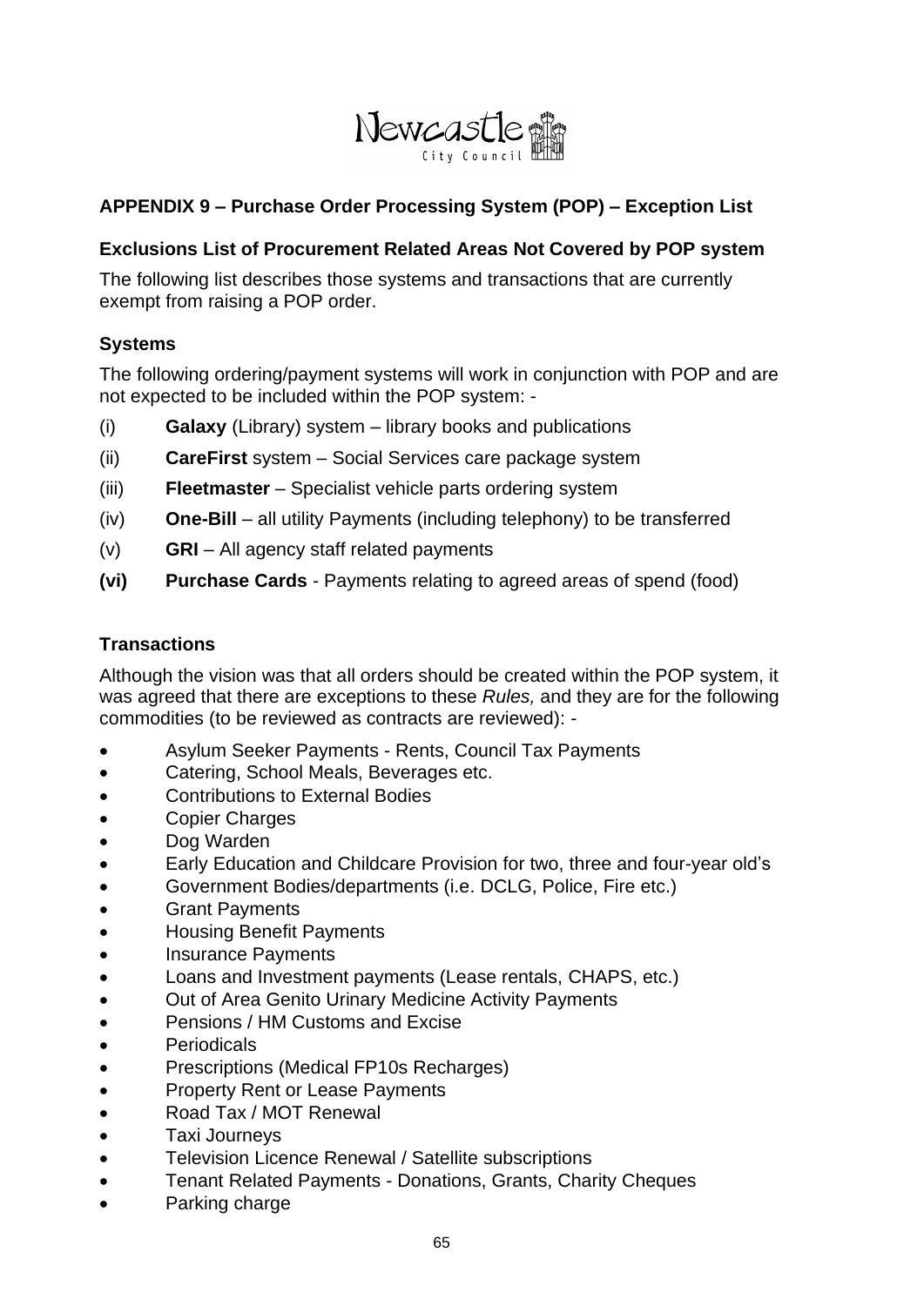Newcastle City Council

## APPENDIX 9 – Purchase Order Processing System (POP) – Exception List

### Exclusions List of Procurement Related Areas Not Covered by POP system

The following list describes those systems and transactions that are currently exempt from raising a POP order.

### Systems

The following ordering/payment systems will work in conjunction with POP and are not expected to be included within the POP system: -

(i) **Galaxy** (Library) system – library books and publications

(ii) **CareFirst** system – Social Services care package system

(iii) **Fleetmaster** – Specialist vehicle parts ordering system

(iv) **One-Bill** – all utility Payments (including telephony) to be transferred

(v) **GRI** – All agency staff related payments

**(vi)** **Purchase Cards** - Payments relating to agreed areas of spend (food)

### Transactions

Although the vision was that all orders should be created within the POP system, it was agreed that there are exceptions to these *Rules,* and they are for the following commodities (to be reviewed as contracts are reviewed): -

- Asylum Seeker Payments - Rents, Council Tax Payments
- Catering, School Meals, Beverages etc.
- Contributions to External Bodies
- Copier Charges
- Dog Warden
- Early Education and Childcare Provision for two, three and four-year old's
- Government Bodies/departments (i.e. DCLG, Police, Fire etc.)
- Grant Payments
- Housing Benefit Payments
- Insurance Payments
- Loans and Investment payments (Lease rentals, CHAPS, etc.)
- Out of Area Genito Urinary Medicine Activity Payments
- Pensions / HM Customs and Excise
- Periodicals
- Prescriptions (Medical FP10s Recharges)
- Property Rent or Lease Payments
- Road Tax / MOT Renewal
- Taxi Journeys
- Television Licence Renewal / Satellite subscriptions
- Tenant Related Payments - Donations, Grants, Charity Cheques
- Parking charge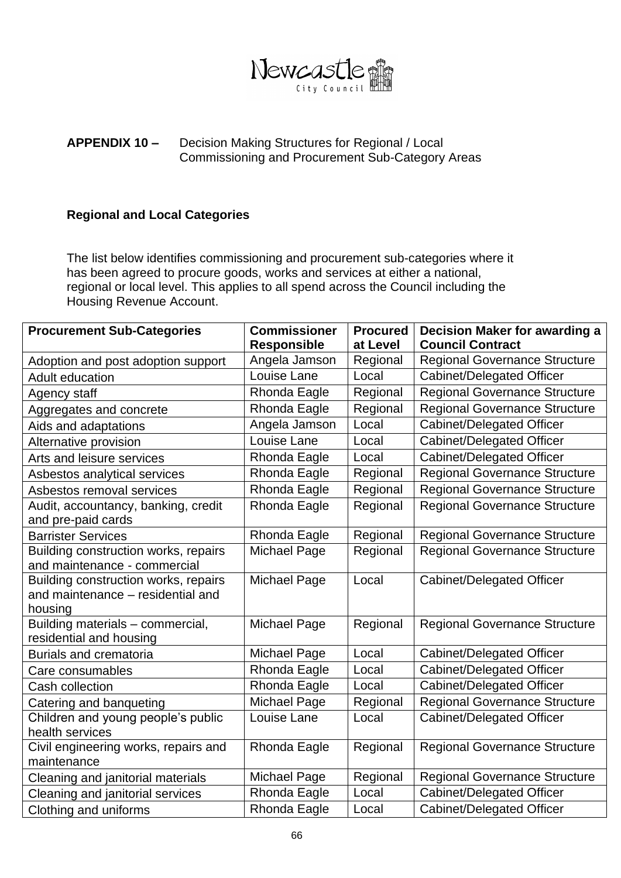Newcastle City Council

**APPENDIX 10 –** Decision Making Structures for Regional / Local Commissioning and Procurement Sub-Category Areas

**Regional and Local Categories**

The list below identifies commissioning and procurement sub-categories where it has been agreed to procure goods, works and services at either a national, regional or local level. This applies to all spend across the Council including the Housing Revenue Account.

| Procurement Sub-Categories | Commissioner Responsible | Procured at Level | Decision Maker for awarding a Council Contract |
|---|---|---|---|
| Adoption and post adoption support | Angela Jamson | Regional | Regional Governance Structure |
| Adult education | Louise Lane | Local | Cabinet/Delegated Officer |
| Agency staff | Rhonda Eagle | Regional | Regional Governance Structure |
| Aggregates and concrete | Rhonda Eagle | Regional | Regional Governance Structure |
| Aids and adaptations | Angela Jamson | Local | Cabinet/Delegated Officer |
| Alternative provision | Louise Lane | Local | Cabinet/Delegated Officer |
| Arts and leisure services | Rhonda Eagle | Local | Cabinet/Delegated Officer |
| Asbestos analytical services | Rhonda Eagle | Regional | Regional Governance Structure |
| Asbestos removal services | Rhonda Eagle | Regional | Regional Governance Structure |
| Audit, accountancy, banking, credit and pre-paid cards | Rhonda Eagle | Regional | Regional Governance Structure |
| Barrister Services | Rhonda Eagle | Regional | Regional Governance Structure |
| Building construction works, repairs and maintenance - commercial | Michael Page | Regional | Regional Governance Structure |
| Building construction works, repairs and maintenance – residential and housing | Michael Page | Local | Cabinet/Delegated Officer |
| Building materials – commercial, residential and housing | Michael Page | Regional | Regional Governance Structure |
| Burials and crematoria | Michael Page | Local | Cabinet/Delegated Officer |
| Care consumables | Rhonda Eagle | Local | Cabinet/Delegated Officer |
| Cash collection | Rhonda Eagle | Local | Cabinet/Delegated Officer |
| Catering and banqueting | Michael Page | Regional | Regional Governance Structure |
| Children and young people's public health services | Louise Lane | Local | Cabinet/Delegated Officer |
| Civil engineering works, repairs and maintenance | Rhonda Eagle | Regional | Regional Governance Structure |
| Cleaning and janitorial materials | Michael Page | Regional | Regional Governance Structure |
| Cleaning and janitorial services | Rhonda Eagle | Local | Cabinet/Delegated Officer |
| Clothing and uniforms | Rhonda Eagle | Local | Cabinet/Delegated Officer |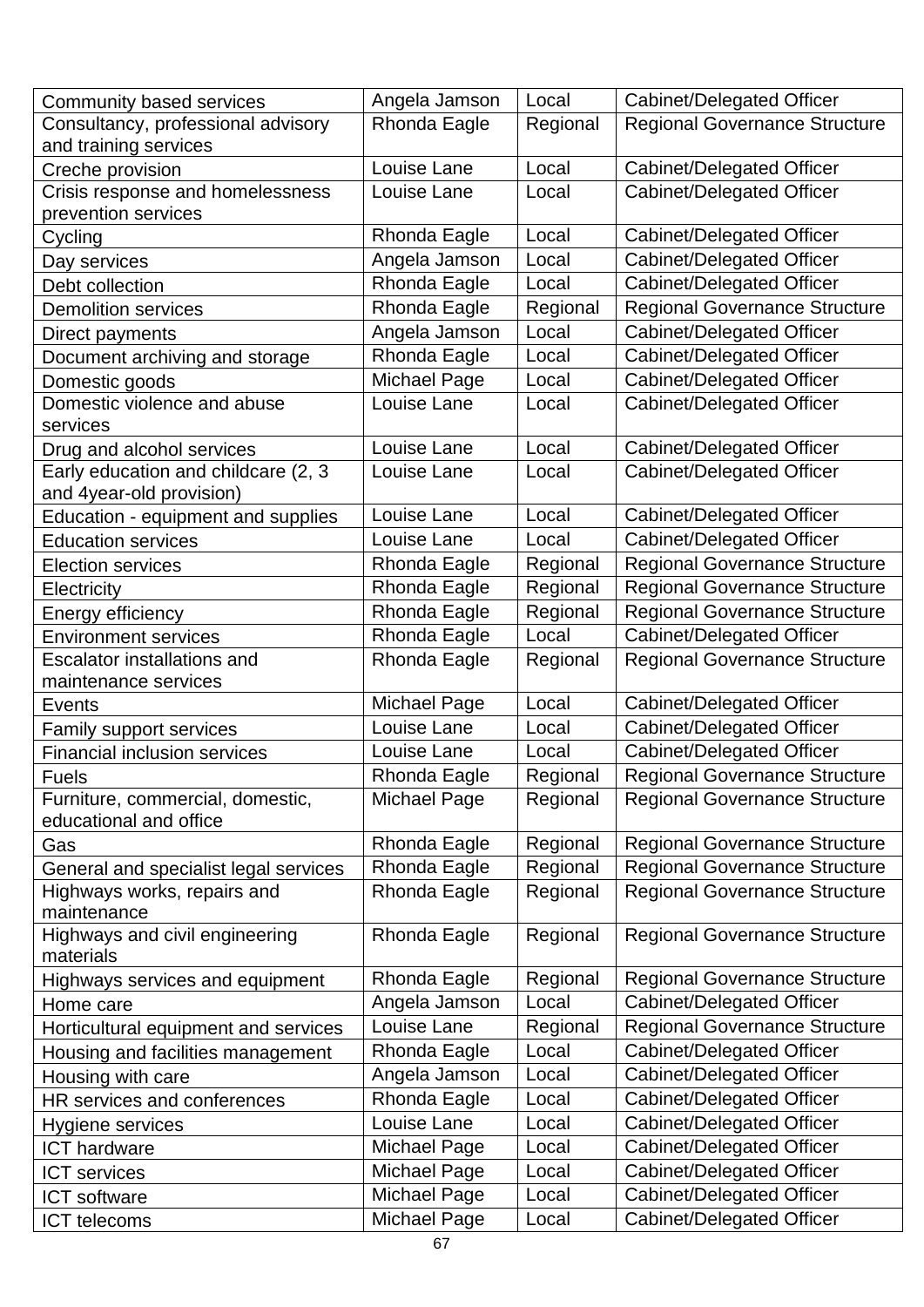| | | | |
|---|---|---|---|
| Community based services | Angela Jamson | Local | Cabinet/Delegated Officer |
| Consultancy, professional advisory and training services | Rhonda Eagle | Regional | Regional Governance Structure |
| Creche provision | Louise Lane | Local | Cabinet/Delegated Officer |
| Crisis response and homelessness prevention services | Louise Lane | Local | Cabinet/Delegated Officer |
| Cycling | Rhonda Eagle | Local | Cabinet/Delegated Officer |
| Day services | Angela Jamson | Local | Cabinet/Delegated Officer |
| Debt collection | Rhonda Eagle | Local | Cabinet/Delegated Officer |
| Demolition services | Rhonda Eagle | Regional | Regional Governance Structure |
| Direct payments | Angela Jamson | Local | Cabinet/Delegated Officer |
| Document archiving and storage | Rhonda Eagle | Local | Cabinet/Delegated Officer |
| Domestic goods | Michael Page | Local | Cabinet/Delegated Officer |
| Domestic violence and abuse services | Louise Lane | Local | Cabinet/Delegated Officer |
| Drug and alcohol services | Louise Lane | Local | Cabinet/Delegated Officer |
| Early education and childcare (2, 3 and 4year-old provision) | Louise Lane | Local | Cabinet/Delegated Officer |
| Education - equipment and supplies | Louise Lane | Local | Cabinet/Delegated Officer |
| Education services | Louise Lane | Local | Cabinet/Delegated Officer |
| Election services | Rhonda Eagle | Regional | Regional Governance Structure |
| Electricity | Rhonda Eagle | Regional | Regional Governance Structure |
| Energy efficiency | Rhonda Eagle | Regional | Regional Governance Structure |
| Environment services | Rhonda Eagle | Local | Cabinet/Delegated Officer |
| Escalator installations and maintenance services | Rhonda Eagle | Regional | Regional Governance Structure |
| Events | Michael Page | Local | Cabinet/Delegated Officer |
| Family support services | Louise Lane | Local | Cabinet/Delegated Officer |
| Financial inclusion services | Louise Lane | Local | Cabinet/Delegated Officer |
| Fuels | Rhonda Eagle | Regional | Regional Governance Structure |
| Furniture, commercial, domestic, educational and office | Michael Page | Regional | Regional Governance Structure |
| Gas | Rhonda Eagle | Regional | Regional Governance Structure |
| General and specialist legal services | Rhonda Eagle | Regional | Regional Governance Structure |
| Highways works, repairs and maintenance | Rhonda Eagle | Regional | Regional Governance Structure |
| Highways and civil engineering materials | Rhonda Eagle | Regional | Regional Governance Structure |
| Highways services and equipment | Rhonda Eagle | Regional | Regional Governance Structure |
| Home care | Angela Jamson | Local | Cabinet/Delegated Officer |
| Horticultural equipment and services | Louise Lane | Regional | Regional Governance Structure |
| Housing and facilities management | Rhonda Eagle | Local | Cabinet/Delegated Officer |
| Housing with care | Angela Jamson | Local | Cabinet/Delegated Officer |
| HR services and conferences | Rhonda Eagle | Local | Cabinet/Delegated Officer |
| Hygiene services | Louise Lane | Local | Cabinet/Delegated Officer |
| ICT hardware | Michael Page | Local | Cabinet/Delegated Officer |
| ICT services | Michael Page | Local | Cabinet/Delegated Officer |
| ICT software | Michael Page | Local | Cabinet/Delegated Officer |
| ICT telecoms | Michael Page | Local | Cabinet/Delegated Officer |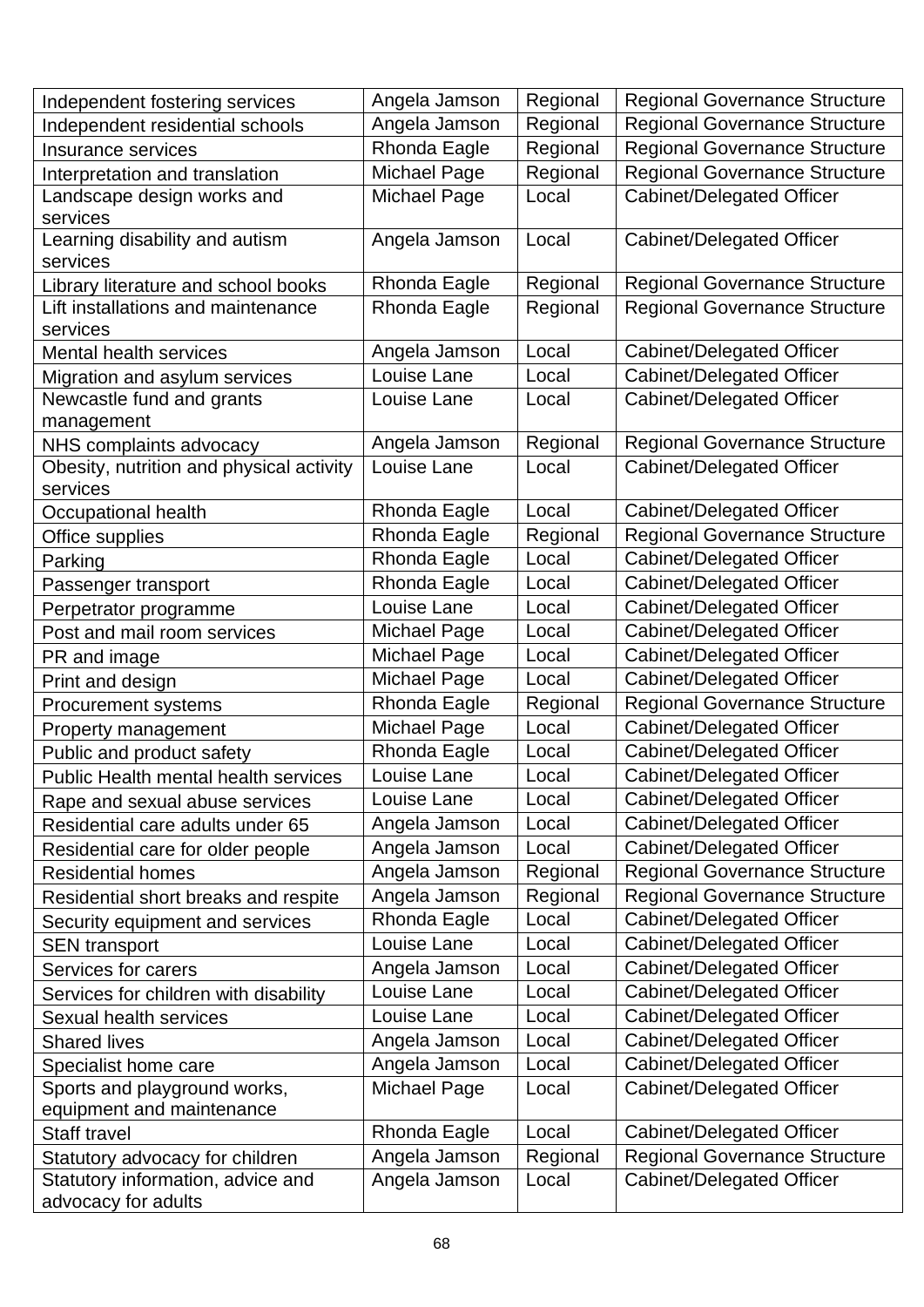| | | | |
|---|---|---|---|
| Independent fostering services | Angela Jamson | Regional | Regional Governance Structure |
| Independent residential schools | Angela Jamson | Regional | Regional Governance Structure |
| Insurance services | Rhonda Eagle | Regional | Regional Governance Structure |
| Interpretation and translation | Michael Page | Regional | Regional Governance Structure |
| Landscape design works and services | Michael Page | Local | Cabinet/Delegated Officer |
| Learning disability and autism services | Angela Jamson | Local | Cabinet/Delegated Officer |
| Library literature and school books | Rhonda Eagle | Regional | Regional Governance Structure |
| Lift installations and maintenance services | Rhonda Eagle | Regional | Regional Governance Structure |
| Mental health services | Angela Jamson | Local | Cabinet/Delegated Officer |
| Migration and asylum services | Louise Lane | Local | Cabinet/Delegated Officer |
| Newcastle fund and grants management | Louise Lane | Local | Cabinet/Delegated Officer |
| NHS complaints advocacy | Angela Jamson | Regional | Regional Governance Structure |
| Obesity, nutrition and physical activity services | Louise Lane | Local | Cabinet/Delegated Officer |
| Occupational health | Rhonda Eagle | Local | Cabinet/Delegated Officer |
| Office supplies | Rhonda Eagle | Regional | Regional Governance Structure |
| Parking | Rhonda Eagle | Local | Cabinet/Delegated Officer |
| Passenger transport | Rhonda Eagle | Local | Cabinet/Delegated Officer |
| Perpetrator programme | Louise Lane | Local | Cabinet/Delegated Officer |
| Post and mail room services | Michael Page | Local | Cabinet/Delegated Officer |
| PR and image | Michael Page | Local | Cabinet/Delegated Officer |
| Print and design | Michael Page | Local | Cabinet/Delegated Officer |
| Procurement systems | Rhonda Eagle | Regional | Regional Governance Structure |
| Property management | Michael Page | Local | Cabinet/Delegated Officer |
| Public and product safety | Rhonda Eagle | Local | Cabinet/Delegated Officer |
| Public Health mental health services | Louise Lane | Local | Cabinet/Delegated Officer |
| Rape and sexual abuse services | Louise Lane | Local | Cabinet/Delegated Officer |
| Residential care adults under 65 | Angela Jamson | Local | Cabinet/Delegated Officer |
| Residential care for older people | Angela Jamson | Local | Cabinet/Delegated Officer |
| Residential homes | Angela Jamson | Regional | Regional Governance Structure |
| Residential short breaks and respite | Angela Jamson | Regional | Regional Governance Structure |
| Security equipment and services | Rhonda Eagle | Local | Cabinet/Delegated Officer |
| SEN transport | Louise Lane | Local | Cabinet/Delegated Officer |
| Services for carers | Angela Jamson | Local | Cabinet/Delegated Officer |
| Services for children with disability | Louise Lane | Local | Cabinet/Delegated Officer |
| Sexual health services | Louise Lane | Local | Cabinet/Delegated Officer |
| Shared lives | Angela Jamson | Local | Cabinet/Delegated Officer |
| Specialist home care | Angela Jamson | Local | Cabinet/Delegated Officer |
| Sports and playground works, equipment and maintenance | Michael Page | Local | Cabinet/Delegated Officer |
| Staff travel | Rhonda Eagle | Local | Cabinet/Delegated Officer |
| Statutory advocacy for children | Angela Jamson | Regional | Regional Governance Structure |
| Statutory information, advice and advocacy for adults | Angela Jamson | Local | Cabinet/Delegated Officer |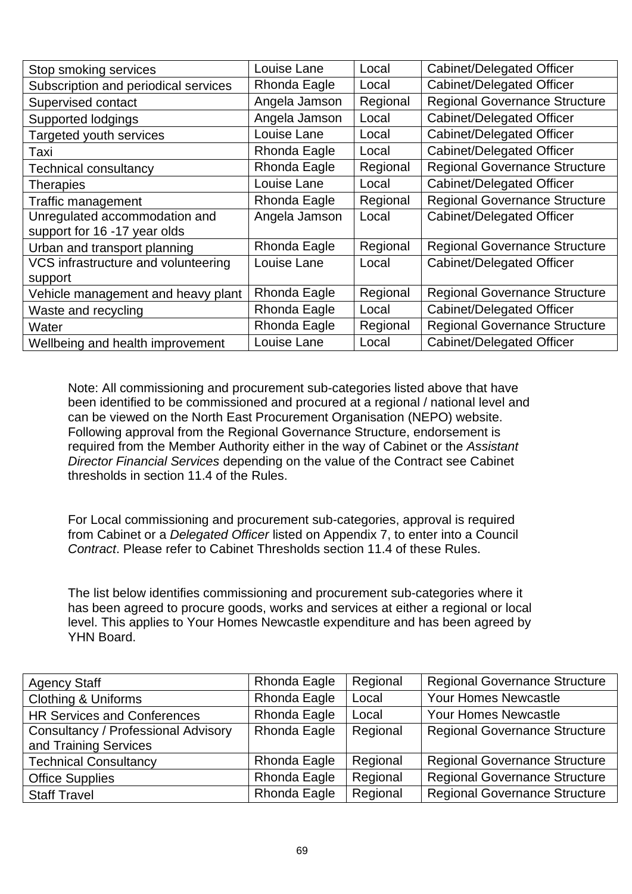| | | | |
|---|---|---|---|
| Stop smoking services | Louise Lane | Local | Cabinet/Delegated Officer |
| Subscription and periodical services | Rhonda Eagle | Local | Cabinet/Delegated Officer |
| Supervised contact | Angela Jamson | Regional | Regional Governance Structure |
| Supported lodgings | Angela Jamson | Local | Cabinet/Delegated Officer |
| Targeted youth services | Louise Lane | Local | Cabinet/Delegated Officer |
| Taxi | Rhonda Eagle | Local | Cabinet/Delegated Officer |
| Technical consultancy | Rhonda Eagle | Regional | Regional Governance Structure |
| Therapies | Louise Lane | Local | Cabinet/Delegated Officer |
| Traffic management | Rhonda Eagle | Regional | Regional Governance Structure |
| Unregulated accommodation and support for 16 -17 year olds | Angela Jamson | Local | Cabinet/Delegated Officer |
| Urban and transport planning | Rhonda Eagle | Regional | Regional Governance Structure |
| VCS infrastructure and volunteering support | Louise Lane | Local | Cabinet/Delegated Officer |
| Vehicle management and heavy plant | Rhonda Eagle | Regional | Regional Governance Structure |
| Waste and recycling | Rhonda Eagle | Local | Cabinet/Delegated Officer |
| Water | Rhonda Eagle | Regional | Regional Governance Structure |
| Wellbeing and health improvement | Louise Lane | Local | Cabinet/Delegated Officer |

Note: All commissioning and procurement sub-categories listed above that have been identified to be commissioned and procured at a regional / national level and can be viewed on the North East Procurement Organisation (NEPO) website. Following approval from the Regional Governance Structure, endorsement is required from the Member Authority either in the way of Cabinet or the *Assistant Director Financial Services* depending on the value of the Contract see Cabinet thresholds in section 11.4 of the Rules.

For Local commissioning and procurement sub-categories, approval is required from Cabinet or a *Delegated Officer* listed on Appendix 7, to enter into a Council *Contract*. Please refer to Cabinet Thresholds section 11.4 of these Rules.

The list below identifies commissioning and procurement sub-categories where it has been agreed to procure goods, works and services at either a regional or local level. This applies to Your Homes Newcastle expenditure and has been agreed by YHN Board.

| | | | |
|---|---|---|---|
| Agency Staff | Rhonda Eagle | Regional | Regional Governance Structure |
| Clothing & Uniforms | Rhonda Eagle | Local | Your Homes Newcastle |
| HR Services and Conferences | Rhonda Eagle | Local | Your Homes Newcastle |
| Consultancy / Professional Advisory and Training Services | Rhonda Eagle | Regional | Regional Governance Structure |
| Technical Consultancy | Rhonda Eagle | Regional | Regional Governance Structure |
| Office Supplies | Rhonda Eagle | Regional | Regional Governance Structure |
| Staff Travel | Rhonda Eagle | Regional | Regional Governance Structure |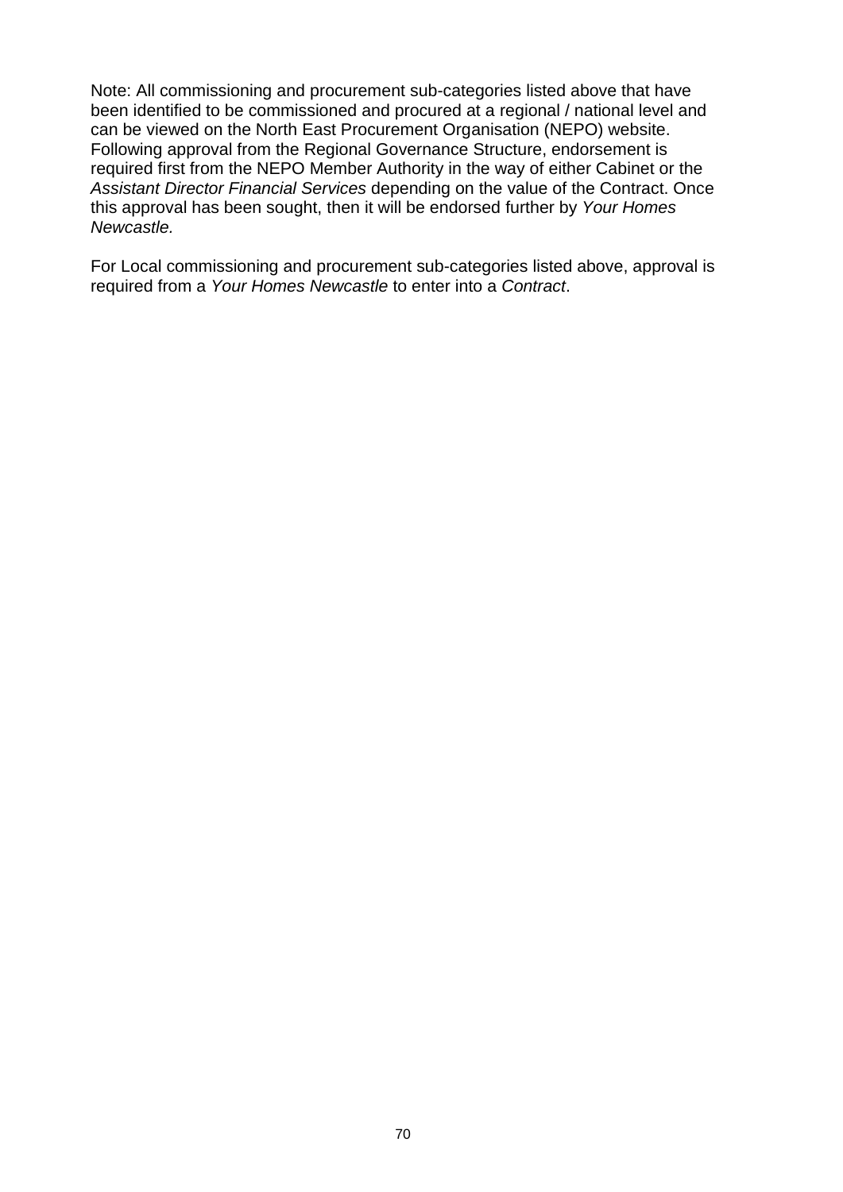Note: All commissioning and procurement sub-categories listed above that have been identified to be commissioned and procured at a regional / national level and can be viewed on the North East Procurement Organisation (NEPO) website. Following approval from the Regional Governance Structure, endorsement is required first from the NEPO Member Authority in the way of either Cabinet or the *Assistant Director Financial Services* depending on the value of the Contract. Once this approval has been sought, then it will be endorsed further by *Your Homes Newcastle.*

For Local commissioning and procurement sub-categories listed above, approval is required from a *Your Homes Newcastle* to enter into a *Contract*.